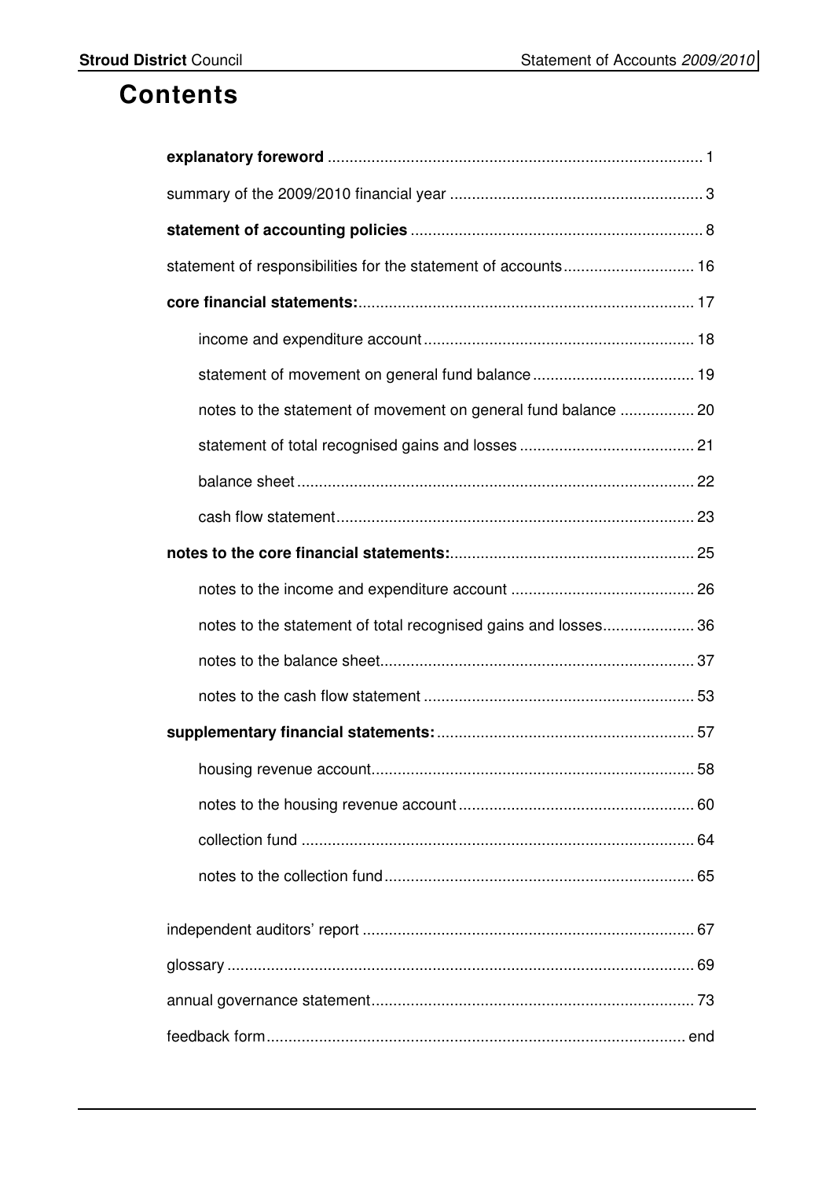# Contents

| | |
|---|---|
| **explanatory foreword** | 1 |
| summary of the 2009/2010 financial year | 3 |
| **statement of accounting policies** | 8 |
| statement of responsibilities for the statement of accounts | 16 |
| **core financial statements:** | 17 |
| income and expenditure account | 18 |
| statement of movement on general fund balance | 19 |
| notes to the statement of movement on general fund balance | 20 |
| statement of total recognised gains and losses | 21 |
| balance sheet | 22 |
| cash flow statement | 23 |
| **notes to the core financial statements:** | 25 |
| notes to the income and expenditure account | 26 |
| notes to the statement of total recognised gains and losses | 36 |
| notes to the balance sheet | 37 |
| notes to the cash flow statement | 53 |
| **supplementary financial statements:** | 57 |
| housing revenue account | 58 |
| notes to the housing revenue account | 60 |
| collection fund | 64 |
| notes to the collection fund | 65 |
| independent auditors' report | 67 |
| glossary | 69 |
| annual governance statement | 73 |
| feedback form | end |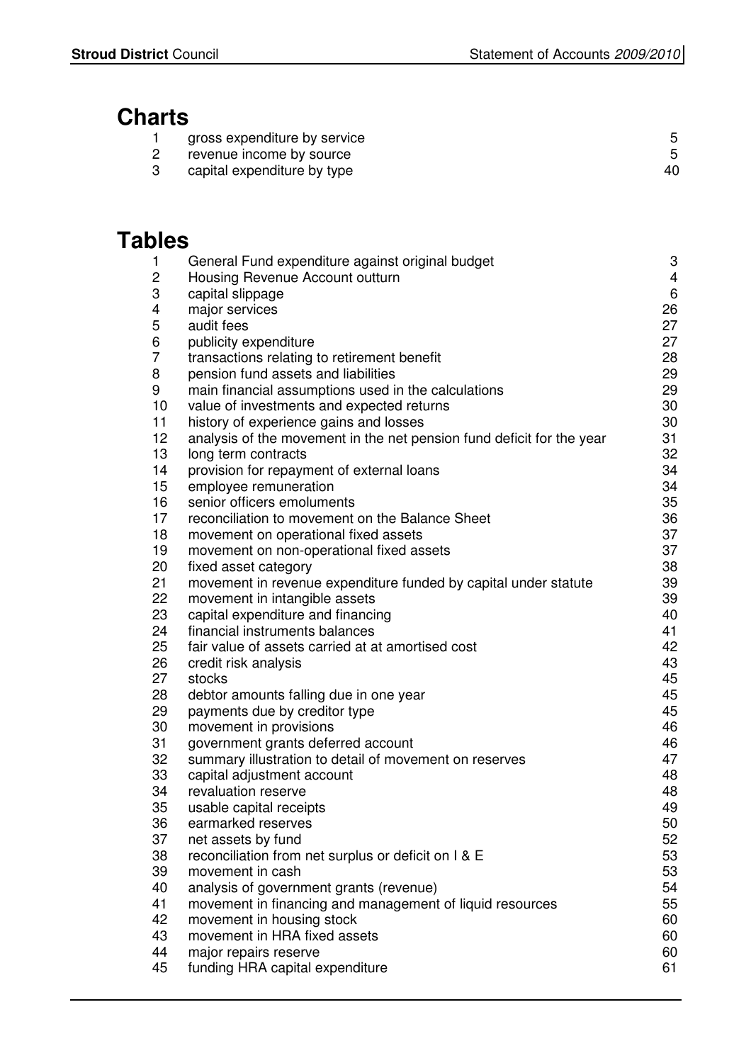## Charts

| | | |
|---|---|---|
| 1 | gross expenditure by service | 5 |
| 2 | revenue income by source | 5 |
| 3 | capital expenditure by type | 40 |

## Tables

| | | |
|---|---|---|
| 1 | General Fund expenditure against original budget | 3 |
| 2 | Housing Revenue Account outturn | 4 |
| 3 | capital slippage | 6 |
| 4 | major services | 26 |
| 5 | audit fees | 27 |
| 6 | publicity expenditure | 27 |
| 7 | transactions relating to retirement benefit | 28 |
| 8 | pension fund assets and liabilities | 29 |
| 9 | main financial assumptions used in the calculations | 29 |
| 10 | value of investments and expected returns | 30 |
| 11 | history of experience gains and losses | 30 |
| 12 | analysis of the movement in the net pension fund deficit for the year | 31 |
| 13 | long term contracts | 32 |
| 14 | provision for repayment of external loans | 34 |
| 15 | employee remuneration | 34 |
| 16 | senior officers emoluments | 35 |
| 17 | reconciliation to movement on the Balance Sheet | 36 |
| 18 | movement on operational fixed assets | 37 |
| 19 | movement on non-operational fixed assets | 37 |
| 20 | fixed asset category | 38 |
| 21 | movement in revenue expenditure funded by capital under statute | 39 |
| 22 | movement in intangible assets | 39 |
| 23 | capital expenditure and financing | 40 |
| 24 | financial instruments balances | 41 |
| 25 | fair value of assets carried at at amortised cost | 42 |
| 26 | credit risk analysis | 43 |
| 27 | stocks | 45 |
| 28 | debtor amounts falling due in one year | 45 |
| 29 | payments due by creditor type | 45 |
| 30 | movement in provisions | 46 |
| 31 | government grants deferred account | 46 |
| 32 | summary illustration to detail of movement on reserves | 47 |
| 33 | capital adjustment account | 48 |
| 34 | revaluation reserve | 48 |
| 35 | usable capital receipts | 49 |
| 36 | earmarked reserves | 50 |
| 37 | net assets by fund | 52 |
| 38 | reconciliation from net surplus or deficit on I & E | 53 |
| 39 | movement in cash | 53 |
| 40 | analysis of government grants (revenue) | 54 |
| 41 | movement in financing and management of liquid resources | 55 |
| 42 | movement in housing stock | 60 |
| 43 | movement in HRA fixed assets | 60 |
| 44 | major repairs reserve | 60 |
| 45 | funding HRA capital expenditure | 61 |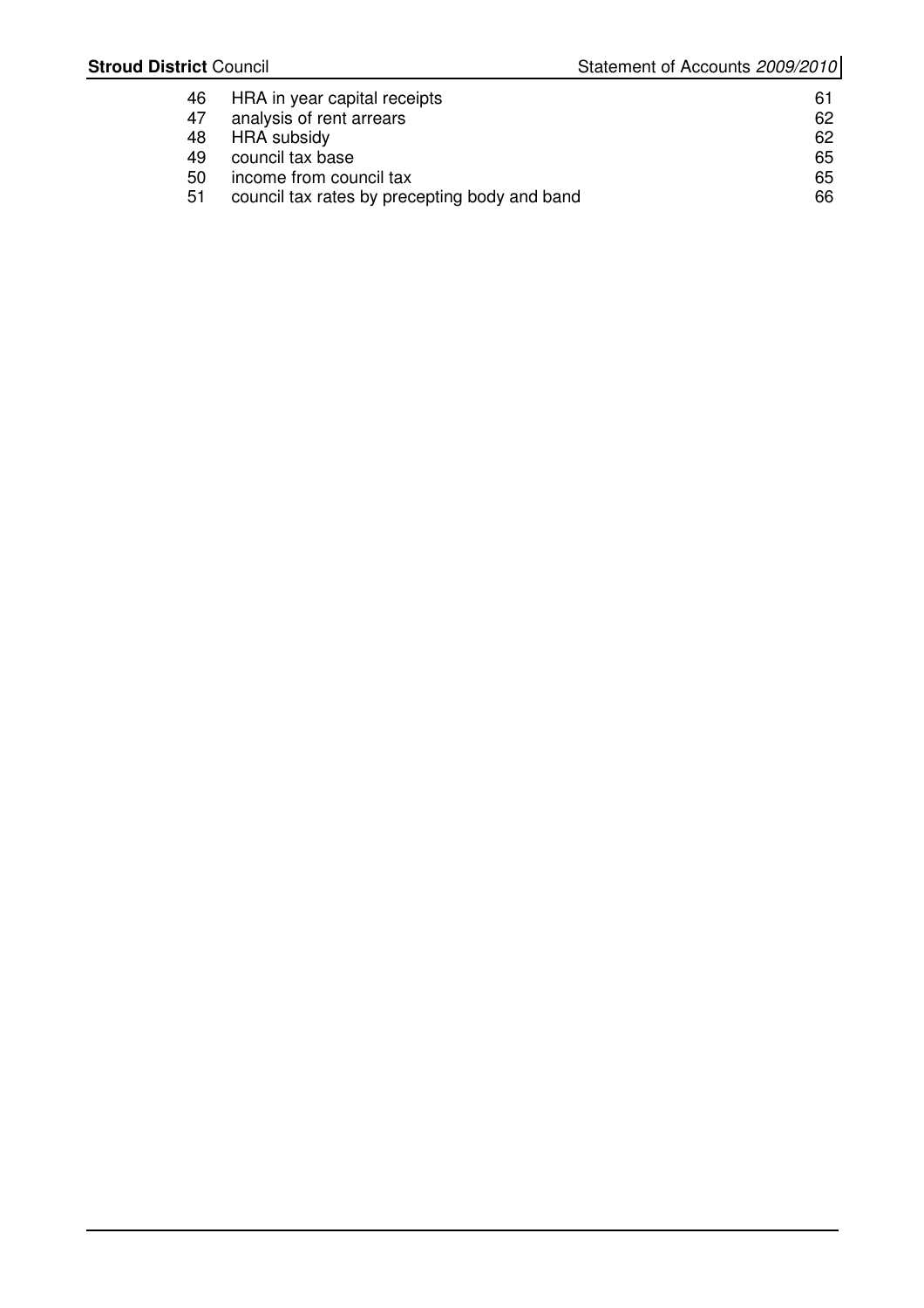| | | |
|---|---|---|
| 46 | HRA in year capital receipts | 61 |
| 47 | analysis of rent arrears | 62 |
| 48 | HRA subsidy | 62 |
| 49 | council tax base | 65 |
| 50 | income from council tax | 65 |
| 51 | council tax rates by precepting body and band | 66 |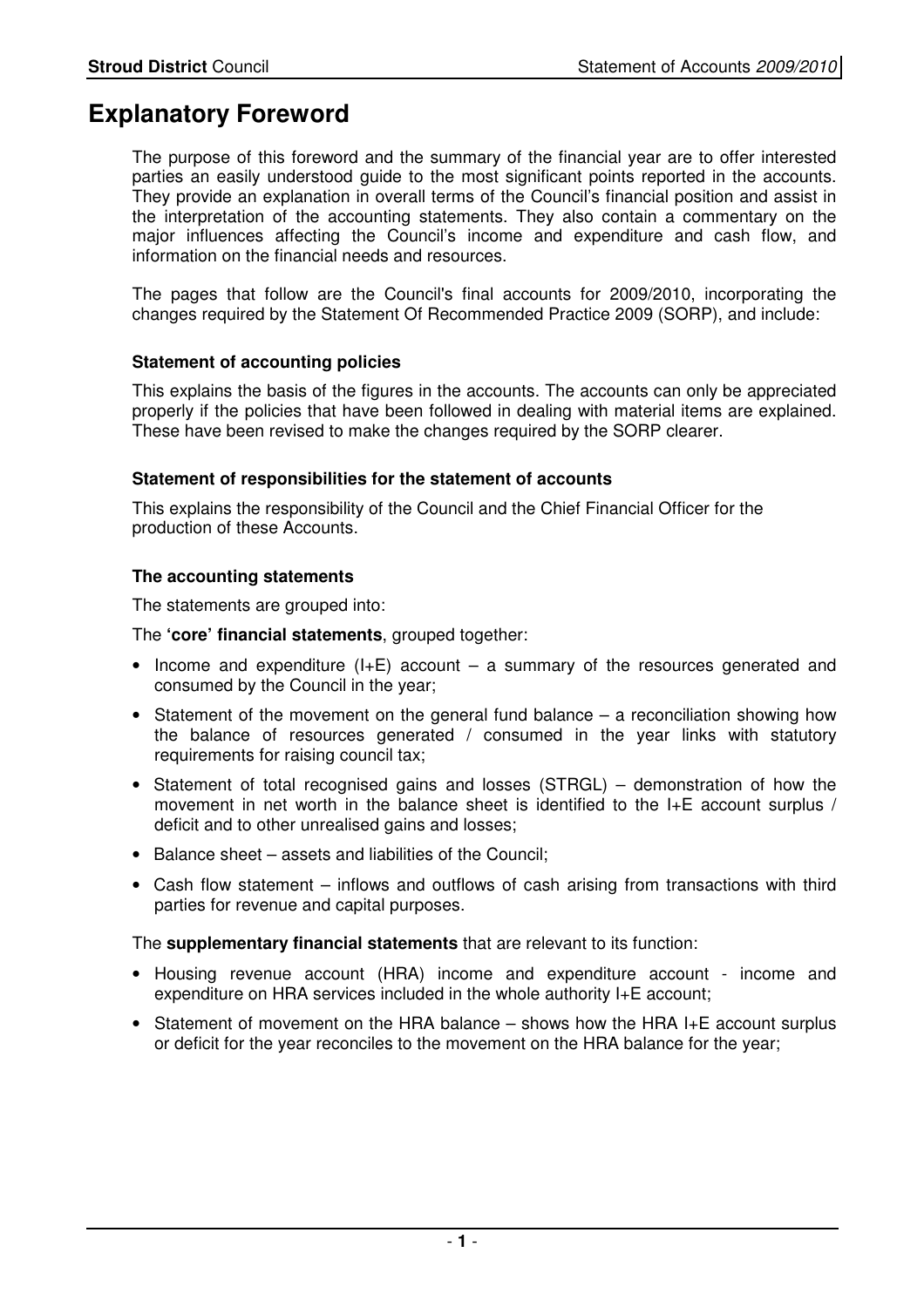# Explanatory Foreword

The purpose of this foreword and the summary of the financial year are to offer interested parties an easily understood guide to the most significant points reported in the accounts. They provide an explanation in overall terms of the Council's financial position and assist in the interpretation of the accounting statements. They also contain a commentary on the major influences affecting the Council's income and expenditure and cash flow, and information on the financial needs and resources.

The pages that follow are the Council's final accounts for 2009/2010, incorporating the changes required by the Statement Of Recommended Practice 2009 (SORP), and include:

### Statement of accounting policies

This explains the basis of the figures in the accounts. The accounts can only be appreciated properly if the policies that have been followed in dealing with material items are explained. These have been revised to make the changes required by the SORP clearer.

### Statement of responsibilities for the statement of accounts

This explains the responsibility of the Council and the Chief Financial Officer for the production of these Accounts.

### The accounting statements

The statements are grouped into:

The **'core' financial statements**, grouped together:

- Income and expenditure (I+E) account – a summary of the resources generated and consumed by the Council in the year;
- Statement of the movement on the general fund balance – a reconciliation showing how the balance of resources generated / consumed in the year links with statutory requirements for raising council tax;
- Statement of total recognised gains and losses (STRGL) – demonstration of how the movement in net worth in the balance sheet is identified to the I+E account surplus / deficit and to other unrealised gains and losses;
- Balance sheet – assets and liabilities of the Council;
- Cash flow statement – inflows and outflows of cash arising from transactions with third parties for revenue and capital purposes.

The **supplementary financial statements** that are relevant to its function:

- Housing revenue account (HRA) income and expenditure account - income and expenditure on HRA services included in the whole authority I+E account;
- Statement of movement on the HRA balance – shows how the HRA I+E account surplus or deficit for the year reconciles to the movement on the HRA balance for the year;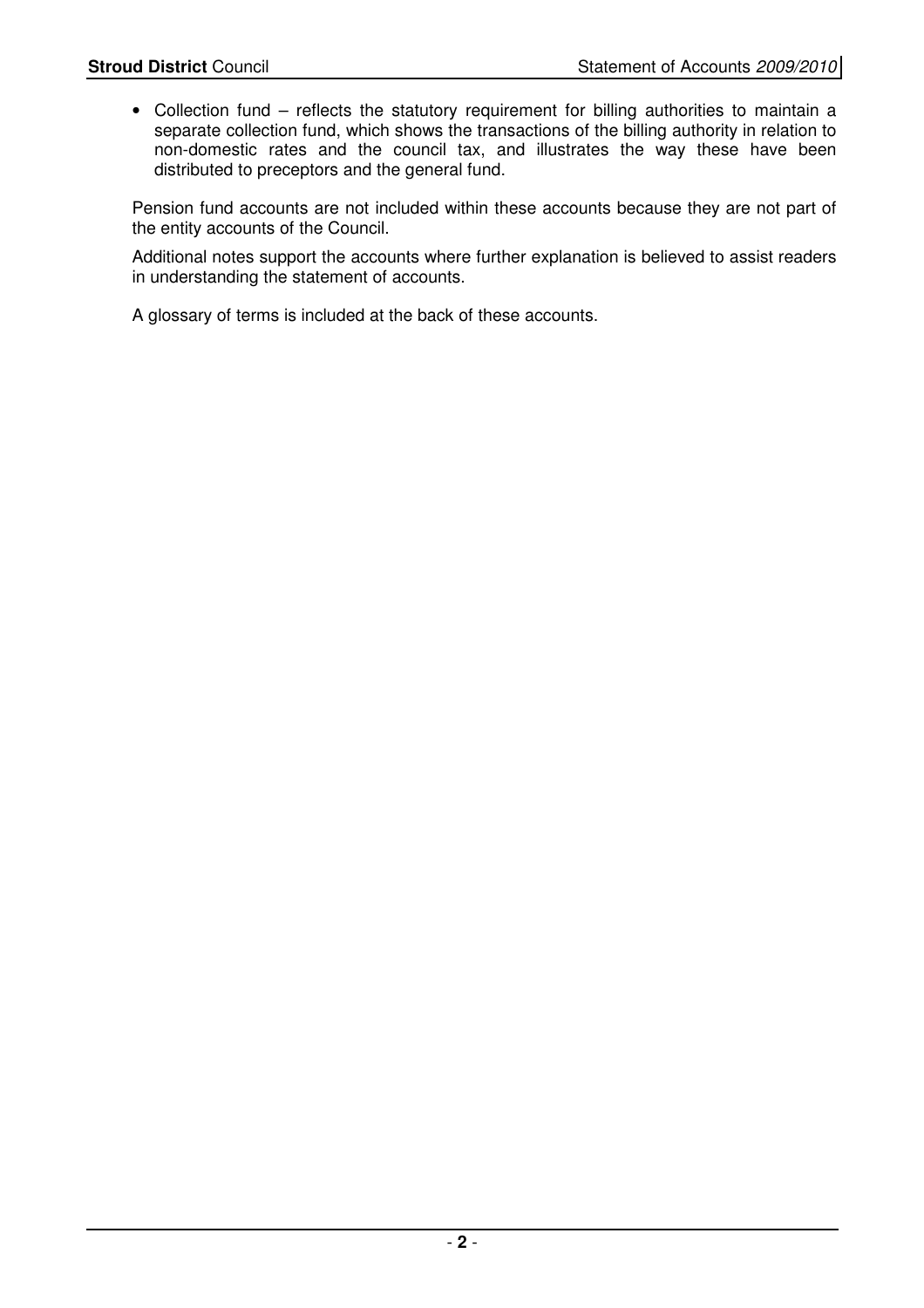- Collection fund – reflects the statutory requirement for billing authorities to maintain a separate collection fund, which shows the transactions of the billing authority in relation to non-domestic rates and the council tax, and illustrates the way these have been distributed to preceptors and the general fund.

Pension fund accounts are not included within these accounts because they are not part of the entity accounts of the Council.

Additional notes support the accounts where further explanation is believed to assist readers in understanding the statement of accounts.

A glossary of terms is included at the back of these accounts.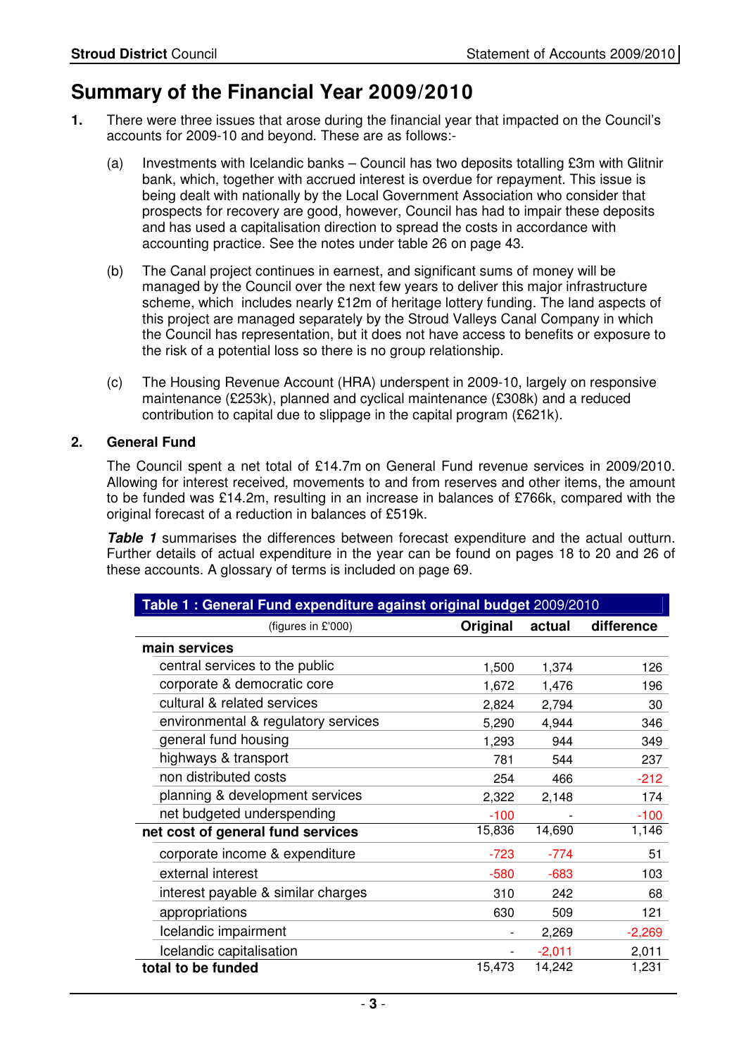# Summary of the Financial Year 2009/2010

1. There were three issues that arose during the financial year that impacted on the Council's accounts for 2009-10 and beyond. These are as follows:-

   (a) Investments with Icelandic banks – Council has two deposits totalling £3m with Glitnir bank, which, together with accrued interest is overdue for repayment. This issue is being dealt with nationally by the Local Government Association who consider that prospects for recovery are good, however, Council has had to impair these deposits and has used a capitalisation direction to spread the costs in accordance with accounting practice. See the notes under table 26 on page 43.

   (b) The Canal project continues in earnest, and significant sums of money will be managed by the Council over the next few years to deliver this major infrastructure scheme, which includes nearly £12m of heritage lottery funding. The land aspects of this project are managed separately by the Stroud Valleys Canal Company in which the Council has representation, but it does not have access to benefits or exposure to the risk of a potential loss so there is no group relationship.

   (c) The Housing Revenue Account (HRA) underspent in 2009-10, largely on responsive maintenance (£253k), planned and cyclical maintenance (£308k) and a reduced contribution to capital due to slippage in the capital program (£621k).

## 2. General Fund

The Council spent a net total of £14.7m on General Fund revenue services in 2009/2010. Allowing for interest received, movements to and from reserves and other items, the amount to be funded was £14.2m, resulting in an increase in balances of £766k, compared with the original forecast of a reduction in balances of £519k.

***Table 1*** summarises the differences between forecast expenditure and the actual outturn. Further details of actual expenditure in the year can be found on pages 18 to 20 and 26 of these accounts. A glossary of terms is included on page 69.

**Table 1 : General Fund expenditure against original budget 2009/2010**

| (figures in £'000) | Original | actual | difference |
|---|---|---|---|
| **main services** | | | |
| central services to the public | 1,500 | 1,374 | 126 |
| corporate & democratic core | 1,672 | 1,476 | 196 |
| cultural & related services | 2,824 | 2,794 | 30 |
| environmental & regulatory services | 5,290 | 4,944 | 346 |
| general fund housing | 1,293 | 944 | 349 |
| highways & transport | 781 | 544 | 237 |
| non distributed costs | 254 | 466 | -212 |
| planning & development services | 2,322 | 2,148 | 174 |
| net budgeted underspending | -100 | - | -100 |
| **net cost of general fund services** | 15,836 | 14,690 | 1,146 |
| corporate income & expenditure | -723 | -774 | 51 |
| external interest | -580 | -683 | 103 |
| interest payable & similar charges | 310 | 242 | 68 |
| appropriations | 630 | 509 | 121 |
| Icelandic impairment | - | 2,269 | -2,269 |
| Icelandic capitalisation | - | -2,011 | 2,011 |
| **total to be funded** | 15,473 | 14,242 | 1,231 |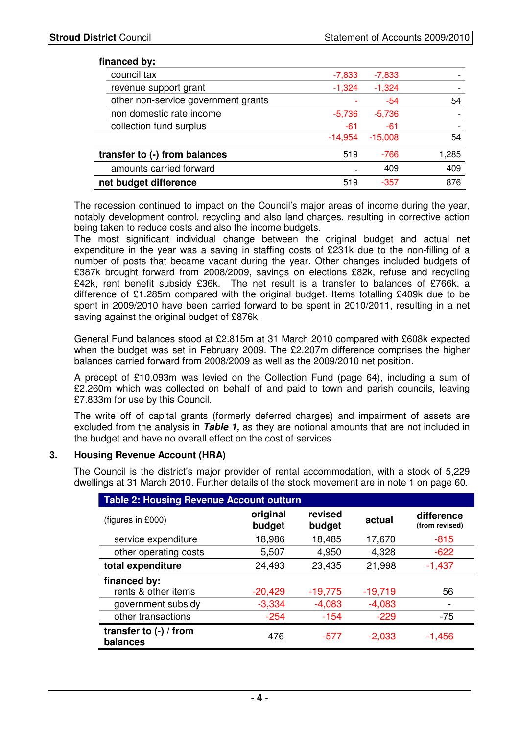| financed by: | | | |
|---|---|---|---|
| council tax | -7,833 | -7,833 | - |
| revenue support grant | -1,324 | -1,324 | - |
| other non-service government grants | - | -54 | 54 |
| non domestic rate income | -5,736 | -5,736 | - |
| collection fund surplus | -61 | -61 | - |
| | -14,954 | -15,008 | 54 |
| **transfer to (-) from balances** | 519 | -766 | 1,285 |
| amounts carried forward | - | 409 | 409 |
| **net budget difference** | 519 | -357 | 876 |

The recession continued to impact on the Council's major areas of income during the year, notably development control, recycling and also land charges, resulting in corrective action being taken to reduce costs and also the income budgets.

The most significant individual change between the original budget and actual net expenditure in the year was a saving in staffing costs of £231k due to the non-filling of a number of posts that became vacant during the year. Other changes included budgets of £387k brought forward from 2008/2009, savings on elections £82k, refuse and recycling £42k, rent benefit subsidy £36k. The net result is a transfer to balances of £766k, a difference of £1.285m compared with the original budget. Items totalling £409k due to be spent in 2009/2010 have been carried forward to be spent in 2010/2011, resulting in a net saving against the original budget of £876k.

General Fund balances stood at £2.815m at 31 March 2010 compared with £608k expected when the budget was set in February 2009. The £2.207m difference comprises the higher balances carried forward from 2008/2009 as well as the 2009/2010 net position.

A precept of £10.093m was levied on the Collection Fund (page 64), including a sum of £2.260m which was collected on behalf of and paid to town and parish councils, leaving £7.833m for use by this Council.

The write off of capital grants (formerly deferred charges) and impairment of assets are excluded from the analysis in ***Table 1,*** as they are notional amounts that are not included in the budget and have no overall effect on the cost of services.

## 3. Housing Revenue Account (HRA)

The Council is the district's major provider of rental accommodation, with a stock of 5,229 dwellings at 31 March 2010. Further details of the stock movement are in note 1 on page 60.

**Table 2: Housing Revenue Account outturn**

| (figures in £000) | original budget | revised budget | actual | difference (from revised) |
|---|---|---|---|---|
| service expenditure | 18,986 | 18,485 | 17,670 | -815 |
| other operating costs | 5,507 | 4,950 | 4,328 | -622 |
| **total expenditure** | 24,493 | 23,435 | 21,998 | -1,437 |
| **financed by:** | | | | |
| rents & other items | -20,429 | -19,775 | -19,719 | 56 |
| government subsidy | -3,334 | -4,083 | -4,083 | - |
| other transactions | -254 | -154 | -229 | -75 |
| **transfer to (-) / from balances** | 476 | -577 | -2,033 | -1,456 |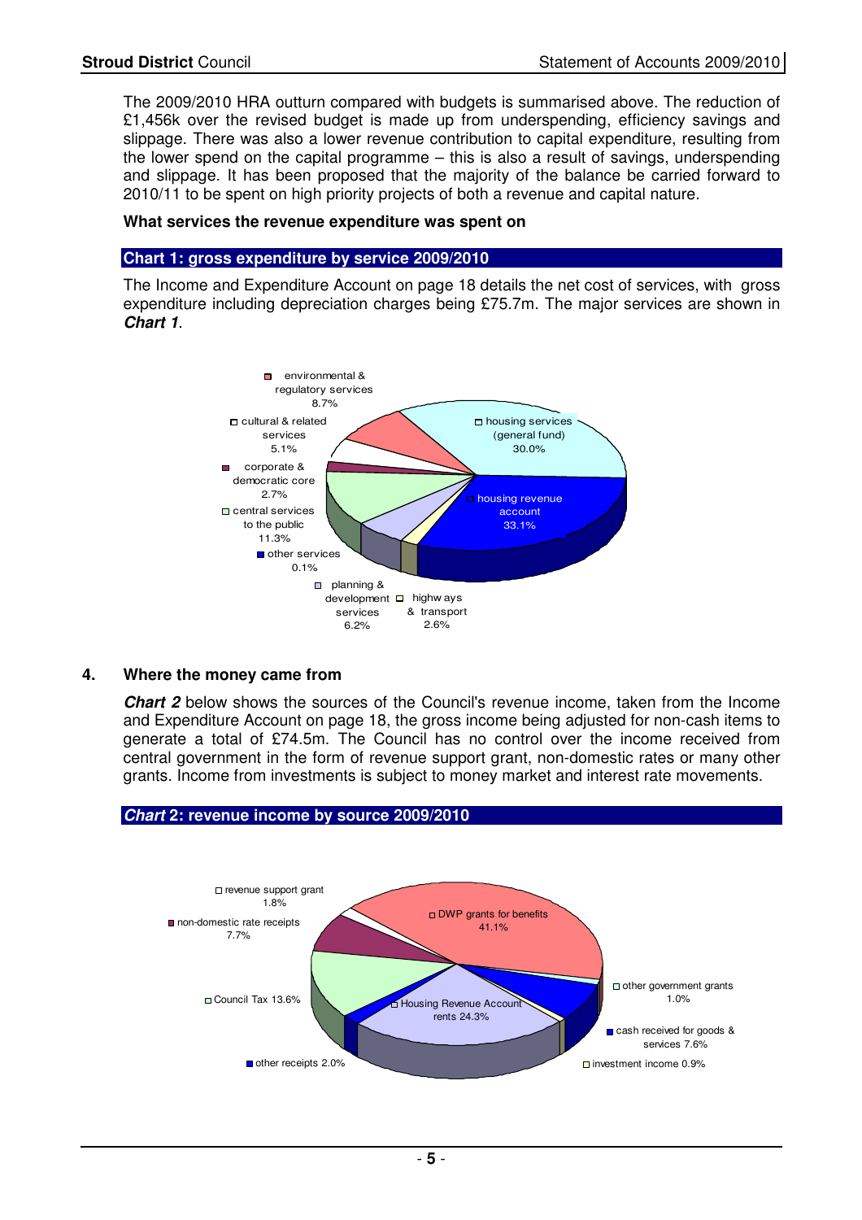The 2009/2010 HRA outturn compared with budgets is summarised above. The reduction of £1,456k over the revised budget is made up from underspending, efficiency savings and slippage. There was also a lower revenue contribution to capital expenditure, resulting from the lower spend on the capital programme – this is also a result of savings, underspending and slippage. It has been proposed that the majority of the balance be carried forward to 2010/11 to be spent on high priority projects of both a revenue and capital nature.

**What services the revenue expenditure was spent on**

### Chart 1: gross expenditure by service 2009/2010

The Income and Expenditure Account on page 18 details the net cost of services, with gross expenditure including depreciation charges being £75.7m. The major services are shown in ***Chart 1***.

| Service | % |
|---|---|
| housing revenue account | 33.1% |
| housing services (general fund) | 30.0% |
| central services to the public | 11.3% |
| environmental & regulatory services | 8.7% |
| planning & development services | 6.2% |
| cultural & related services | 5.1% |
| corporate & democratic core | 2.7% |
| highways & transport | 2.6% |
| other services | 0.1% |

## 4. Where the money came from

***Chart 2*** below shows the sources of the Council's revenue income, taken from the Income and Expenditure Account on page 18, the gross income being adjusted for non-cash items to generate a total of £74.5m. The Council has no control over the income received from central government in the form of revenue support grant, non-domestic rates or many other grants. Income from investments is subject to money market and interest rate movements.

### *Chart* 2: revenue income by source 2009/2010

| Source | % |
|---|---|
| DWP grants for benefits | 41.1% |
| Housing Revenue Account rents | 24.3% |
| Council Tax | 13.6% |
| non-domestic rate receipts | 7.7% |
| cash received for goods & services | 7.6% |
| other receipts | 2.0% |
| revenue support grant | 1.8% |
| other government grants | 1.0% |
| investment income | 0.9% |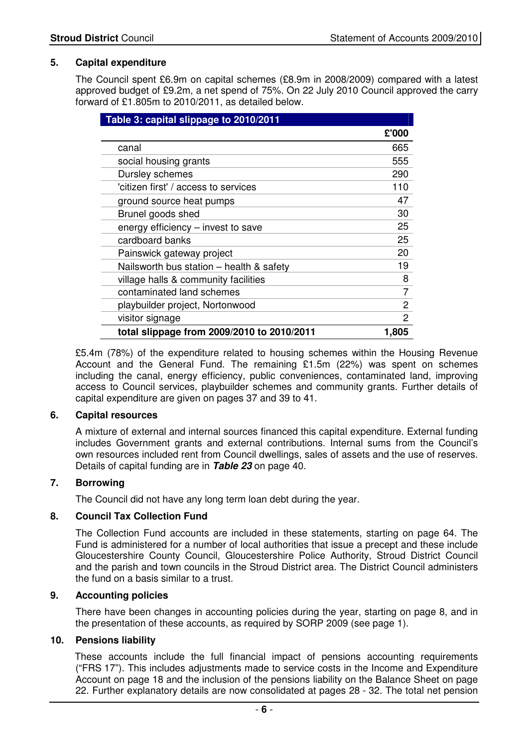## 5. Capital expenditure

The Council spent £6.9m on capital schemes (£8.9m in 2008/2009) compared with a latest approved budget of £9.2m, a net spend of 75%. On 22 July 2010 Council approved the carry forward of £1.805m to 2010/2011, as detailed below.

| Table 3: capital slippage to 2010/2011 | |
|---|---|
| | **£'000** |
| canal | 665 |
| social housing grants | 555 |
| Dursley schemes | 290 |
| 'citizen first' / access to services | 110 |
| ground source heat pumps | 47 |
| Brunel goods shed | 30 |
| energy efficiency – invest to save | 25 |
| cardboard banks | 25 |
| Painswick gateway project | 20 |
| Nailsworth bus station – health & safety | 19 |
| village halls & community facilities | 8 |
| contaminated land schemes | 7 |
| playbuilder project, Nortonwood | 2 |
| visitor signage | 2 |
| **total slippage from 2009/2010 to 2010/2011** | **1,805** |

£5.4m (78%) of the expenditure related to housing schemes within the Housing Revenue Account and the General Fund. The remaining £1.5m (22%) was spent on schemes including the canal, energy efficiency, public conveniences, contaminated land, improving access to Council services, playbuilder schemes and community grants. Further details of capital expenditure are given on pages 37 and 39 to 41.

## 6. Capital resources

A mixture of external and internal sources financed this capital expenditure. External funding includes Government grants and external contributions. Internal sums from the Council's own resources included rent from Council dwellings, sales of assets and the use of reserves. Details of capital funding are in ***Table 23*** on page 40.

## 7. Borrowing

The Council did not have any long term loan debt during the year.

## 8. Council Tax Collection Fund

The Collection Fund accounts are included in these statements, starting on page 64. The Fund is administered for a number of local authorities that issue a precept and these include Gloucestershire County Council, Gloucestershire Police Authority, Stroud District Council and the parish and town councils in the Stroud District area. The District Council administers the fund on a basis similar to a trust.

## 9. Accounting policies

There have been changes in accounting policies during the year, starting on page 8, and in the presentation of these accounts, as required by SORP 2009 (see page 1).

## 10. Pensions liability

These accounts include the full financial impact of pensions accounting requirements ("FRS 17"). This includes adjustments made to service costs in the Income and Expenditure Account on page 18 and the inclusion of the pensions liability on the Balance Sheet on page 22. Further explanatory details are now consolidated at pages 28 - 32. The total net pension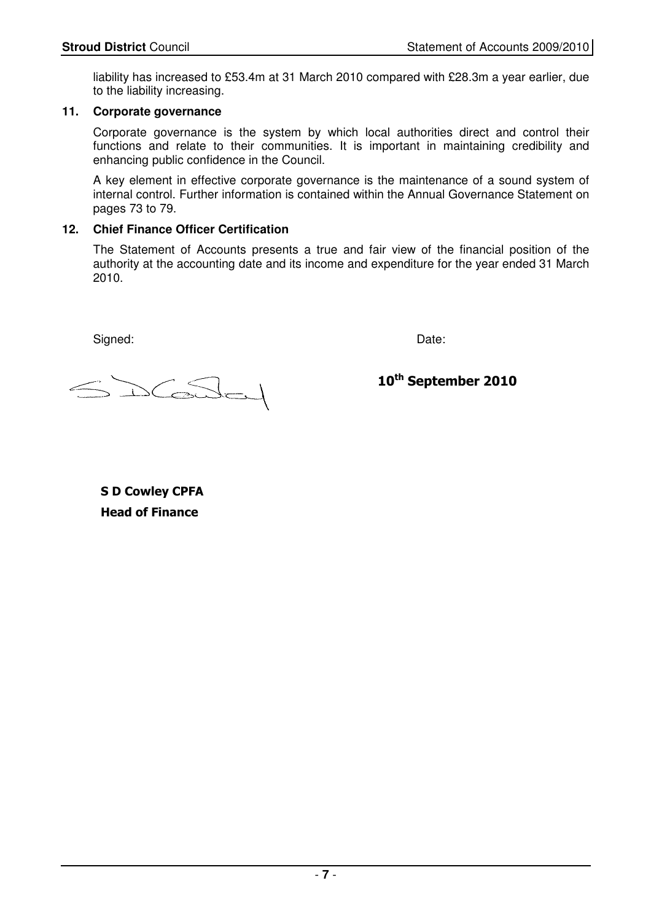liability has increased to £53.4m at 31 March 2010 compared with £28.3m a year earlier, due to the liability increasing.

## 11. Corporate governance

Corporate governance is the system by which local authorities direct and control their functions and relate to their communities. It is important in maintaining credibility and enhancing public confidence in the Council.

A key element in effective corporate governance is the maintenance of a sound system of internal control. Further information is contained within the Annual Governance Statement on pages 73 to 79.

## 12. Chief Finance Officer Certification

The Statement of Accounts presents a true and fair view of the financial position of the authority at the accounting date and its income and expenditure for the year ended 31 March 2010.

Signed: Date:

**10th September 2010**

**S D Cowley CPFA**
**Head of Finance**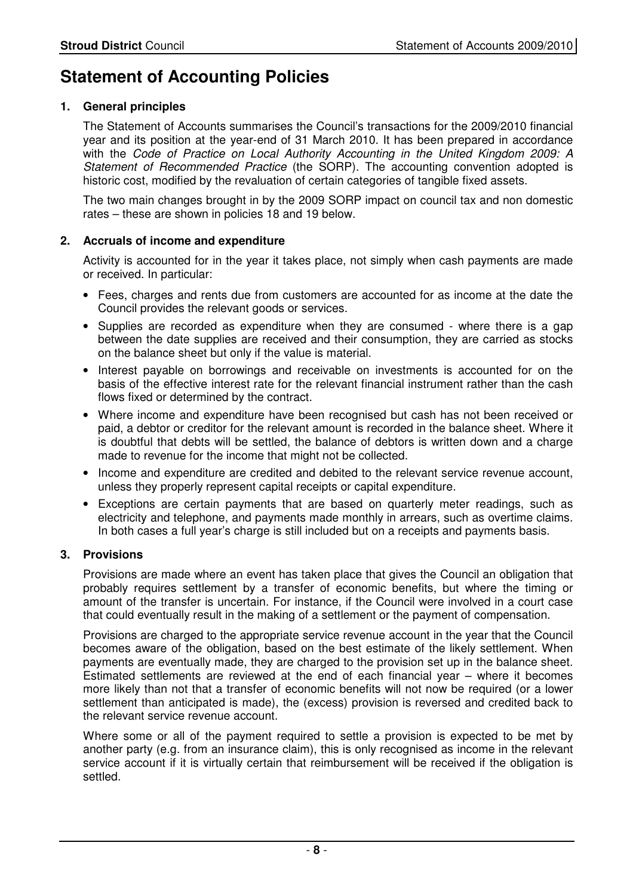# Statement of Accounting Policies

## 1. General principles

The Statement of Accounts summarises the Council's transactions for the 2009/2010 financial year and its position at the year-end of 31 March 2010. It has been prepared in accordance with the *Code of Practice on Local Authority Accounting in the United Kingdom 2009: A Statement of Recommended Practice* (the SORP). The accounting convention adopted is historic cost, modified by the revaluation of certain categories of tangible fixed assets.

The two main changes brought in by the 2009 SORP impact on council tax and non domestic rates – these are shown in policies 18 and 19 below.

## 2. Accruals of income and expenditure

Activity is accounted for in the year it takes place, not simply when cash payments are made or received. In particular:

- Fees, charges and rents due from customers are accounted for as income at the date the Council provides the relevant goods or services.
- Supplies are recorded as expenditure when they are consumed - where there is a gap between the date supplies are received and their consumption, they are carried as stocks on the balance sheet but only if the value is material.
- Interest payable on borrowings and receivable on investments is accounted for on the basis of the effective interest rate for the relevant financial instrument rather than the cash flows fixed or determined by the contract.
- Where income and expenditure have been recognised but cash has not been received or paid, a debtor or creditor for the relevant amount is recorded in the balance sheet. Where it is doubtful that debts will be settled, the balance of debtors is written down and a charge made to revenue for the income that might not be collected.
- Income and expenditure are credited and debited to the relevant service revenue account, unless they properly represent capital receipts or capital expenditure.
- Exceptions are certain payments that are based on quarterly meter readings, such as electricity and telephone, and payments made monthly in arrears, such as overtime claims. In both cases a full year's charge is still included but on a receipts and payments basis.

## 3. Provisions

Provisions are made where an event has taken place that gives the Council an obligation that probably requires settlement by a transfer of economic benefits, but where the timing or amount of the transfer is uncertain. For instance, if the Council were involved in a court case that could eventually result in the making of a settlement or the payment of compensation.

Provisions are charged to the appropriate service revenue account in the year that the Council becomes aware of the obligation, based on the best estimate of the likely settlement. When payments are eventually made, they are charged to the provision set up in the balance sheet. Estimated settlements are reviewed at the end of each financial year – where it becomes more likely than not that a transfer of economic benefits will not now be required (or a lower settlement than anticipated is made), the (excess) provision is reversed and credited back to the relevant service revenue account.

Where some or all of the payment required to settle a provision is expected to be met by another party (e.g. from an insurance claim), this is only recognised as income in the relevant service account if it is virtually certain that reimbursement will be received if the obligation is settled.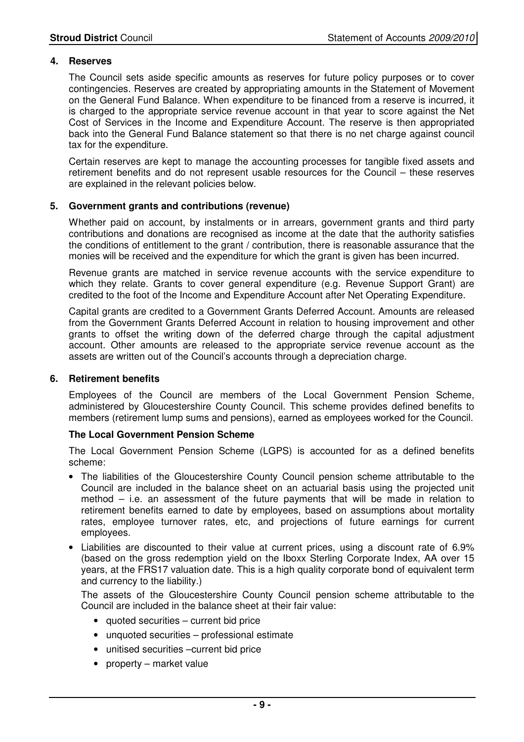**4. Reserves**

The Council sets aside specific amounts as reserves for future policy purposes or to cover contingencies. Reserves are created by appropriating amounts in the Statement of Movement on the General Fund Balance. When expenditure to be financed from a reserve is incurred, it is charged to the appropriate service revenue account in that year to score against the Net Cost of Services in the Income and Expenditure Account. The reserve is then appropriated back into the General Fund Balance statement so that there is no net charge against council tax for the expenditure.

Certain reserves are kept to manage the accounting processes for tangible fixed assets and retirement benefits and do not represent usable resources for the Council – these reserves are explained in the relevant policies below.

**5. Government grants and contributions (revenue)**

Whether paid on account, by instalments or in arrears, government grants and third party contributions and donations are recognised as income at the date that the authority satisfies the conditions of entitlement to the grant / contribution, there is reasonable assurance that the monies will be received and the expenditure for which the grant is given has been incurred.

Revenue grants are matched in service revenue accounts with the service expenditure to which they relate. Grants to cover general expenditure (e.g. Revenue Support Grant) are credited to the foot of the Income and Expenditure Account after Net Operating Expenditure.

Capital grants are credited to a Government Grants Deferred Account. Amounts are released from the Government Grants Deferred Account in relation to housing improvement and other grants to offset the writing down of the deferred charge through the capital adjustment account. Other amounts are released to the appropriate service revenue account as the assets are written out of the Council's accounts through a depreciation charge.

**6. Retirement benefits**

Employees of the Council are members of the Local Government Pension Scheme, administered by Gloucestershire County Council. This scheme provides defined benefits to members (retirement lump sums and pensions), earned as employees worked for the Council.

**The Local Government Pension Scheme**

The Local Government Pension Scheme (LGPS) is accounted for as a defined benefits scheme:

- The liabilities of the Gloucestershire County Council pension scheme attributable to the Council are included in the balance sheet on an actuarial basis using the projected unit method – i.e. an assessment of the future payments that will be made in relation to retirement benefits earned to date by employees, based on assumptions about mortality rates, employee turnover rates, etc, and projections of future earnings for current employees.
- Liabilities are discounted to their value at current prices, using a discount rate of 6.9% (based on the gross redemption yield on the Iboxx Sterling Corporate Index, AA over 15 years, at the FRS17 valuation date. This is a high quality corporate bond of equivalent term and currency to the liability.)

  The assets of the Gloucestershire County Council pension scheme attributable to the Council are included in the balance sheet at their fair value:

  - quoted securities – current bid price
  - unquoted securities – professional estimate
  - unitised securities –current bid price
  - property – market value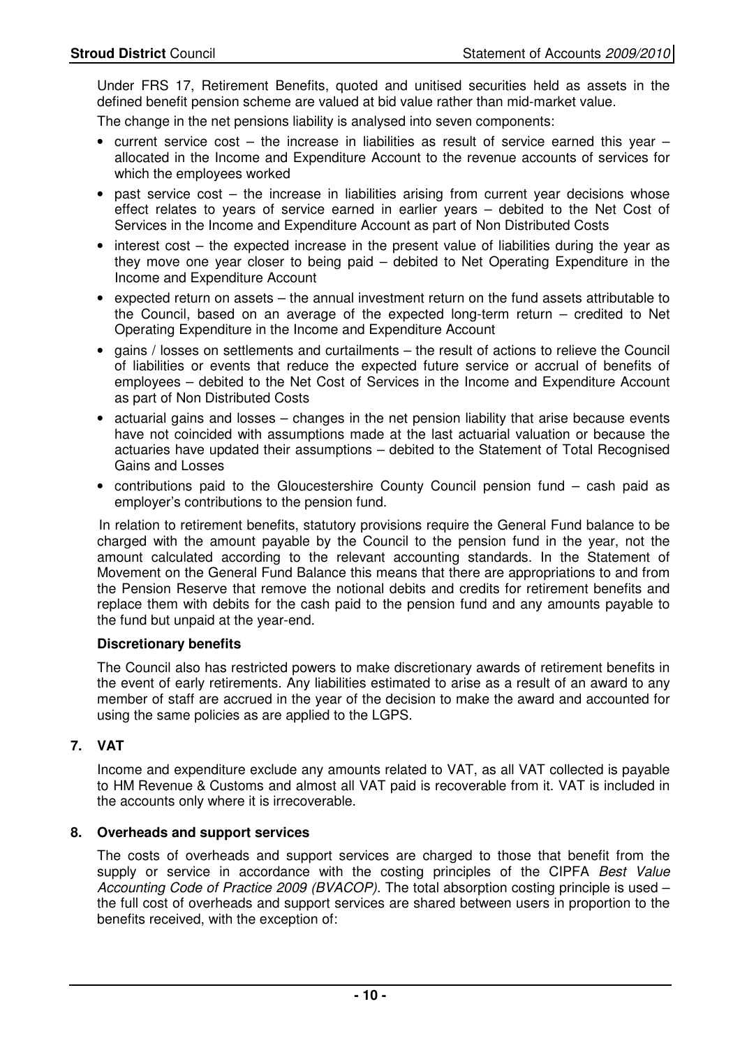Under FRS 17, Retirement Benefits, quoted and unitised securities held as assets in the defined benefit pension scheme are valued at bid value rather than mid-market value.

The change in the net pensions liability is analysed into seven components:

- current service cost – the increase in liabilities as result of service earned this year – allocated in the Income and Expenditure Account to the revenue accounts of services for which the employees worked
- past service cost – the increase in liabilities arising from current year decisions whose effect relates to years of service earned in earlier years – debited to the Net Cost of Services in the Income and Expenditure Account as part of Non Distributed Costs
- interest cost – the expected increase in the present value of liabilities during the year as they move one year closer to being paid – debited to Net Operating Expenditure in the Income and Expenditure Account
- expected return on assets – the annual investment return on the fund assets attributable to the Council, based on an average of the expected long-term return – credited to Net Operating Expenditure in the Income and Expenditure Account
- gains / losses on settlements and curtailments – the result of actions to relieve the Council of liabilities or events that reduce the expected future service or accrual of benefits of employees – debited to the Net Cost of Services in the Income and Expenditure Account as part of Non Distributed Costs
- actuarial gains and losses – changes in the net pension liability that arise because events have not coincided with assumptions made at the last actuarial valuation or because the actuaries have updated their assumptions – debited to the Statement of Total Recognised Gains and Losses
- contributions paid to the Gloucestershire County Council pension fund – cash paid as employer's contributions to the pension fund.

In relation to retirement benefits, statutory provisions require the General Fund balance to be charged with the amount payable by the Council to the pension fund in the year, not the amount calculated according to the relevant accounting standards. In the Statement of Movement on the General Fund Balance this means that there are appropriations to and from the Pension Reserve that remove the notional debits and credits for retirement benefits and replace them with debits for the cash paid to the pension fund and any amounts payable to the fund but unpaid at the year-end.

**Discretionary benefits**

The Council also has restricted powers to make discretionary awards of retirement benefits in the event of early retirements. Any liabilities estimated to arise as a result of an award to any member of staff are accrued in the year of the decision to make the award and accounted for using the same policies as are applied to the LGPS.

## 7. VAT

Income and expenditure exclude any amounts related to VAT, as all VAT collected is payable to HM Revenue & Customs and almost all VAT paid is recoverable from it. VAT is included in the accounts only where it is irrecoverable.

## 8. Overheads and support services

The costs of overheads and support services are charged to those that benefit from the supply or service in accordance with the costing principles of the CIPFA *Best Value Accounting Code of Practice 2009 (BVACOP)*. The total absorption costing principle is used – the full cost of overheads and support services are shared between users in proportion to the benefits received, with the exception of: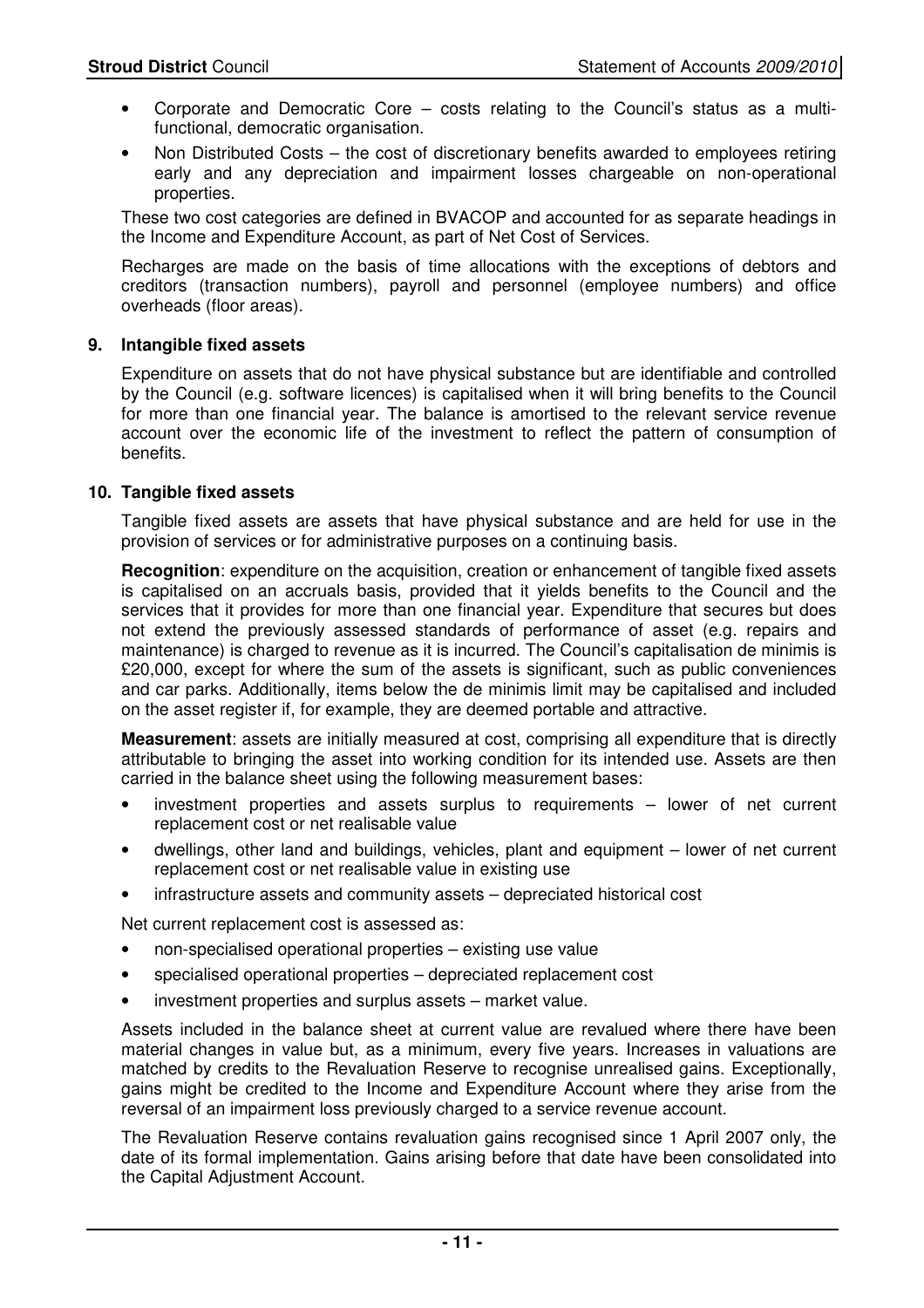- Corporate and Democratic Core – costs relating to the Council's status as a multi-functional, democratic organisation.
- Non Distributed Costs – the cost of discretionary benefits awarded to employees retiring early and any depreciation and impairment losses chargeable on non-operational properties.

These two cost categories are defined in BVACOP and accounted for as separate headings in the Income and Expenditure Account, as part of Net Cost of Services.

Recharges are made on the basis of time allocations with the exceptions of debtors and creditors (transaction numbers), payroll and personnel (employee numbers) and office overheads (floor areas).

### 9. Intangible fixed assets

Expenditure on assets that do not have physical substance but are identifiable and controlled by the Council (e.g. software licences) is capitalised when it will bring benefits to the Council for more than one financial year. The balance is amortised to the relevant service revenue account over the economic life of the investment to reflect the pattern of consumption of benefits.

### 10. Tangible fixed assets

Tangible fixed assets are assets that have physical substance and are held for use in the provision of services or for administrative purposes on a continuing basis.

**Recognition**: expenditure on the acquisition, creation or enhancement of tangible fixed assets is capitalised on an accruals basis, provided that it yields benefits to the Council and the services that it provides for more than one financial year. Expenditure that secures but does not extend the previously assessed standards of performance of asset (e.g. repairs and maintenance) is charged to revenue as it is incurred. The Council's capitalisation de minimis is £20,000, except for where the sum of the assets is significant, such as public conveniences and car parks. Additionally, items below the de minimis limit may be capitalised and included on the asset register if, for example, they are deemed portable and attractive.

**Measurement**: assets are initially measured at cost, comprising all expenditure that is directly attributable to bringing the asset into working condition for its intended use. Assets are then carried in the balance sheet using the following measurement bases:

- investment properties and assets surplus to requirements – lower of net current replacement cost or net realisable value
- dwellings, other land and buildings, vehicles, plant and equipment – lower of net current replacement cost or net realisable value in existing use
- infrastructure assets and community assets – depreciated historical cost

Net current replacement cost is assessed as:

- non-specialised operational properties – existing use value
- specialised operational properties – depreciated replacement cost
- investment properties and surplus assets – market value.

Assets included in the balance sheet at current value are revalued where there have been material changes in value but, as a minimum, every five years. Increases in valuations are matched by credits to the Revaluation Reserve to recognise unrealised gains. Exceptionally, gains might be credited to the Income and Expenditure Account where they arise from the reversal of an impairment loss previously charged to a service revenue account.

The Revaluation Reserve contains revaluation gains recognised since 1 April 2007 only, the date of its formal implementation. Gains arising before that date have been consolidated into the Capital Adjustment Account.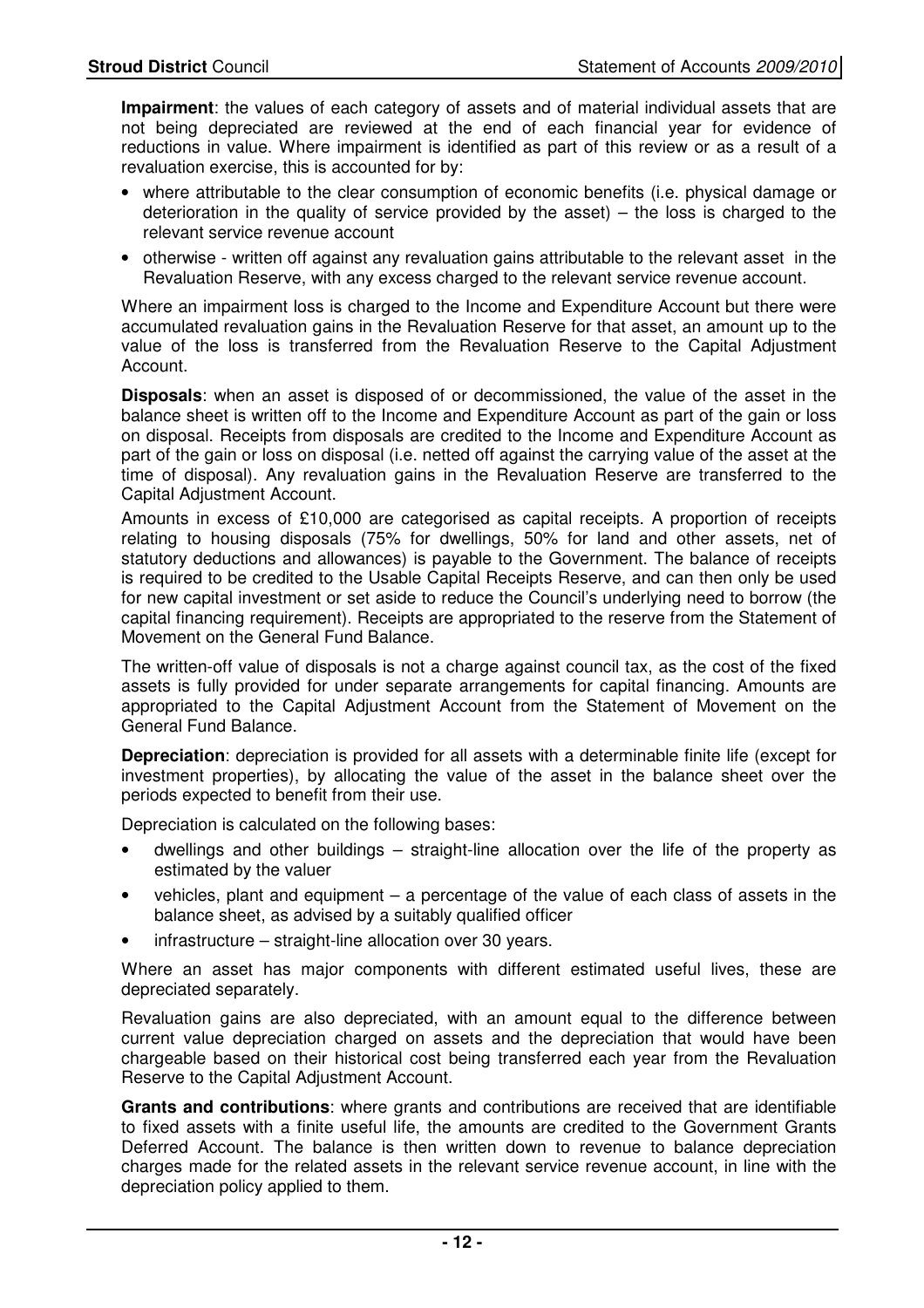**Impairment**: the values of each category of assets and of material individual assets that are not being depreciated are reviewed at the end of each financial year for evidence of reductions in value. Where impairment is identified as part of this review or as a result of a revaluation exercise, this is accounted for by:

- where attributable to the clear consumption of economic benefits (i.e. physical damage or deterioration in the quality of service provided by the asset) – the loss is charged to the relevant service revenue account
- otherwise - written off against any revaluation gains attributable to the relevant asset in the Revaluation Reserve, with any excess charged to the relevant service revenue account.

Where an impairment loss is charged to the Income and Expenditure Account but there were accumulated revaluation gains in the Revaluation Reserve for that asset, an amount up to the value of the loss is transferred from the Revaluation Reserve to the Capital Adjustment Account.

**Disposals**: when an asset is disposed of or decommissioned, the value of the asset in the balance sheet is written off to the Income and Expenditure Account as part of the gain or loss on disposal. Receipts from disposals are credited to the Income and Expenditure Account as part of the gain or loss on disposal (i.e. netted off against the carrying value of the asset at the time of disposal). Any revaluation gains in the Revaluation Reserve are transferred to the Capital Adjustment Account.

Amounts in excess of £10,000 are categorised as capital receipts. A proportion of receipts relating to housing disposals (75% for dwellings, 50% for land and other assets, net of statutory deductions and allowances) is payable to the Government. The balance of receipts is required to be credited to the Usable Capital Receipts Reserve, and can then only be used for new capital investment or set aside to reduce the Council's underlying need to borrow (the capital financing requirement). Receipts are appropriated to the reserve from the Statement of Movement on the General Fund Balance.

The written-off value of disposals is not a charge against council tax, as the cost of the fixed assets is fully provided for under separate arrangements for capital financing. Amounts are appropriated to the Capital Adjustment Account from the Statement of Movement on the General Fund Balance.

**Depreciation**: depreciation is provided for all assets with a determinable finite life (except for investment properties), by allocating the value of the asset in the balance sheet over the periods expected to benefit from their use.

Depreciation is calculated on the following bases:

- dwellings and other buildings – straight-line allocation over the life of the property as estimated by the valuer
- vehicles, plant and equipment – a percentage of the value of each class of assets in the balance sheet, as advised by a suitably qualified officer
- infrastructure – straight-line allocation over 30 years.

Where an asset has major components with different estimated useful lives, these are depreciated separately.

Revaluation gains are also depreciated, with an amount equal to the difference between current value depreciation charged on assets and the depreciation that would have been chargeable based on their historical cost being transferred each year from the Revaluation Reserve to the Capital Adjustment Account.

**Grants and contributions**: where grants and contributions are received that are identifiable to fixed assets with a finite useful life, the amounts are credited to the Government Grants Deferred Account. The balance is then written down to revenue to balance depreciation charges made for the related assets in the relevant service revenue account, in line with the depreciation policy applied to them.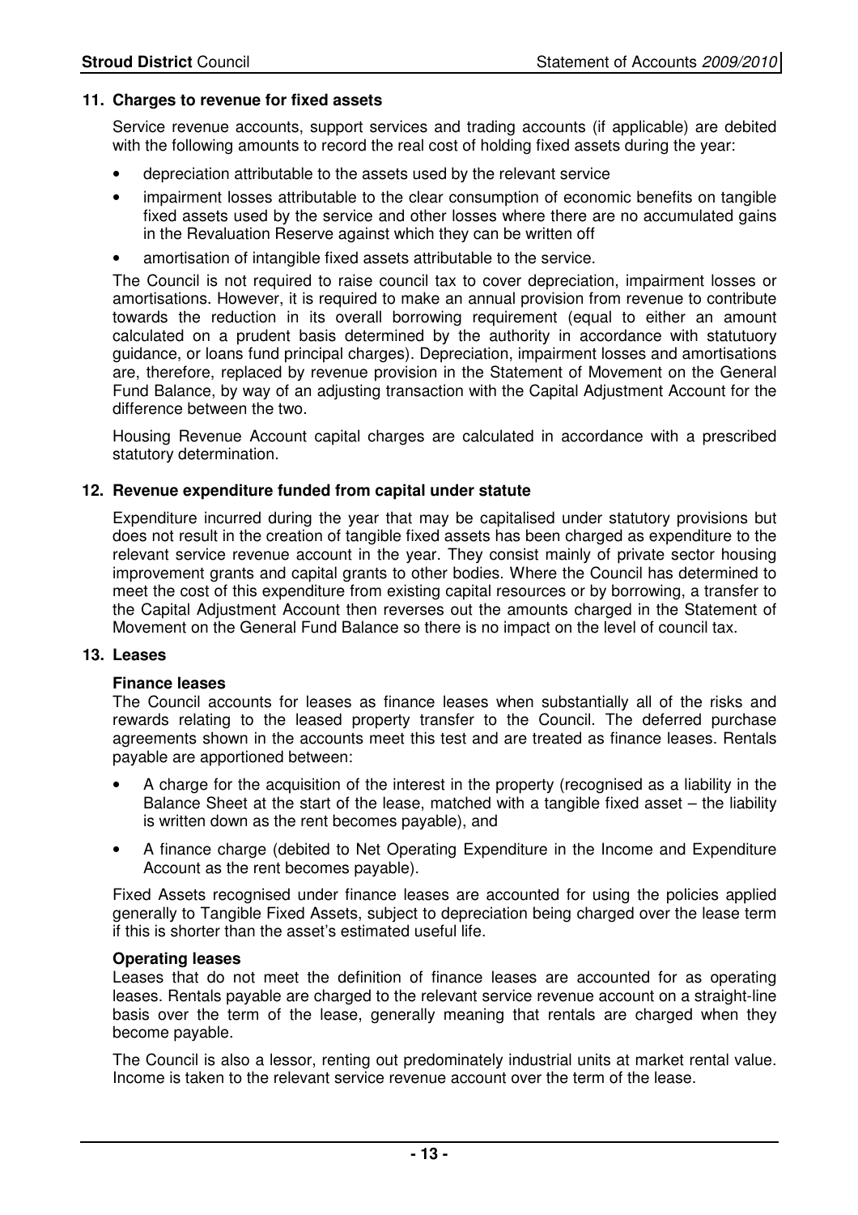## 11. Charges to revenue for fixed assets

Service revenue accounts, support services and trading accounts (if applicable) are debited with the following amounts to record the real cost of holding fixed assets during the year:

- depreciation attributable to the assets used by the relevant service
- impairment losses attributable to the clear consumption of economic benefits on tangible fixed assets used by the service and other losses where there are no accumulated gains in the Revaluation Reserve against which they can be written off
- amortisation of intangible fixed assets attributable to the service.

The Council is not required to raise council tax to cover depreciation, impairment losses or amortisations. However, it is required to make an annual provision from revenue to contribute towards the reduction in its overall borrowing requirement (equal to either an amount calculated on a prudent basis determined by the authority in accordance with statutuory guidance, or loans fund principal charges). Depreciation, impairment losses and amortisations are, therefore, replaced by revenue provision in the Statement of Movement on the General Fund Balance, by way of an adjusting transaction with the Capital Adjustment Account for the difference between the two.

Housing Revenue Account capital charges are calculated in accordance with a prescribed statutory determination.

## 12. Revenue expenditure funded from capital under statute

Expenditure incurred during the year that may be capitalised under statutory provisions but does not result in the creation of tangible fixed assets has been charged as expenditure to the relevant service revenue account in the year. They consist mainly of private sector housing improvement grants and capital grants to other bodies. Where the Council has determined to meet the cost of this expenditure from existing capital resources or by borrowing, a transfer to the Capital Adjustment Account then reverses out the amounts charged in the Statement of Movement on the General Fund Balance so there is no impact on the level of council tax.

## 13. Leases

**Finance leases**

The Council accounts for leases as finance leases when substantially all of the risks and rewards relating to the leased property transfer to the Council. The deferred purchase agreements shown in the accounts meet this test and are treated as finance leases. Rentals payable are apportioned between:

- A charge for the acquisition of the interest in the property (recognised as a liability in the Balance Sheet at the start of the lease, matched with a tangible fixed asset – the liability is written down as the rent becomes payable), and
- A finance charge (debited to Net Operating Expenditure in the Income and Expenditure Account as the rent becomes payable).

Fixed Assets recognised under finance leases are accounted for using the policies applied generally to Tangible Fixed Assets, subject to depreciation being charged over the lease term if this is shorter than the asset's estimated useful life.

**Operating leases**

Leases that do not meet the definition of finance leases are accounted for as operating leases. Rentals payable are charged to the relevant service revenue account on a straight-line basis over the term of the lease, generally meaning that rentals are charged when they become payable.

The Council is also a lessor, renting out predominately industrial units at market rental value. Income is taken to the relevant service revenue account over the term of the lease.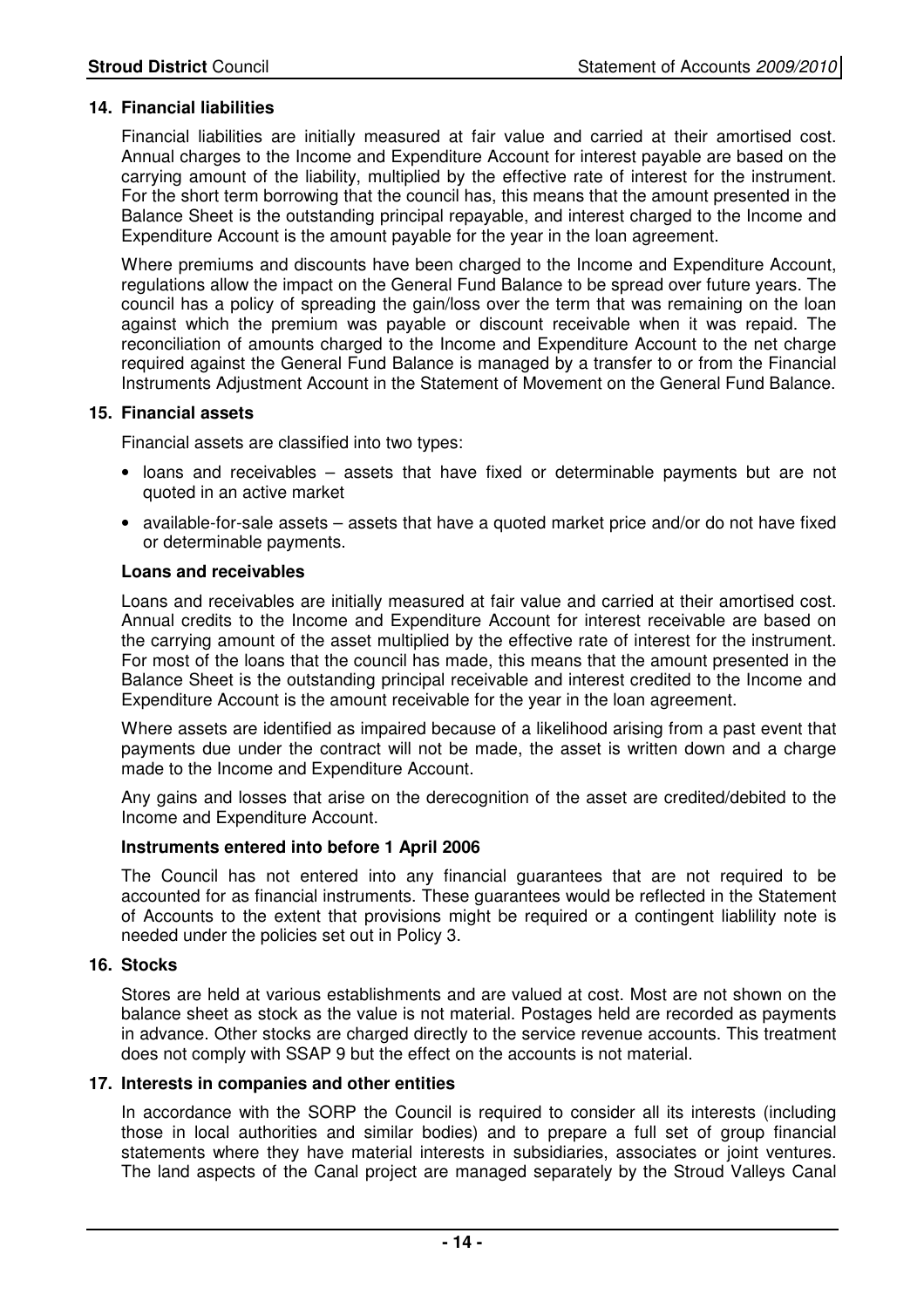### 14. Financial liabilities

Financial liabilities are initially measured at fair value and carried at their amortised cost. Annual charges to the Income and Expenditure Account for interest payable are based on the carrying amount of the liability, multiplied by the effective rate of interest for the instrument. For the short term borrowing that the council has, this means that the amount presented in the Balance Sheet is the outstanding principal repayable, and interest charged to the Income and Expenditure Account is the amount payable for the year in the loan agreement.

Where premiums and discounts have been charged to the Income and Expenditure Account, regulations allow the impact on the General Fund Balance to be spread over future years. The council has a policy of spreading the gain/loss over the term that was remaining on the loan against which the premium was payable or discount receivable when it was repaid. The reconciliation of amounts charged to the Income and Expenditure Account to the net charge required against the General Fund Balance is managed by a transfer to or from the Financial Instruments Adjustment Account in the Statement of Movement on the General Fund Balance.

### 15. Financial assets

Financial assets are classified into two types:

- loans and receivables – assets that have fixed or determinable payments but are not quoted in an active market
- available-for-sale assets – assets that have a quoted market price and/or do not have fixed or determinable payments.

**Loans and receivables**

Loans and receivables are initially measured at fair value and carried at their amortised cost. Annual credits to the Income and Expenditure Account for interest receivable are based on the carrying amount of the asset multiplied by the effective rate of interest for the instrument. For most of the loans that the council has made, this means that the amount presented in the Balance Sheet is the outstanding principal receivable and interest credited to the Income and Expenditure Account is the amount receivable for the year in the loan agreement.

Where assets are identified as impaired because of a likelihood arising from a past event that payments due under the contract will not be made, the asset is written down and a charge made to the Income and Expenditure Account.

Any gains and losses that arise on the derecognition of the asset are credited/debited to the Income and Expenditure Account.

**Instruments entered into before 1 April 2006**

The Council has not entered into any financial guarantees that are not required to be accounted for as financial instruments. These guarantees would be reflected in the Statement of Accounts to the extent that provisions might be required or a contingent liablility note is needed under the policies set out in Policy 3.

### 16. Stocks

Stores are held at various establishments and are valued at cost. Most are not shown on the balance sheet as stock as the value is not material. Postages held are recorded as payments in advance. Other stocks are charged directly to the service revenue accounts. This treatment does not comply with SSAP 9 but the effect on the accounts is not material.

### 17. Interests in companies and other entities

In accordance with the SORP the Council is required to consider all its interests (including those in local authorities and similar bodies) and to prepare a full set of group financial statements where they have material interests in subsidiaries, associates or joint ventures. The land aspects of the Canal project are managed separately by the Stroud Valleys Canal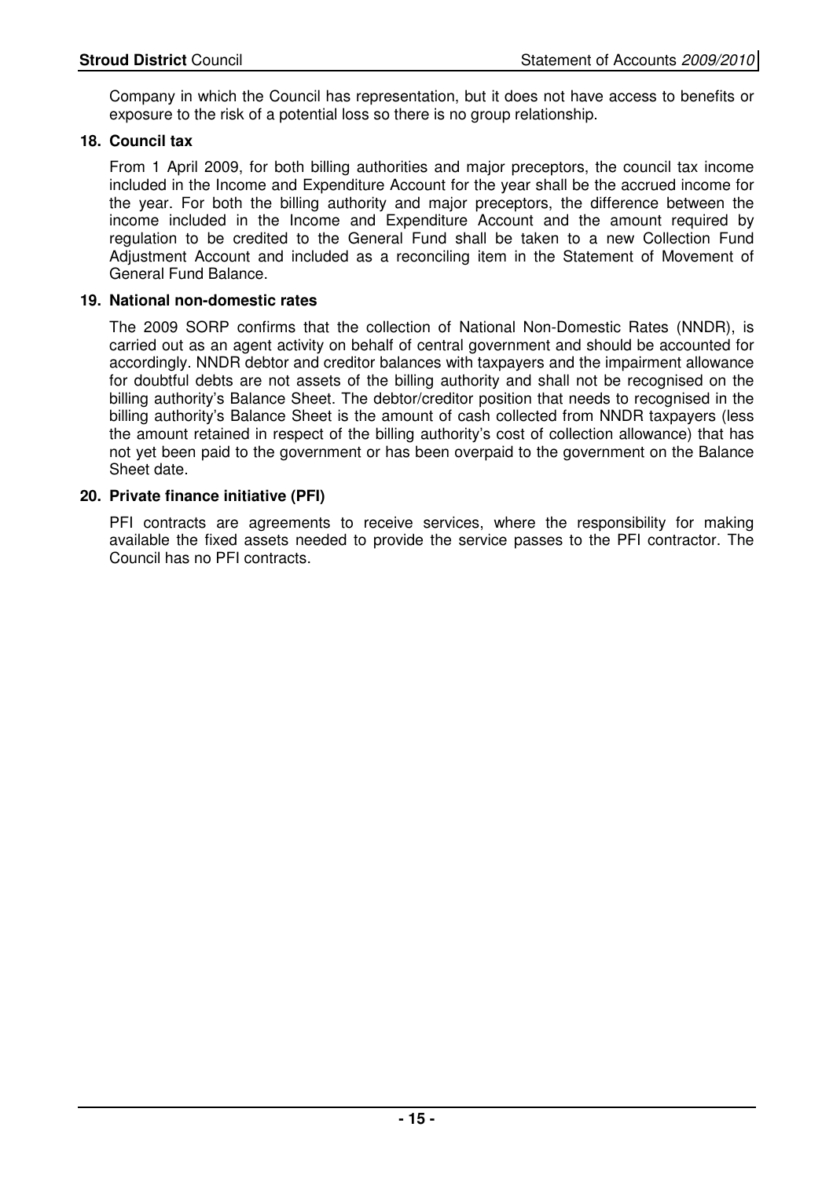Company in which the Council has representation, but it does not have access to benefits or exposure to the risk of a potential loss so there is no group relationship.

**18. Council tax**

From 1 April 2009, for both billing authorities and major preceptors, the council tax income included in the Income and Expenditure Account for the year shall be the accrued income for the year. For both the billing authority and major preceptors, the difference between the income included in the Income and Expenditure Account and the amount required by regulation to be credited to the General Fund shall be taken to a new Collection Fund Adjustment Account and included as a reconciling item in the Statement of Movement of General Fund Balance.

**19. National non-domestic rates**

The 2009 SORP confirms that the collection of National Non-Domestic Rates (NNDR), is carried out as an agent activity on behalf of central government and should be accounted for accordingly. NNDR debtor and creditor balances with taxpayers and the impairment allowance for doubtful debts are not assets of the billing authority and shall not be recognised on the billing authority's Balance Sheet. The debtor/creditor position that needs to recognised in the billing authority's Balance Sheet is the amount of cash collected from NNDR taxpayers (less the amount retained in respect of the billing authority's cost of collection allowance) that has not yet been paid to the government or has been overpaid to the government on the Balance Sheet date.

**20. Private finance initiative (PFI)**

PFI contracts are agreements to receive services, where the responsibility for making available the fixed assets needed to provide the service passes to the PFI contractor. The Council has no PFI contracts.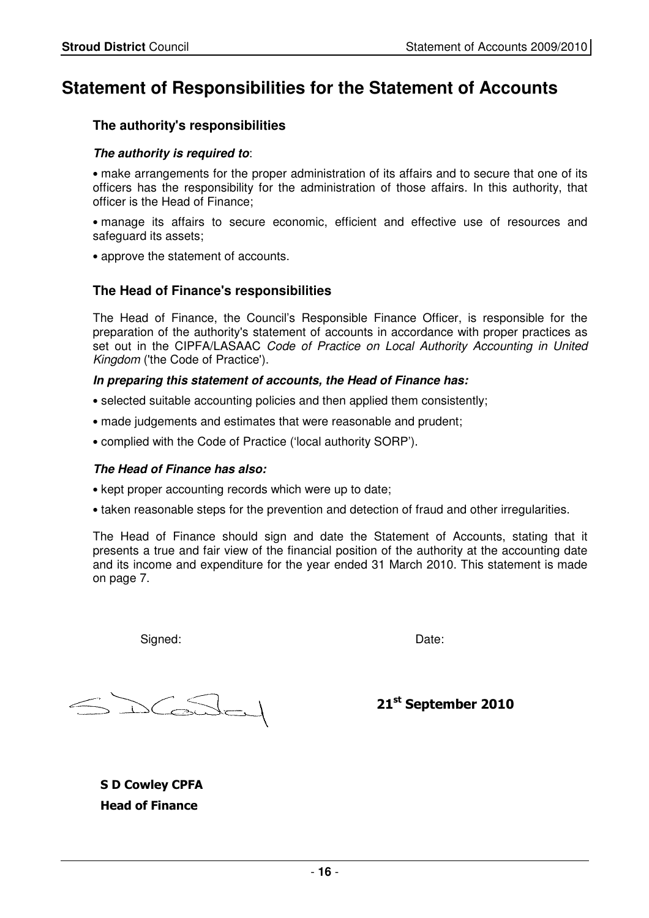# Statement of Responsibilities for the Statement of Accounts

## The authority's responsibilities

***The authority is required to***:

• make arrangements for the proper administration of its affairs and to secure that one of its officers has the responsibility for the administration of those affairs. In this authority, that officer is the Head of Finance;

• manage its affairs to secure economic, efficient and effective use of resources and safeguard its assets;

• approve the statement of accounts.

## The Head of Finance's responsibilities

The Head of Finance, the Council's Responsible Finance Officer, is responsible for the preparation of the authority's statement of accounts in accordance with proper practices as set out in the CIPFA/LASAAC *Code of Practice on Local Authority Accounting in United Kingdom* ('the Code of Practice').

***In preparing this statement of accounts, the Head of Finance has:***

• selected suitable accounting policies and then applied them consistently;

• made judgements and estimates that were reasonable and prudent;

• complied with the Code of Practice ('local authority SORP').

***The Head of Finance has also:***

• kept proper accounting records which were up to date;

• taken reasonable steps for the prevention and detection of fraud and other irregularities.

The Head of Finance should sign and date the Statement of Accounts, stating that it presents a true and fair view of the financial position of the authority at the accounting date and its income and expenditure for the year ended 31 March 2010. This statement is made on page 7.

Signed: Date:

**21st September 2010**

**S D Cowley CPFA**
**Head of Finance**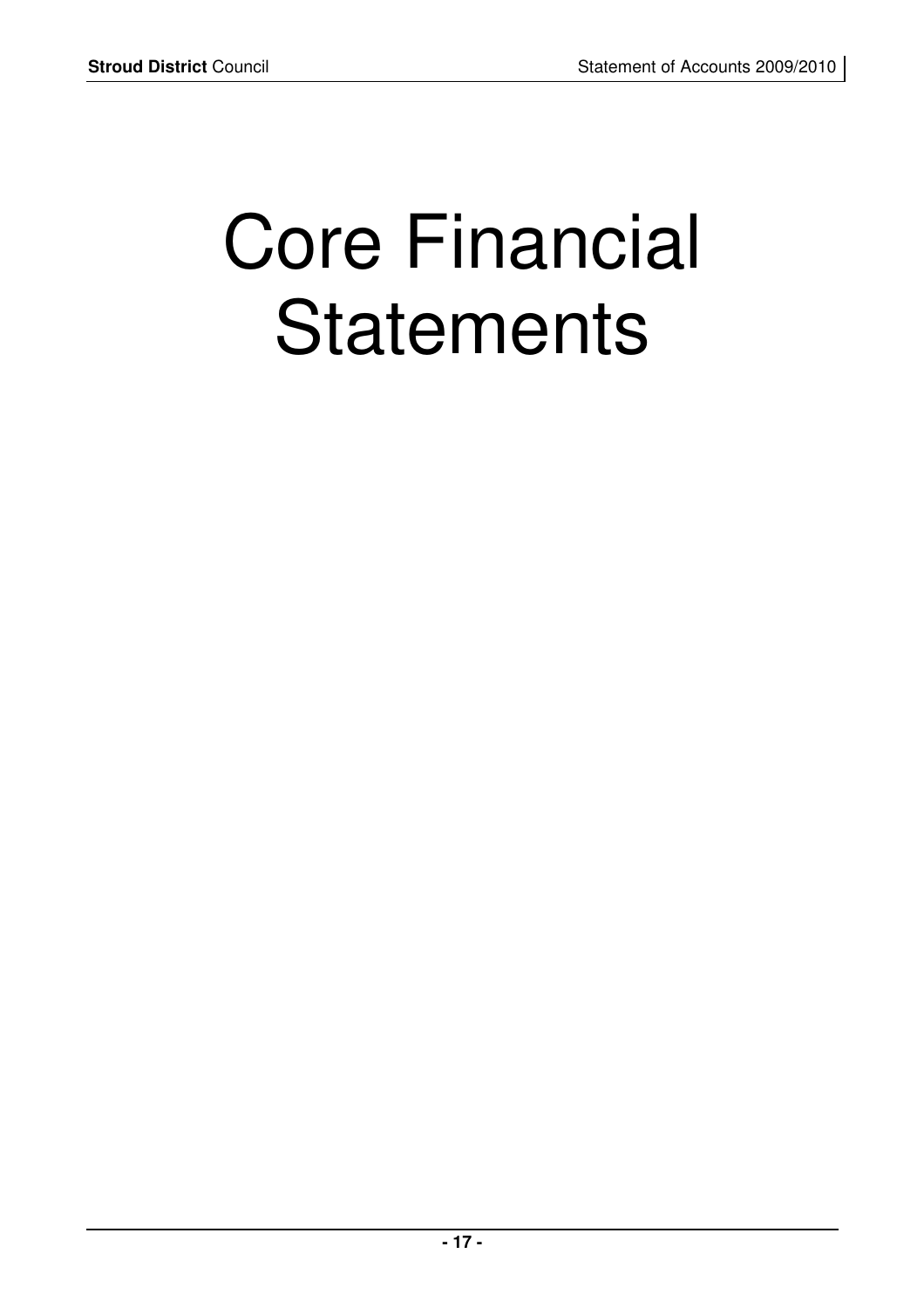# Core Financial Statements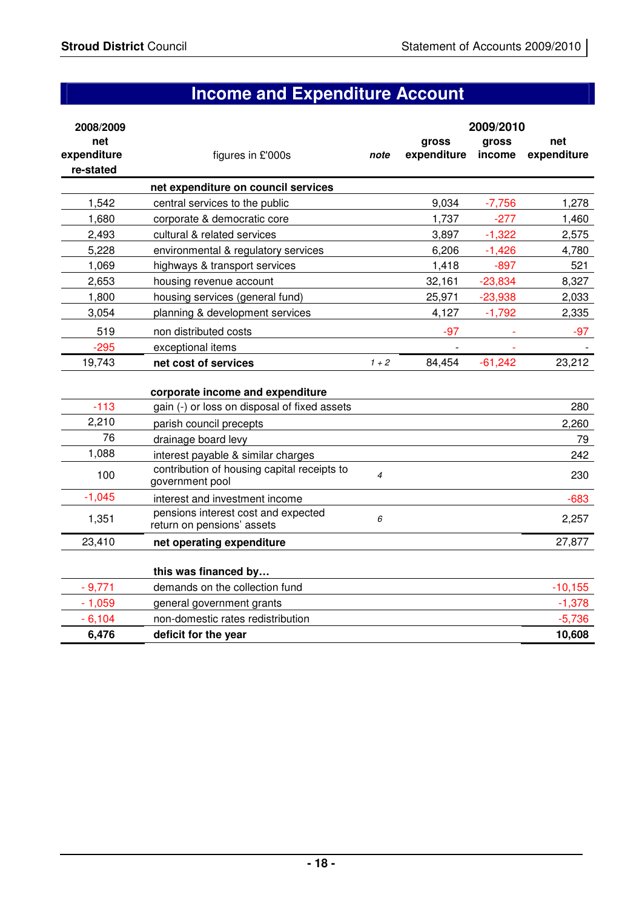# Income and Expenditure Account

| 2008/2009 net expenditure re-stated | figures in £'000s | note | 2009/2010 gross expenditure | gross income | net expenditure |
|---|---|---|---|---|---|
| | **net expenditure on council services** | | | | |
| 1,542 | central services to the public | | 9,034 | -7,756 | 1,278 |
| 1,680 | corporate & democratic core | | 1,737 | -277 | 1,460 |
| 2,493 | cultural & related services | | 3,897 | -1,322 | 2,575 |
| 5,228 | environmental & regulatory services | | 6,206 | -1,426 | 4,780 |
| 1,069 | highways & transport services | | 1,418 | -897 | 521 |
| 2,653 | housing revenue account | | 32,161 | -23,834 | 8,327 |
| 1,800 | housing services (general fund) | | 25,971 | -23,938 | 2,033 |
| 3,054 | planning & development services | | 4,127 | -1,792 | 2,335 |
| 519 | non distributed costs | | -97 | - | -97 |
| -295 | exceptional items | | - | - | - |
| 19,743 | **net cost of services** | *1 + 2* | 84,454 | -61,242 | 23,212 |
| | **corporate income and expenditure** | | | | |
| -113 | gain (-) or loss on disposal of fixed assets | | | | 280 |
| 2,210 | parish council precepts | | | | 2,260 |
| 76 | drainage board levy | | | | 79 |
| 1,088 | interest payable & similar charges | | | | 242 |
| 100 | contribution of housing capital receipts to government pool | *4* | | | 230 |
| -1,045 | interest and investment income | | | | -683 |
| 1,351 | pensions interest cost and expected return on pensions' assets | *6* | | | 2,257 |
| 23,410 | **net operating expenditure** | | | | 27,877 |
| | **this was financed by…** | | | | |
| - 9,771 | demands on the collection fund | | | | -10,155 |
| - 1,059 | general government grants | | | | -1,378 |
| - 6,104 | non-domestic rates redistribution | | | | -5,736 |
| **6,476** | **deficit for the year** | | | | **10,608** |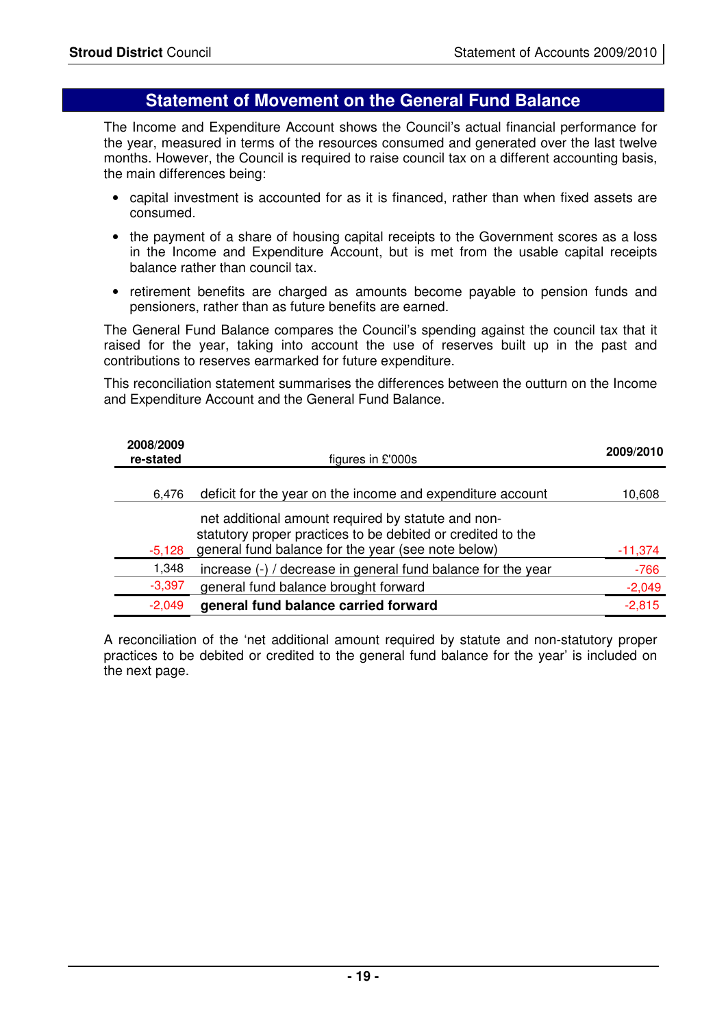## Statement of Movement on the General Fund Balance

The Income and Expenditure Account shows the Council's actual financial performance for the year, measured in terms of the resources consumed and generated over the last twelve months. However, the Council is required to raise council tax on a different accounting basis, the main differences being:

- capital investment is accounted for as it is financed, rather than when fixed assets are consumed.
- the payment of a share of housing capital receipts to the Government scores as a loss in the Income and Expenditure Account, but is met from the usable capital receipts balance rather than council tax.
- retirement benefits are charged as amounts become payable to pension funds and pensioners, rather than as future benefits are earned.

The General Fund Balance compares the Council's spending against the council tax that it raised for the year, taking into account the use of reserves built up in the past and contributions to reserves earmarked for future expenditure.

This reconciliation statement summarises the differences between the outturn on the Income and Expenditure Account and the General Fund Balance.

| 2008/2009 re-stated | figures in £'000s | 2009/2010 |
|---|---|---|
| 6,476 | deficit for the year on the income and expenditure account | 10,608 |
| -5,128 | net additional amount required by statute and non-statutory proper practices to be debited or credited to the general fund balance for the year (see note below) | -11,374 |
| 1,348 | increase (-) / decrease in general fund balance for the year | -766 |
| -3,397 | general fund balance brought forward | -2,049 |
| -2,049 | **general fund balance carried forward** | -2,815 |

A reconciliation of the 'net additional amount required by statute and non-statutory proper practices to be debited or credited to the general fund balance for the year' is included on the next page.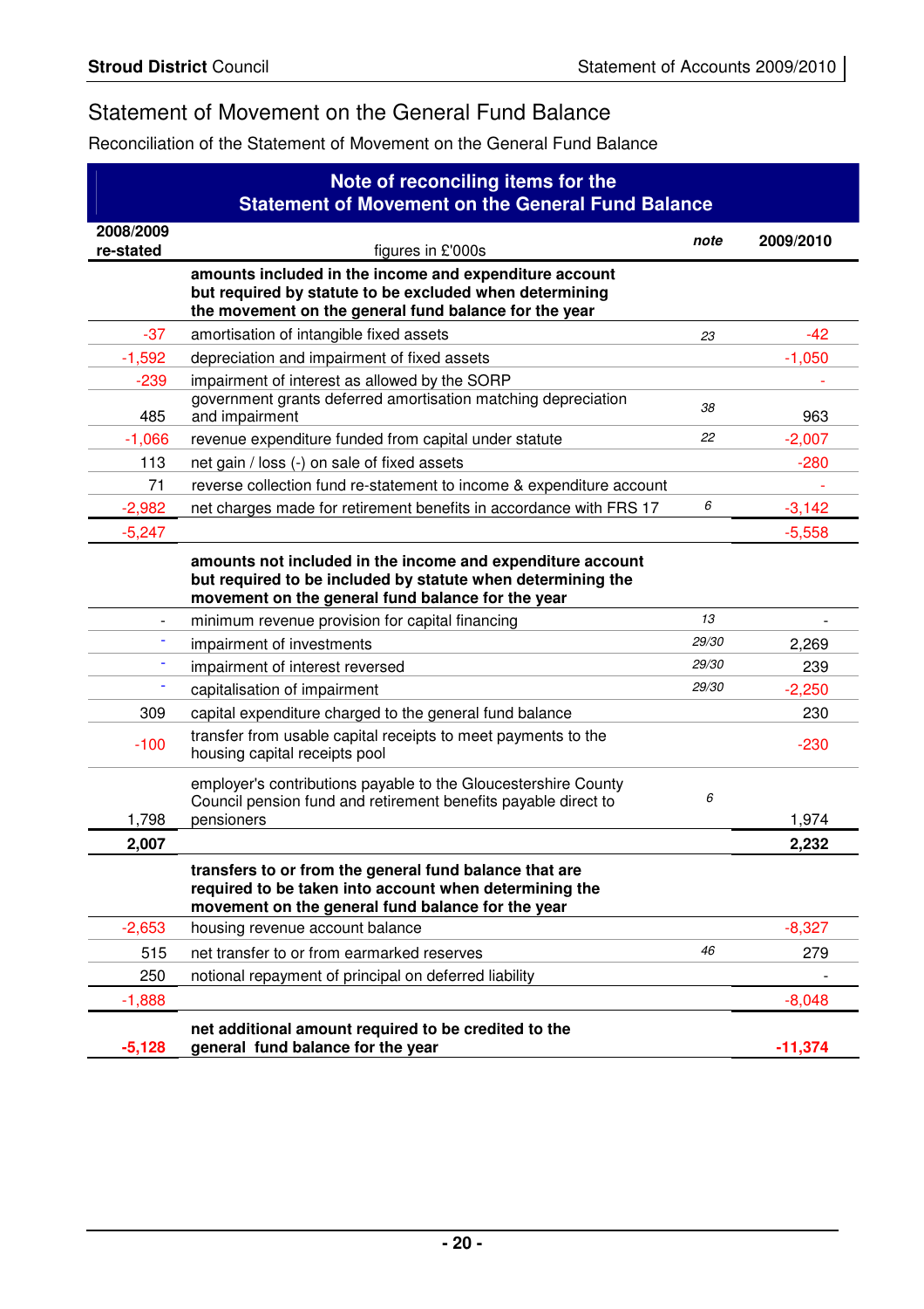# Statement of Movement on the General Fund Balance

Reconciliation of the Statement of Movement on the General Fund Balance

| 2008/2009 re-stated | **Note of reconciling items for the Statement of Movement on the General Fund Balance** figures in £'000s | note | 2009/2010 |
|---|---|---|---|
| | **amounts included in the income and expenditure account but required by statute to be excluded when determining the movement on the general fund balance for the year** | | |
| -37 | amortisation of intangible fixed assets | 23 | -42 |
| -1,592 | depreciation and impairment of fixed assets | | -1,050 |
| -239 | impairment of interest as allowed by the SORP | | - |
| 485 | government grants deferred amortisation matching depreciation and impairment | 38 | 963 |
| -1,066 | revenue expenditure funded from capital under statute | 22 | -2,007 |
| 113 | net gain / loss (-) on sale of fixed assets | | -280 |
| 71 | reverse collection fund re-statement to income & expenditure account | | - |
| -2,982 | net charges made for retirement benefits in accordance with FRS 17 | 6 | -3,142 |
| -5,247 | | | -5,558 |
| | **amounts not included in the income and expenditure account but required to be included by statute when determining the movement on the general fund balance for the year** | | |
| - | minimum revenue provision for capital financing | 13 | - |
| - | impairment of investments | 29/30 | 2,269 |
| - | impairment of interest reversed | 29/30 | 239 |
| - | capitalisation of impairment | 29/30 | -2,250 |
| 309 | capital expenditure charged to the general fund balance | | 230 |
| -100 | transfer from usable capital receipts to meet payments to the housing capital receipts pool | | -230 |
| 1,798 | employer's contributions payable to the Gloucestershire County Council pension fund and retirement benefits payable direct to pensioners | 6 | 1,974 |
| **2,007** | | | **2,232** |
| | **transfers to or from the general fund balance that are required to be taken into account when determining the movement on the general fund balance for the year** | | |
| -2,653 | housing revenue account balance | | -8,327 |
| 515 | net transfer to or from earmarked reserves | 46 | 279 |
| 250 | notional repayment of principal on deferred liability | | - |
| -1,888 | | | -8,048 |
| **-5,128** | **net additional amount required to be credited to the general fund balance for the year** | | **-11,374** |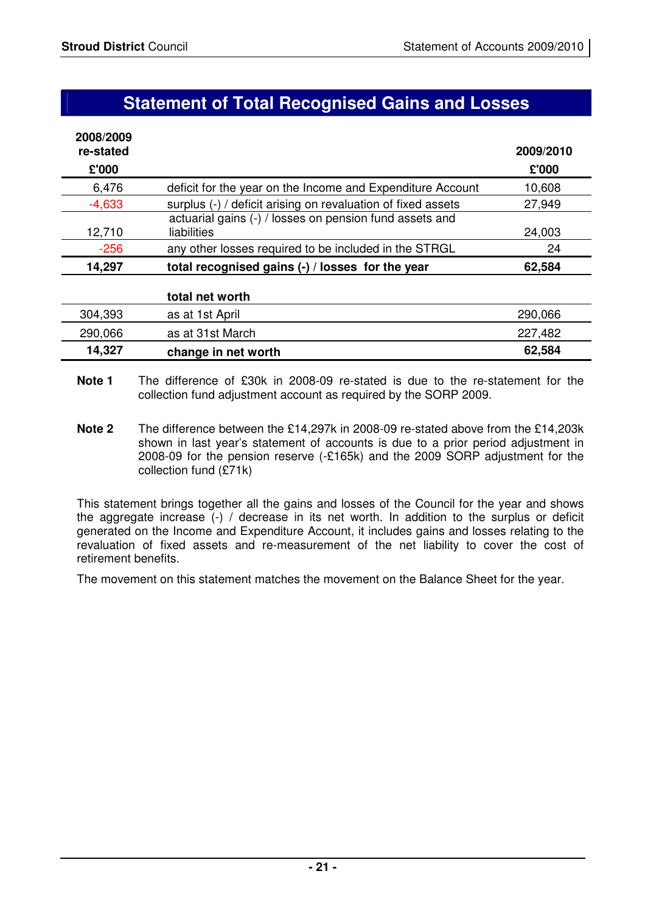# Statement of Total Recognised Gains and Losses

| 2008/2009 re-stated £'000 | | 2009/2010 £'000 |
|---|---|---|
| 6,476 | deficit for the year on the Income and Expenditure Account | 10,608 |
| -4,633 | surplus (-) / deficit arising on revaluation of fixed assets | 27,949 |
| 12,710 | actuarial gains (-) / losses on pension fund assets and liabilities | 24,003 |
| -256 | any other losses required to be included in the STRGL | 24 |
| **14,297** | **total recognised gains (-) / losses for the year** | **62,584** |
| | **total net worth** | |
| 304,393 | as at 1st April | 290,066 |
| 290,066 | as at 31st March | 227,482 |
| **14,327** | **change in net worth** | **62,584** |

**Note 1** The difference of £30k in 2008-09 re-stated is due to the re-statement for the collection fund adjustment account as required by the SORP 2009.

**Note 2** The difference between the £14,297k in 2008-09 re-stated above from the £14,203k shown in last year's statement of accounts is due to a prior period adjustment in 2008-09 for the pension reserve (-£165k) and the 2009 SORP adjustment for the collection fund (£71k)

This statement brings together all the gains and losses of the Council for the year and shows the aggregate increase (-) / decrease in its net worth. In addition to the surplus or deficit generated on the Income and Expenditure Account, it includes gains and losses relating to the revaluation of fixed assets and re-measurement of the net liability to cover the cost of retirement benefits.

The movement on this statement matches the movement on the Balance Sheet for the year.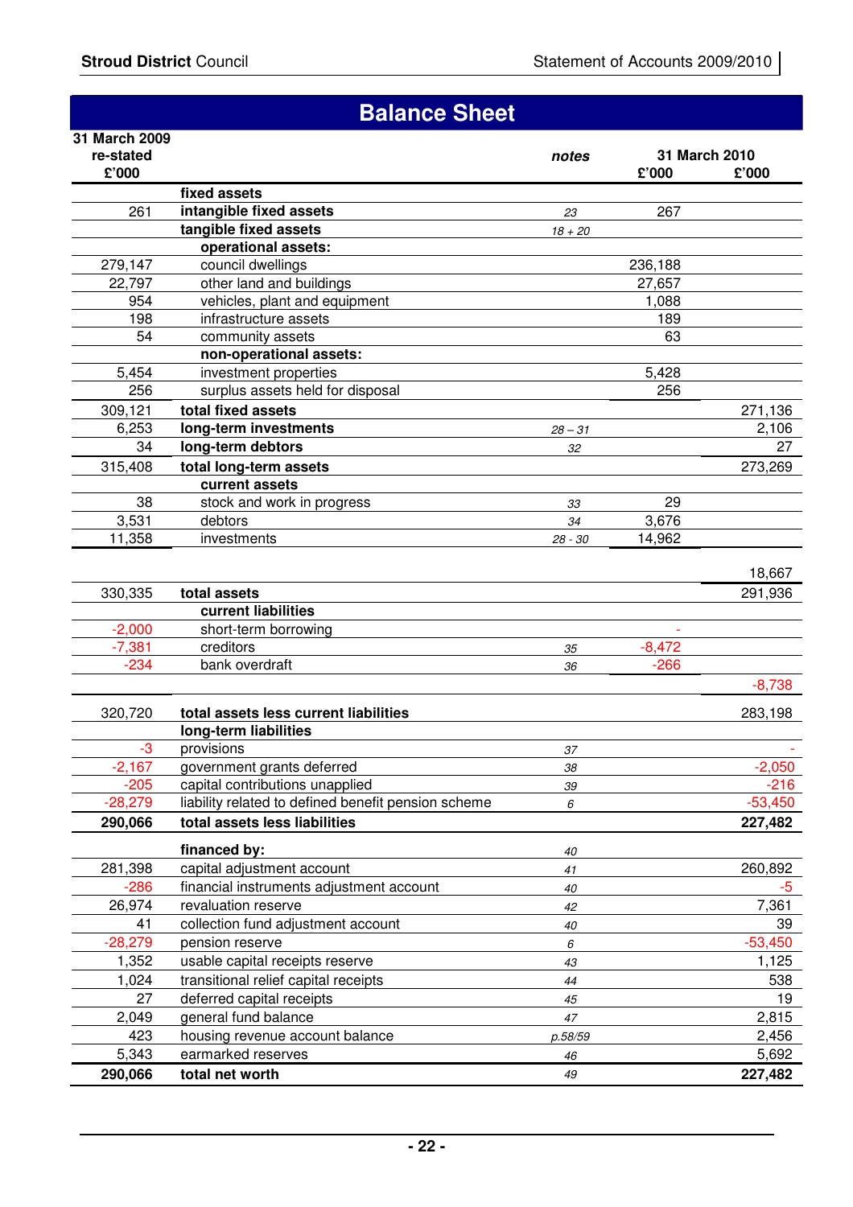# Balance Sheet

| 31 March 2009 re-stated £'000 | | notes | 31 March 2010 £'000 | £'000 |
|---|---|---|---|---|
| | **fixed assets** | | | |
| 261 | **intangible fixed assets** | *23* | 267 | |
| | **tangible fixed assets** | *18 + 20* | | |
| | **operational assets:** | | | |
| 279,147 | council dwellings | | 236,188 | |
| 22,797 | other land and buildings | | 27,657 | |
| 954 | vehicles, plant and equipment | | 1,088 | |
| 198 | infrastructure assets | | 189 | |
| 54 | community assets | | 63 | |
| | **non-operational assets:** | | | |
| 5,454 | investment properties | | 5,428 | |
| 256 | surplus assets held for disposal | | 256 | |
| 309,121 | **total fixed assets** | | | 271,136 |
| 6,253 | **long-term investments** | *28 – 31* | | 2,106 |
| 34 | **long-term debtors** | *32* | | 27 |
| 315,408 | **total long-term assets** | | | 273,269 |
| | **current assets** | | | |
| 38 | stock and work in progress | *33* | 29 | |
| 3,531 | debtors | *34* | 3,676 | |
| 11,358 | investments | *28 - 30* | 14,962 | |
| | | | | 18,667 |
| 330,335 | **total assets** | | | 291,936 |
| | **current liabilities** | | | |
| -2,000 | short-term borrowing | | - | |
| -7,381 | creditors | *35* | -8,472 | |
| -234 | bank overdraft | *36* | -266 | |
| | | | | -8,738 |
| 320,720 | **total assets less current liabilities** | | | 283,198 |
| | **long-term liabilities** | | | |
| -3 | provisions | *37* | | - |
| -2,167 | government grants deferred | *38* | | -2,050 |
| -205 | capital contributions unapplied | *39* | | -216 |
| -28,279 | liability related to defined benefit pension scheme | *6* | | -53,450 |
| **290,066** | **total assets less liabilities** | | | **227,482** |
| | **financed by:** | *40* | | |
| 281,398 | capital adjustment account | *41* | | 260,892 |
| -286 | financial instruments adjustment account | *40* | | -5 |
| 26,974 | revaluation reserve | *42* | | 7,361 |
| 41 | collection fund adjustment account | *40* | | 39 |
| -28,279 | pension reserve | *6* | | -53,450 |
| 1,352 | usable capital receipts reserve | *43* | | 1,125 |
| 1,024 | transitional relief capital receipts | *44* | | 538 |
| 27 | deferred capital receipts | *45* | | 19 |
| 2,049 | general fund balance | *47* | | 2,815 |
| 423 | housing revenue account balance | *p.58/59* | | 2,456 |
| 5,343 | earmarked reserves | *46* | | 5,692 |
| **290,066** | **total net worth** | *49* | | **227,482** |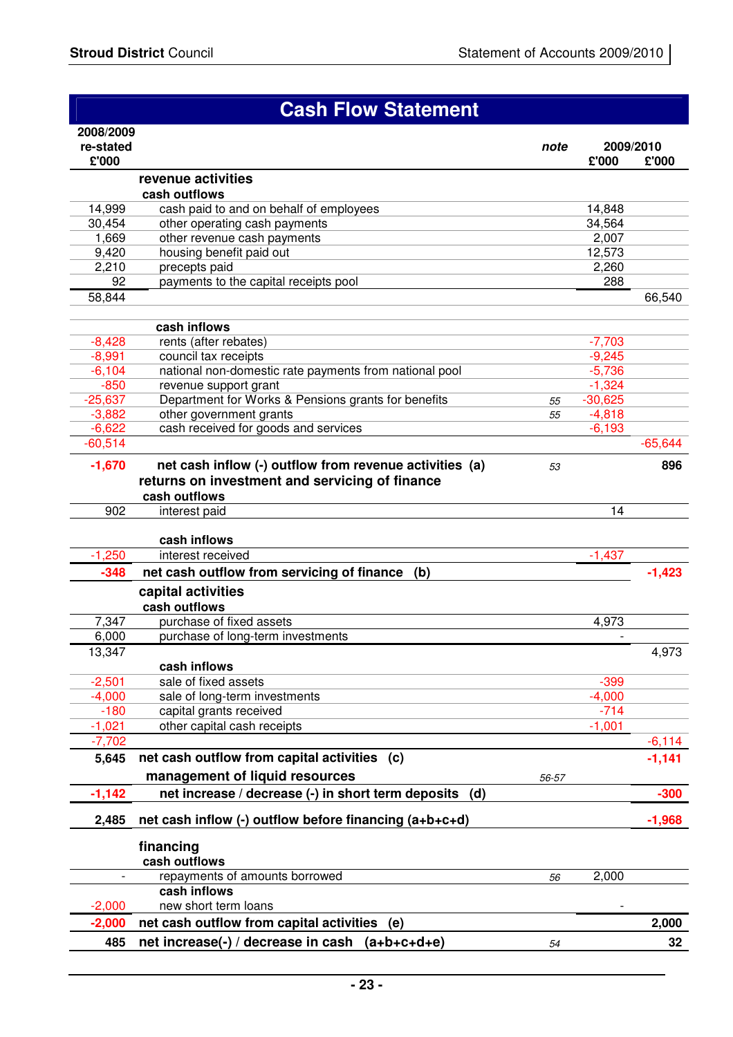# Cash Flow Statement

| 2008/2009 re-stated £'000 | | note | 2009/2010 £'000 | £'000 |
|---|---|---|---|---|
| | **revenue activities** | | | |
| | **cash outflows** | | | |
| 14,999 | cash paid to and on behalf of employees | | 14,848 | |
| 30,454 | other operating cash payments | | 34,564 | |
| 1,669 | other revenue cash payments | | 2,007 | |
| 9,420 | housing benefit paid out | | 12,573 | |
| 2,210 | precepts paid | | 2,260 | |
| 92 | payments to the capital receipts pool | | 288 | |
| 58,844 | | | | 66,540 |
| | **cash inflows** | | | |
| -8,428 | rents (after rebates) | | -7,703 | |
| -8,991 | council tax receipts | | -9,245 | |
| -6,104 | national non-domestic rate payments from national pool | | -5,736 | |
| -850 | revenue support grant | | -1,324 | |
| -25,637 | Department for Works & Pensions grants for benefits | 55 | -30,625 | |
| -3,882 | other government grants | 55 | -4,818 | |
| -6,622 | cash received for goods and services | | -6,193 | |
| -60,514 | | | | -65,644 |
| **-1,670** | **net cash inflow (-) outflow from revenue activities (a)** | 53 | | **896** |
| | **returns on investment and servicing of finance** | | | |
| | **cash outflows** | | | |
| 902 | interest paid | | 14 | |
| | **cash inflows** | | | |
| -1,250 | interest received | | -1,437 | |
| **-348** | **net cash outflow from servicing of finance (b)** | | | **-1,423** |
| | **capital activities** | | | |
| | **cash outflows** | | | |
| 7,347 | purchase of fixed assets | | 4,973 | |
| 6,000 | purchase of long-term investments | | - | |
| 13,347 | | | | 4,973 |
| | **cash inflows** | | | |
| -2,501 | sale of fixed assets | | -399 | |
| -4,000 | sale of long-term investments | | -4,000 | |
| -180 | capital grants received | | -714 | |
| -1,021 | other capital cash receipts | | -1,001 | |
| -7,702 | | | | -6,114 |
| **5,645** | **net cash outflow from capital activities (c)** | | | **-1,141** |
| | **management of liquid resources** | 56-57 | | |
| **-1,142** | **net increase / decrease (-) in short term deposits (d)** | | | **-300** |
| **2,485** | **net cash inflow (-) outflow before financing (a+b+c+d)** | | | **-1,968** |
| | **financing** | | | |
| | **cash outflows** | | | |
| - | repayments of amounts borrowed | 56 | 2,000 | |
| | **cash inflows** | | | |
| -2,000 | new short term loans | | - | |
| **-2,000** | **net cash outflow from capital activities (e)** | | | **2,000** |
| **485** | **net increase(-) / decrease in cash (a+b+c+d+e)** | 54 | | **32** |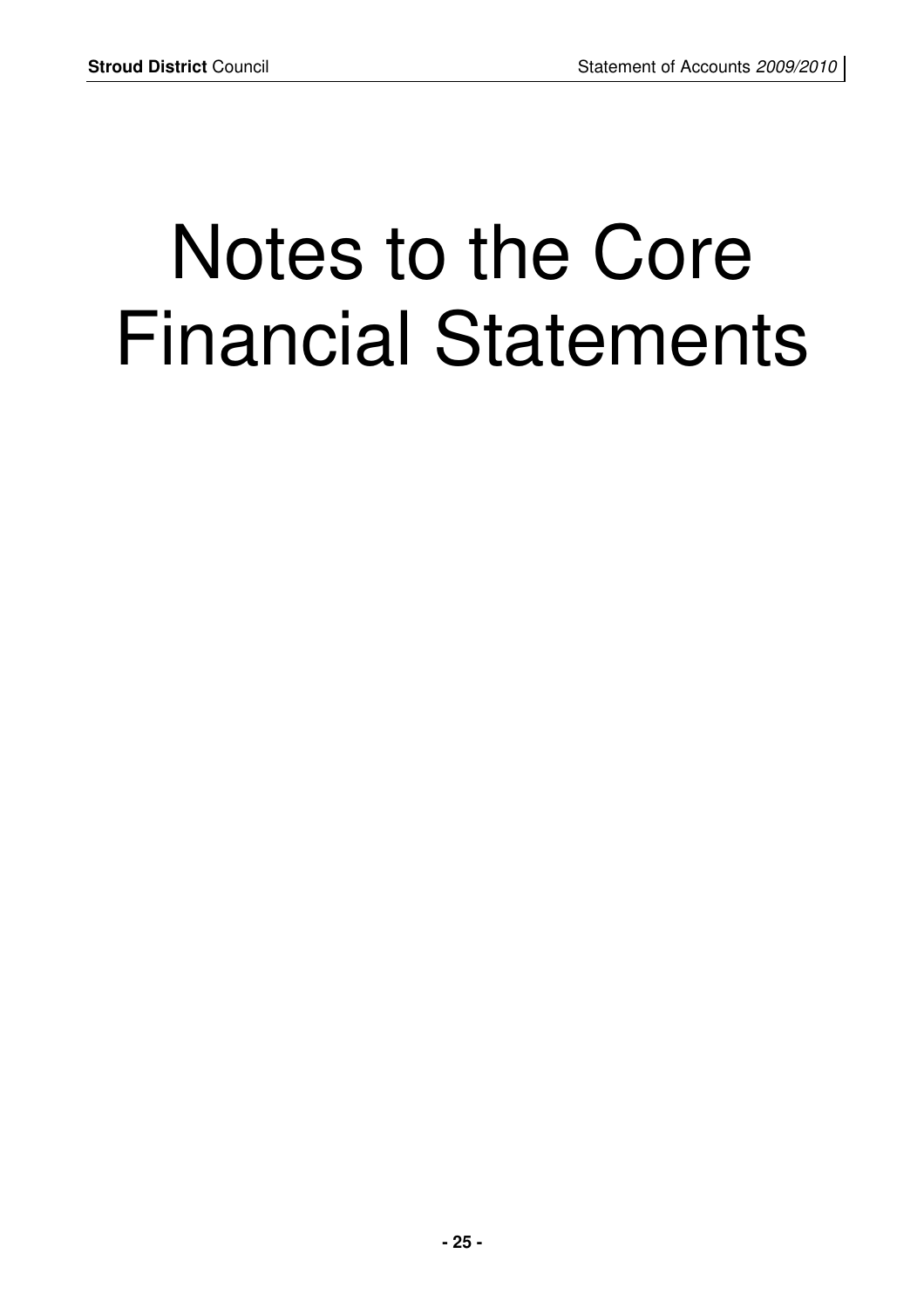# Notes to the Core Financial Statements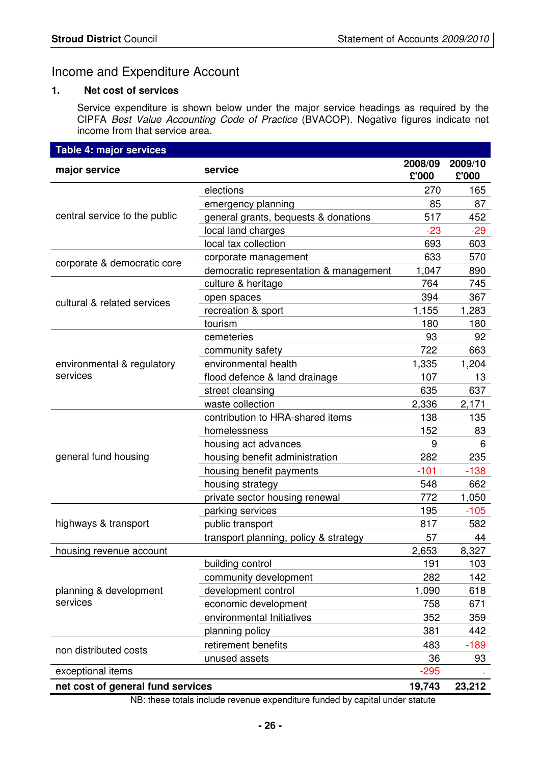# Income and Expenditure Account

## 1. Net cost of services

Service expenditure is shown below under the major service headings as required by the CIPFA *Best Value Accounting Code of Practice* (BVACOP). Negative figures indicate net income from that service area.

**Table 4: major services**

| major service | service | 2008/09 £'000 | 2009/10 £'000 |
|---|---|---|---|
| central service to the public | elections | 270 | 165 |
| | emergency planning | 85 | 87 |
| | general grants, bequests & donations | 517 | 452 |
| | local land charges | -23 | -29 |
| | local tax collection | 693 | 603 |
| corporate & democratic core | corporate management | 633 | 570 |
| | democratic representation & management | 1,047 | 890 |
| cultural & related services | culture & heritage | 764 | 745 |
| | open spaces | 394 | 367 |
| | recreation & sport | 1,155 | 1,283 |
| | tourism | 180 | 180 |
| environmental & regulatory services | cemeteries | 93 | 92 |
| | community safety | 722 | 663 |
| | environmental health | 1,335 | 1,204 |
| | flood defence & land drainage | 107 | 13 |
| | street cleansing | 635 | 637 |
| | waste collection | 2,336 | 2,171 |
| general fund housing | contribution to HRA-shared items | 138 | 135 |
| | homelessness | 152 | 83 |
| | housing act advances | 9 | 6 |
| | housing benefit administration | 282 | 235 |
| | housing benefit payments | -101 | -138 |
| | housing strategy | 548 | 662 |
| | private sector housing renewal | 772 | 1,050 |
| highways & transport | parking services | 195 | -105 |
| | public transport | 817 | 582 |
| | transport planning, policy & strategy | 57 | 44 |
| housing revenue account | | 2,653 | 8,327 |
| planning & development services | building control | 191 | 103 |
| | community development | 282 | 142 |
| | development control | 1,090 | 618 |
| | economic development | 758 | 671 |
| | environmental Initiatives | 352 | 359 |
| | planning policy | 381 | 442 |
| non distributed costs | retirement benefits | 483 | -189 |
| | unused assets | 36 | 93 |
| exceptional items | | -295 | - |
| **net cost of general fund services** | | **19,743** | **23,212** |

NB: these totals include revenue expenditure funded by capital under statute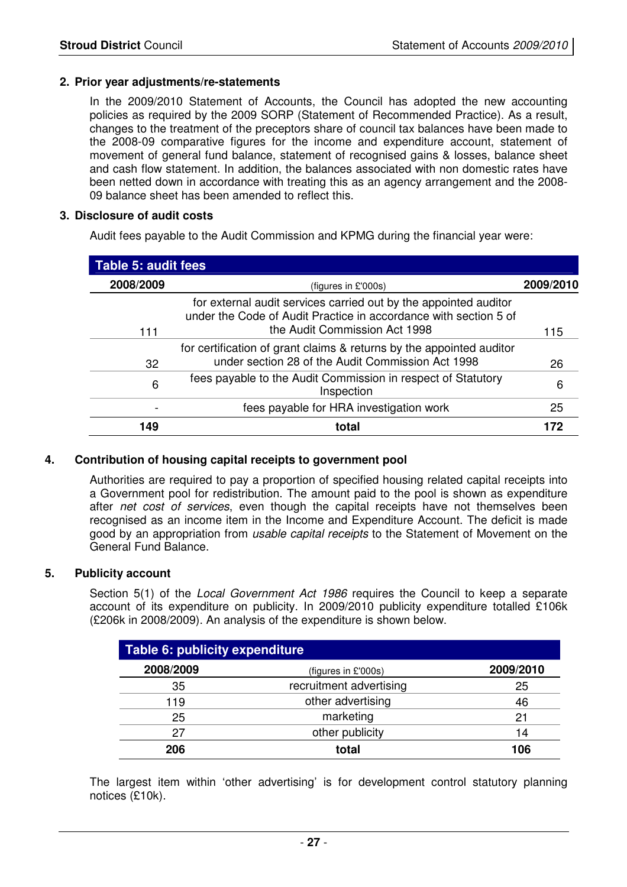### 2. Prior year adjustments/re-statements

In the 2009/2010 Statement of Accounts, the Council has adopted the new accounting policies as required by the 2009 SORP (Statement of Recommended Practice). As a result, changes to the treatment of the preceptors share of council tax balances have been made to the 2008-09 comparative figures for the income and expenditure account, statement of movement of general fund balance, statement of recognised gains & losses, balance sheet and cash flow statement. In addition, the balances associated with non domestic rates have been netted down in accordance with treating this as an agency arrangement and the 2008-09 balance sheet has been amended to reflect this.

### 3. Disclosure of audit costs

Audit fees payable to the Audit Commission and KPMG during the financial year were:

**Table 5: audit fees**

| 2008/2009 | (figures in £'000s) | 2009/2010 |
|---|---|---|
| 111 | for external audit services carried out by the appointed auditor under the Code of Audit Practice in accordance with section 5 of the Audit Commission Act 1998 | 115 |
| 32 | for certification of grant claims & returns by the appointed auditor under section 28 of the Audit Commission Act 1998 | 26 |
| 6 | fees payable to the Audit Commission in respect of Statutory Inspection | 6 |
| - | fees payable for HRA investigation work | 25 |
| **149** | **total** | **172** |

### 4. Contribution of housing capital receipts to government pool

Authorities are required to pay a proportion of specified housing related capital receipts into a Government pool for redistribution. The amount paid to the pool is shown as expenditure after *net cost of services*, even though the capital receipts have not themselves been recognised as an income item in the Income and Expenditure Account. The deficit is made good by an appropriation from *usable capital receipts* to the Statement of Movement on the General Fund Balance.

### 5. Publicity account

Section 5(1) of the *Local Government Act 1986* requires the Council to keep a separate account of its expenditure on publicity. In 2009/2010 publicity expenditure totalled £106k (£206k in 2008/2009). An analysis of the expenditure is shown below.

**Table 6: publicity expenditure**

| 2008/2009 | (figures in £'000s) | 2009/2010 |
|---|---|---|
| 35 | recruitment advertising | 25 |
| 119 | other advertising | 46 |
| 25 | marketing | 21 |
| 27 | other publicity | 14 |
| **206** | **total** | **106** |

The largest item within 'other advertising' is for development control statutory planning notices (£10k).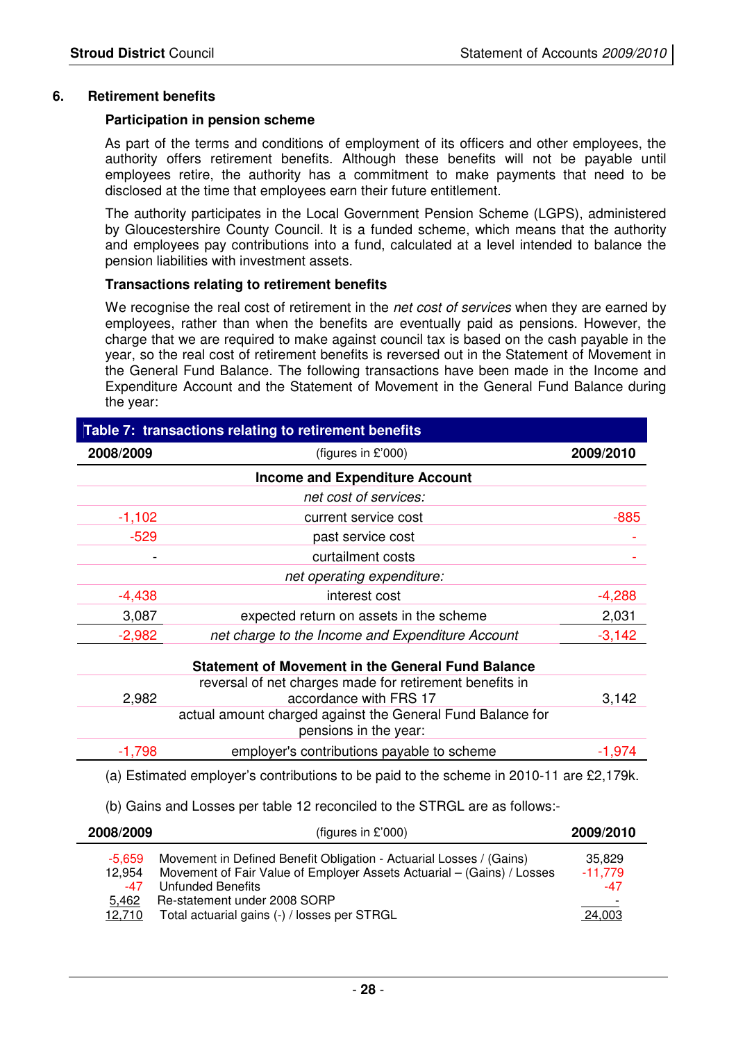## 6. Retirement benefits

### Participation in pension scheme

As part of the terms and conditions of employment of its officers and other employees, the authority offers retirement benefits. Although these benefits will not be payable until employees retire, the authority has a commitment to make payments that need to be disclosed at the time that employees earn their future entitlement.

The authority participates in the Local Government Pension Scheme (LGPS), administered by Gloucestershire County Council. It is a funded scheme, which means that the authority and employees pay contributions into a fund, calculated at a level intended to balance the pension liabilities with investment assets.

### Transactions relating to retirement benefits

We recognise the real cost of retirement in the *net cost of services* when they are earned by employees, rather than when the benefits are eventually paid as pensions. However, the charge that we are required to make against council tax is based on the cash payable in the year, so the real cost of retirement benefits is reversed out in the Statement of Movement in the General Fund Balance. The following transactions have been made in the Income and Expenditure Account and the Statement of Movement in the General Fund Balance during the year:

**Table 7: transactions relating to retirement benefits**

| 2008/2009 | (figures in £'000) | 2009/2010 |
|---|---|---|
| | **Income and Expenditure Account** | |
| | *net cost of services:* | |
| -1,102 | current service cost | -885 |
| -529 | past service cost | - |
| - | curtailment costs | - |
| | *net operating expenditure:* | |
| -4,438 | interest cost | -4,288 |
| 3,087 | expected return on assets in the scheme | 2,031 |
| -2,982 | *net charge to the Income and Expenditure Account* | -3,142 |
| | **Statement of Movement in the General Fund Balance** | |
| 2,982 | reversal of net charges made for retirement benefits in accordance with FRS 17 | 3,142 |
| | actual amount charged against the General Fund Balance for pensions in the year: | |
| -1,798 | employer's contributions payable to scheme | -1,974 |

(a) Estimated employer's contributions to be paid to the scheme in 2010-11 are £2,179k.

(b) Gains and Losses per table 12 reconciled to the STRGL are as follows:-

| 2008/2009 | (figures in £'000) | 2009/2010 |
|---|---|---|
| -5,659 | Movement in Defined Benefit Obligation - Actuarial Losses / (Gains) | 35,829 |
| 12,954 | Movement of Fair Value of Employer Assets Actuarial – (Gains) / Losses | -11,779 |
| -47 | Unfunded Benefits | -47 |
| 5,462 | Re-statement under 2008 SORP | - |
| 12,710 | Total actuarial gains (-) / losses per STRGL | 24,003 |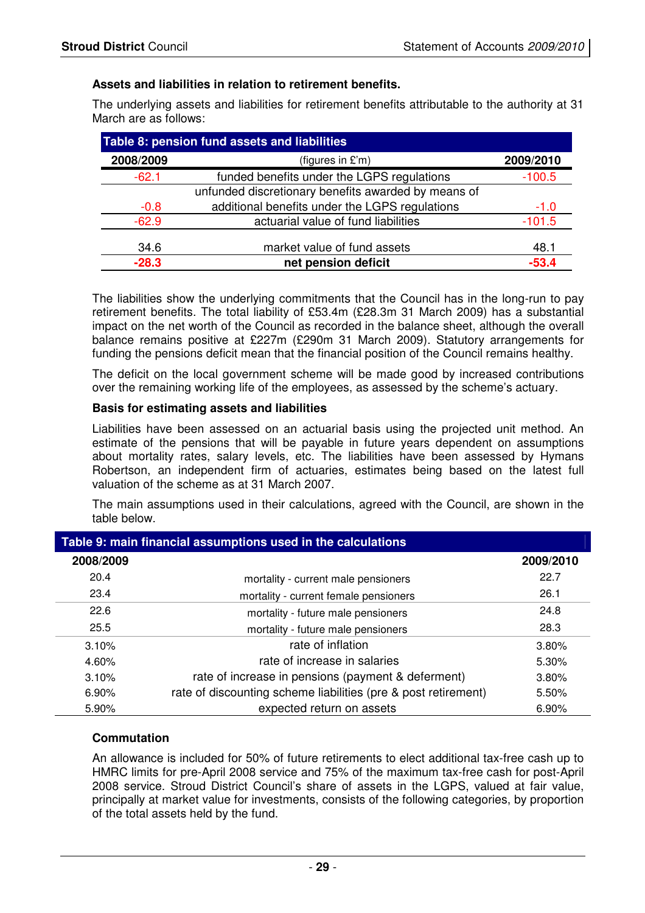### Assets and liabilities in relation to retirement benefits.

The underlying assets and liabilities for retirement benefits attributable to the authority at 31 March are as follows:

**Table 8: pension fund assets and liabilities**

| 2008/2009 | (figures in £'m) | 2009/2010 |
|---|---|---|
| -62.1 | funded benefits under the LGPS regulations | -100.5 |
| -0.8 | unfunded discretionary benefits awarded by means of additional benefits under the LGPS regulations | -1.0 |
| -62.9 | actuarial value of fund liabilities | -101.5 |
| 34.6 | market value of fund assets | 48.1 |
| **-28.3** | **net pension deficit** | **-53.4** |

The liabilities show the underlying commitments that the Council has in the long-run to pay retirement benefits. The total liability of £53.4m (£28.3m 31 March 2009) has a substantial impact on the net worth of the Council as recorded in the balance sheet, although the overall balance remains positive at £227m (£290m 31 March 2009). Statutory arrangements for funding the pensions deficit mean that the financial position of the Council remains healthy.

The deficit on the local government scheme will be made good by increased contributions over the remaining working life of the employees, as assessed by the scheme's actuary.

### Basis for estimating assets and liabilities

Liabilities have been assessed on an actuarial basis using the projected unit method. An estimate of the pensions that will be payable in future years dependent on assumptions about mortality rates, salary levels, etc. The liabilities have been assessed by Hymans Robertson, an independent firm of actuaries, estimates being based on the latest full valuation of the scheme as at 31 March 2007.

The main assumptions used in their calculations, agreed with the Council, are shown in the table below.

**Table 9: main financial assumptions used in the calculations**

| 2008/2009 | | 2009/2010 |
|---|---|---|
| 20.4 | mortality - current male pensioners | 22.7 |
| 23.4 | mortality - current female pensioners | 26.1 |
| 22.6 | mortality - future male pensioners | 24.8 |
| 25.5 | mortality - future male pensioners | 28.3 |
| 3.10% | rate of inflation | 3.80% |
| 4.60% | rate of increase in salaries | 5.30% |
| 3.10% | rate of increase in pensions (payment & deferment) | 3.80% |
| 6.90% | rate of discounting scheme liabilities (pre & post retirement) | 5.50% |
| 5.90% | expected return on assets | 6.90% |

### Commutation

An allowance is included for 50% of future retirements to elect additional tax-free cash up to HMRC limits for pre-April 2008 service and 75% of the maximum tax-free cash for post-April 2008 service. Stroud District Council's share of assets in the LGPS, valued at fair value, principally at market value for investments, consists of the following categories, by proportion of the total assets held by the fund.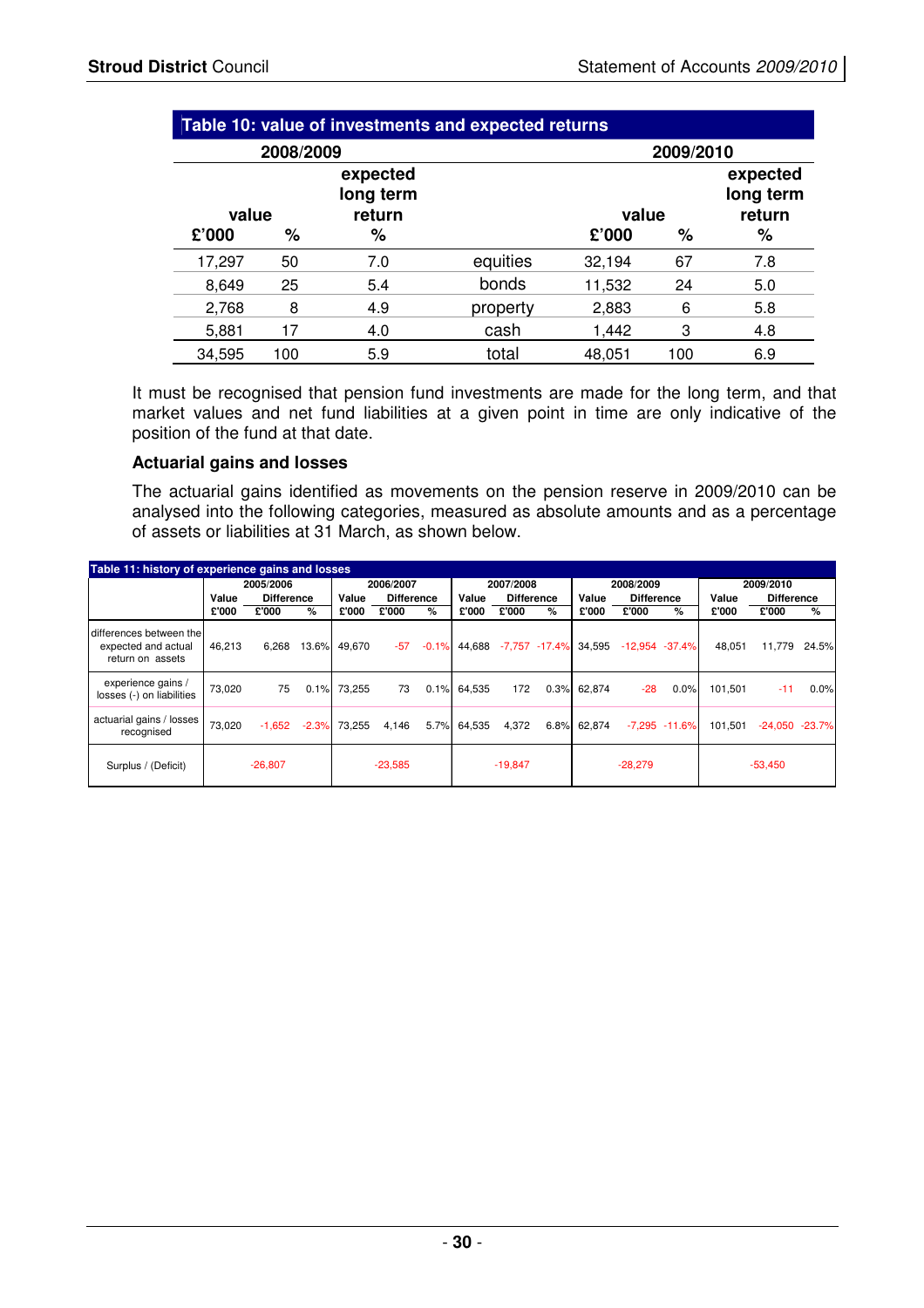| Table 10: value of investments and expected returns | | | | | | |
|---|---|---|---|---|---|---|
| 2008/2009 | | | | 2009/2010 | | |
| value £'000 | % | expected long term return % | | value £'000 | % | expected long term return % |
| 17,297 | 50 | 7.0 | equities | 32,194 | 67 | 7.8 |
| 8,649 | 25 | 5.4 | bonds | 11,532 | 24 | 5.0 |
| 2,768 | 8 | 4.9 | property | 2,883 | 6 | 5.8 |
| 5,881 | 17 | 4.0 | cash | 1,442 | 3 | 4.8 |
| 34,595 | 100 | 5.9 | total | 48,051 | 100 | 6.9 |

It must be recognised that pension fund investments are made for the long term, and that market values and net fund liabilities at a given point in time are only indicative of the position of the fund at that date.

### Actuarial gains and losses

The actuarial gains identified as movements on the pension reserve in 2009/2010 can be analysed into the following categories, measured as absolute amounts and as a percentage of assets or liabilities at 31 March, as shown below.

| Table 11: history of experience gains and losses | 2005/2006 | | | 2006/2007 | | | 2007/2008 | | | 2008/2009 | | | 2009/2010 | | |
|---|---|---|---|---|---|---|---|---|---|---|---|---|---|---|---|
| | Value | Difference | | Value | Difference | | Value | Difference | | Value | Difference | | Value | Difference | |
| | £'000 | £'000 | % | £'000 | £'000 | % | £'000 | £'000 | % | £'000 | £'000 | % | £'000 | £'000 | % |
| differences between the expected and actual return on assets | 46,213 | 6,268 | 13.6% | 49,670 | -57 | -0.1% | 44,688 | -7,757 | -17.4% | 34,595 | -12,954 | -37.4% | 48,051 | 11,779 | 24.5% |
| experience gains / losses (-) on liabilities | 73,020 | 75 | 0.1% | 73,255 | 73 | 0.1% | 64,535 | 172 | 0.3% | 62,874 | -28 | 0.0% | 101,501 | -11 | 0.0% |
| actuarial gains / losses recognised | 73,020 | -1,652 | -2.3% | 73,255 | 4,146 | 5.7% | 64,535 | 4,372 | 6.8% | 62,874 | -7,295 | -11.6% | 101,501 | -24,050 | -23.7% |
| Surplus / (Deficit) | | -26,807 | | | -23,585 | | | -19,847 | | | -28,279 | | | -53,450 | |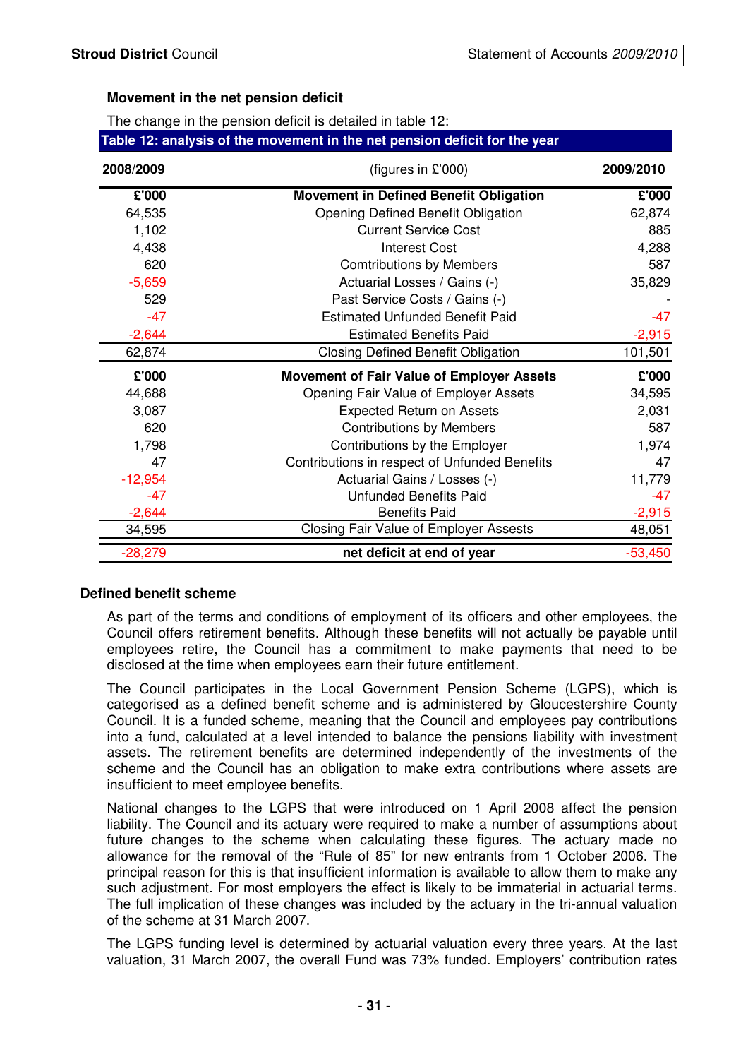## Movement in the net pension deficit

The change in the pension deficit is detailed in table 12:

**Table 12: analysis of the movement in the net pension deficit for the year**

| 2008/2009 | (figures in £'000) | 2009/2010 |
|---|---|---|
| **£'000** | **Movement in Defined Benefit Obligation** | **£'000** |
| 64,535 | Opening Defined Benefit Obligation | 62,874 |
| 1,102 | Current Service Cost | 885 |
| 4,438 | Interest Cost | 4,288 |
| 620 | Comtributions by Members | 587 |
| -5,659 | Actuarial Losses / Gains (-) | 35,829 |
| 529 | Past Service Costs / Gains (-) | - |
| -47 | Estimated Unfunded Benefit Paid | -47 |
| -2,644 | Estimated Benefits Paid | -2,915 |
| 62,874 | Closing Defined Benefit Obligation | 101,501 |
| **£'000** | **Movement of Fair Value of Employer Assets** | **£'000** |
| 44,688 | Opening Fair Value of Employer Assets | 34,595 |
| 3,087 | Expected Return on Assets | 2,031 |
| 620 | Contributions by Members | 587 |
| 1,798 | Contributions by the Employer | 1,974 |
| 47 | Contributions in respect of Unfunded Benefits | 47 |
| -12,954 | Actuarial Gains / Losses (-) | 11,779 |
| -47 | Unfunded Benefits Paid | -47 |
| -2,644 | Benefits Paid | -2,915 |
| 34,595 | Closing Fair Value of Employer Assests | 48,051 |
| -28,279 | **net deficit at end of year** | -53,450 |

### Defined benefit scheme

As part of the terms and conditions of employment of its officers and other employees, the Council offers retirement benefits. Although these benefits will not actually be payable until employees retire, the Council has a commitment to make payments that need to be disclosed at the time when employees earn their future entitlement.

The Council participates in the Local Government Pension Scheme (LGPS), which is categorised as a defined benefit scheme and is administered by Gloucestershire County Council. It is a funded scheme, meaning that the Council and employees pay contributions into a fund, calculated at a level intended to balance the pensions liability with investment assets. The retirement benefits are determined independently of the investments of the scheme and the Council has an obligation to make extra contributions where assets are insufficient to meet employee benefits.

National changes to the LGPS that were introduced on 1 April 2008 affect the pension liability. The Council and its actuary were required to make a number of assumptions about future changes to the scheme when calculating these figures. The actuary made no allowance for the removal of the "Rule of 85" for new entrants from 1 October 2006. The principal reason for this is that insufficient information is available to allow them to make any such adjustment. For most employers the effect is likely to be immaterial in actuarial terms. The full implication of these changes was included by the actuary in the tri-annual valuation of the scheme at 31 March 2007.

The LGPS funding level is determined by actuarial valuation every three years. At the last valuation, 31 March 2007, the overall Fund was 73% funded. Employers' contribution rates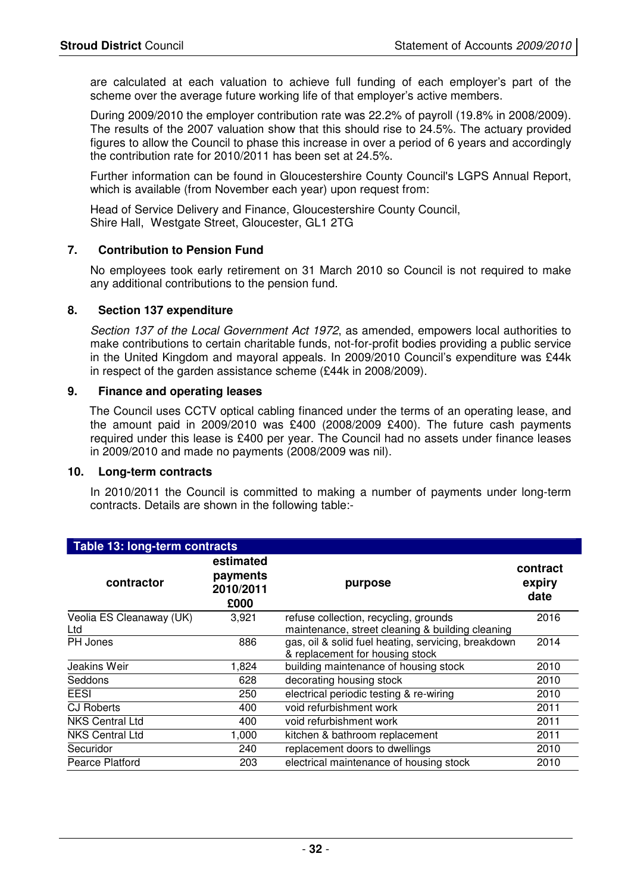are calculated at each valuation to achieve full funding of each employer's part of the scheme over the average future working life of that employer's active members.

During 2009/2010 the employer contribution rate was 22.2% of payroll (19.8% in 2008/2009). The results of the 2007 valuation show that this should rise to 24.5%. The actuary provided figures to allow the Council to phase this increase in over a period of 6 years and accordingly the contribution rate for 2010/2011 has been set at 24.5%.

Further information can be found in Gloucestershire County Council's LGPS Annual Report, which is available (from November each year) upon request from:

Head of Service Delivery and Finance, Gloucestershire County Council,
Shire Hall, Westgate Street, Gloucester, GL1 2TG

## 7. Contribution to Pension Fund

No employees took early retirement on 31 March 2010 so Council is not required to make any additional contributions to the pension fund.

## 8. Section 137 expenditure

*Section 137 of the Local Government Act 1972*, as amended, empowers local authorities to make contributions to certain charitable funds, not-for-profit bodies providing a public service in the United Kingdom and mayoral appeals. In 2009/2010 Council's expenditure was £44k in respect of the garden assistance scheme (£44k in 2008/2009).

## 9. Finance and operating leases

The Council uses CCTV optical cabling financed under the terms of an operating lease, and the amount paid in 2009/2010 was £400 (2008/2009 £400). The future cash payments required under this lease is £400 per year. The Council had no assets under finance leases in 2009/2010 and made no payments (2008/2009 was nil).

## 10. Long-term contracts

In 2010/2011 the Council is committed to making a number of payments under long-term contracts. Details are shown in the following table:-

**Table 13: long-term contracts**

| contractor | estimated payments 2010/2011 £000 | purpose | contract expiry date |
|---|---|---|---|
| Veolia ES Cleanaway (UK) Ltd | 3,921 | refuse collection, recycling, grounds maintenance, street cleaning & building cleaning | 2016 |
| PH Jones | 886 | gas, oil & solid fuel heating, servicing, breakdown & replacement for housing stock | 2014 |
| Jeakins Weir | 1,824 | building maintenance of housing stock | 2010 |
| Seddons | 628 | decorating housing stock | 2010 |
| EESI | 250 | electrical periodic testing & re-wiring | 2010 |
| CJ Roberts | 400 | void refurbishment work | 2011 |
| NKS Central Ltd | 400 | void refurbishment work | 2011 |
| NKS Central Ltd | 1,000 | kitchen & bathroom replacement | 2011 |
| Securidor | 240 | replacement doors to dwellings | 2010 |
| Pearce Platford | 203 | electrical maintenance of housing stock | 2010 |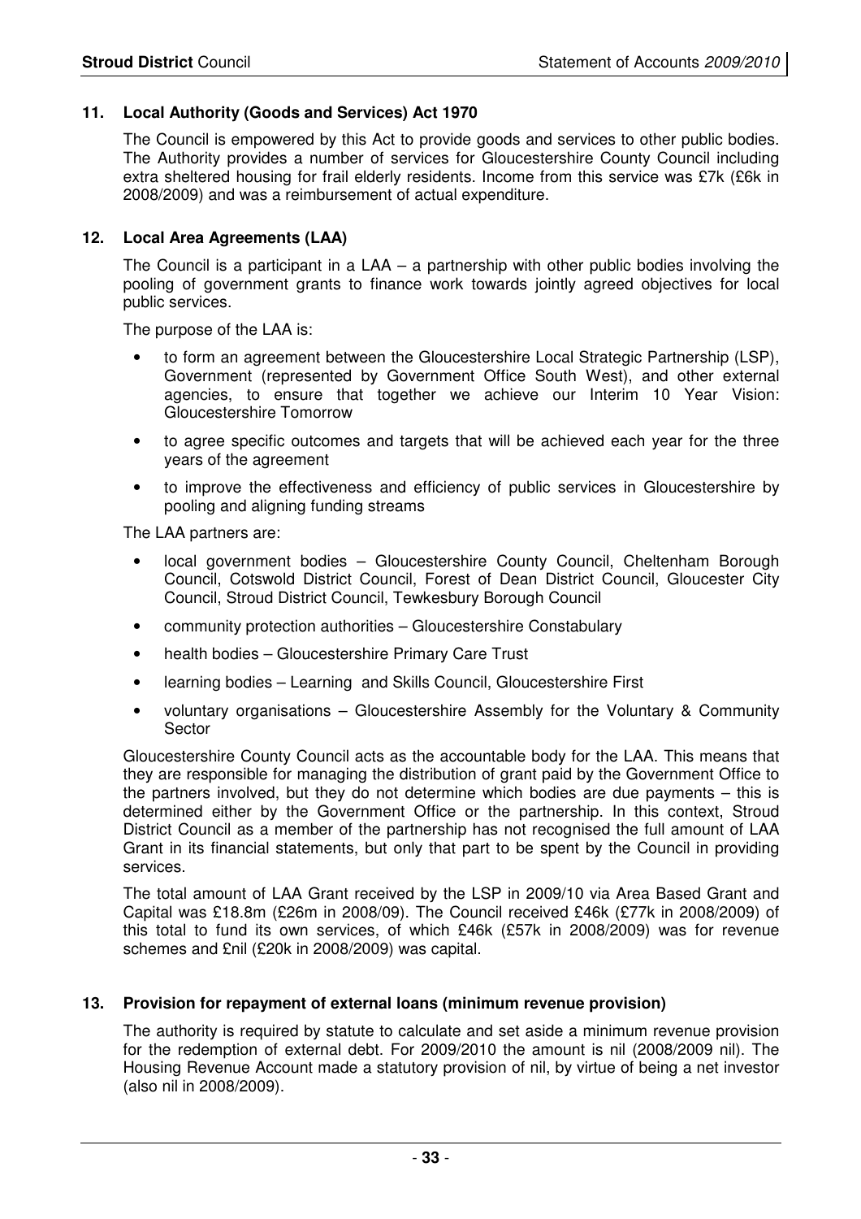## 11. Local Authority (Goods and Services) Act 1970

The Council is empowered by this Act to provide goods and services to other public bodies. The Authority provides a number of services for Gloucestershire County Council including extra sheltered housing for frail elderly residents. Income from this service was £7k (£6k in 2008/2009) and was a reimbursement of actual expenditure.

## 12. Local Area Agreements (LAA)

The Council is a participant in a LAA – a partnership with other public bodies involving the pooling of government grants to finance work towards jointly agreed objectives for local public services.

The purpose of the LAA is:

- to form an agreement between the Gloucestershire Local Strategic Partnership (LSP), Government (represented by Government Office South West), and other external agencies, to ensure that together we achieve our Interim 10 Year Vision: Gloucestershire Tomorrow
- to agree specific outcomes and targets that will be achieved each year for the three years of the agreement
- to improve the effectiveness and efficiency of public services in Gloucestershire by pooling and aligning funding streams

The LAA partners are:

- local government bodies – Gloucestershire County Council, Cheltenham Borough Council, Cotswold District Council, Forest of Dean District Council, Gloucester City Council, Stroud District Council, Tewkesbury Borough Council
- community protection authorities – Gloucestershire Constabulary
- health bodies – Gloucestershire Primary Care Trust
- learning bodies – Learning and Skills Council, Gloucestershire First
- voluntary organisations – Gloucestershire Assembly for the Voluntary & Community Sector

Gloucestershire County Council acts as the accountable body for the LAA. This means that they are responsible for managing the distribution of grant paid by the Government Office to the partners involved, but they do not determine which bodies are due payments – this is determined either by the Government Office or the partnership. In this context, Stroud District Council as a member of the partnership has not recognised the full amount of LAA Grant in its financial statements, but only that part to be spent by the Council in providing services.

The total amount of LAA Grant received by the LSP in 2009/10 via Area Based Grant and Capital was £18.8m (£26m in 2008/09). The Council received £46k (£77k in 2008/2009) of this total to fund its own services, of which £46k (£57k in 2008/2009) was for revenue schemes and £nil (£20k in 2008/2009) was capital.

## 13. Provision for repayment of external loans (minimum revenue provision)

The authority is required by statute to calculate and set aside a minimum revenue provision for the redemption of external debt. For 2009/2010 the amount is nil (2008/2009 nil). The Housing Revenue Account made a statutory provision of nil, by virtue of being a net investor (also nil in 2008/2009).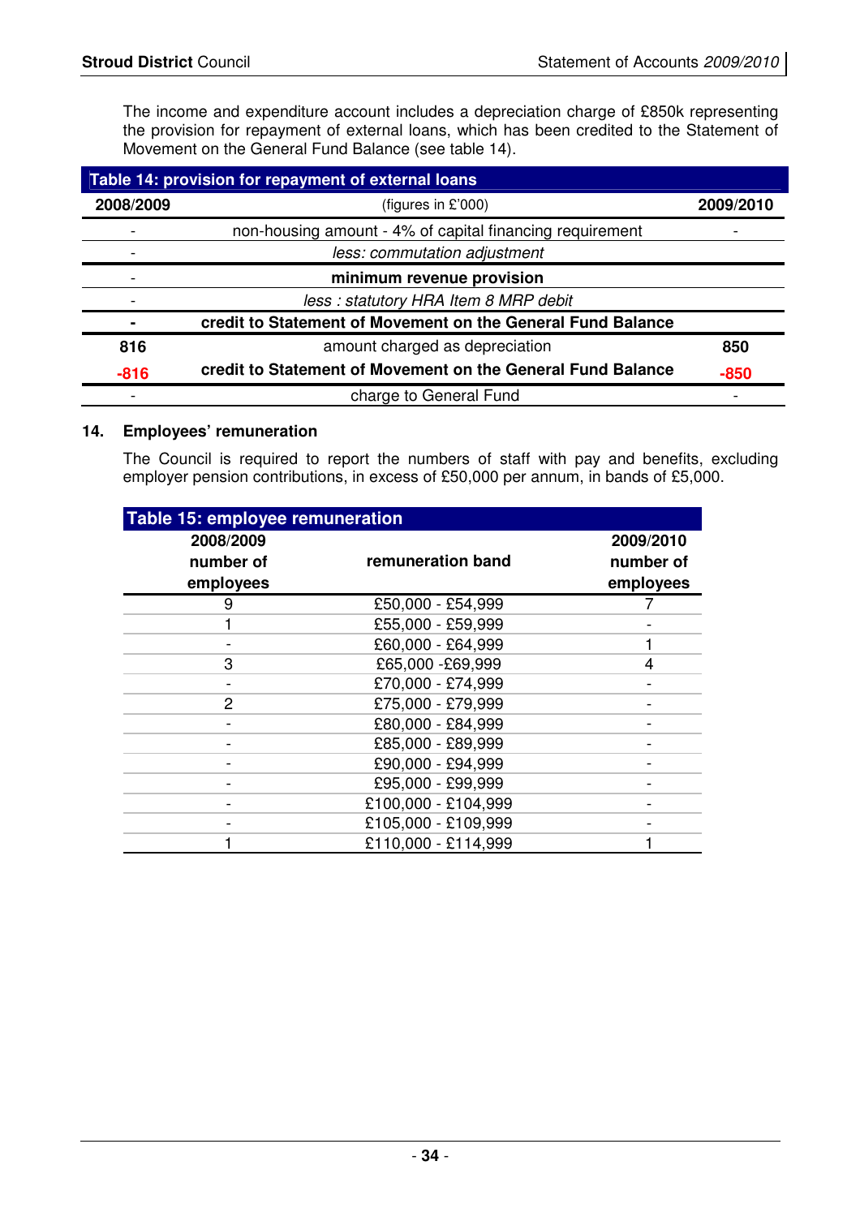The income and expenditure account includes a depreciation charge of £850k representing the provision for repayment of external loans, which has been credited to the Statement of Movement on the General Fund Balance (see table 14).

| Table 14: provision for repayment of external loans | | |
|---|---|---|
| **2008/2009** | (figures in £'000) | **2009/2010** |
| - | non-housing amount - 4% of capital financing requirement | - |
| - | *less: commutation adjustment* | |
| - | **minimum revenue provision** | |
| - | *less : statutory HRA Item 8 MRP debit* | |
| **-** | **credit to Statement of Movement on the General Fund Balance** | |
| **816** | amount charged as depreciation | **850** |
| **-816** | **credit to Statement of Movement on the General Fund Balance** | **-850** |
| - | charge to General Fund | - |

## 14. Employees' remuneration

The Council is required to report the numbers of staff with pay and benefits, excluding employer pension contributions, in excess of £50,000 per annum, in bands of £5,000.

| Table 15: employee remuneration | | |
|---|---|---|
| **2008/2009 number of employees** | **remuneration band** | **2009/2010 number of employees** |
| 9 | £50,000 - £54,999 | 7 |
| 1 | £55,000 - £59,999 | - |
| - | £60,000 - £64,999 | 1 |
| 3 | £65,000 -£69,999 | 4 |
| - | £70,000 - £74,999 | - |
| 2 | £75,000 - £79,999 | - |
| - | £80,000 - £84,999 | - |
| - | £85,000 - £89,999 | - |
| - | £90,000 - £94,999 | - |
| - | £95,000 - £99,999 | - |
| - | £100,000 - £104,999 | - |
| - | £105,000 - £109,999 | - |
| 1 | £110,000 - £114,999 | 1 |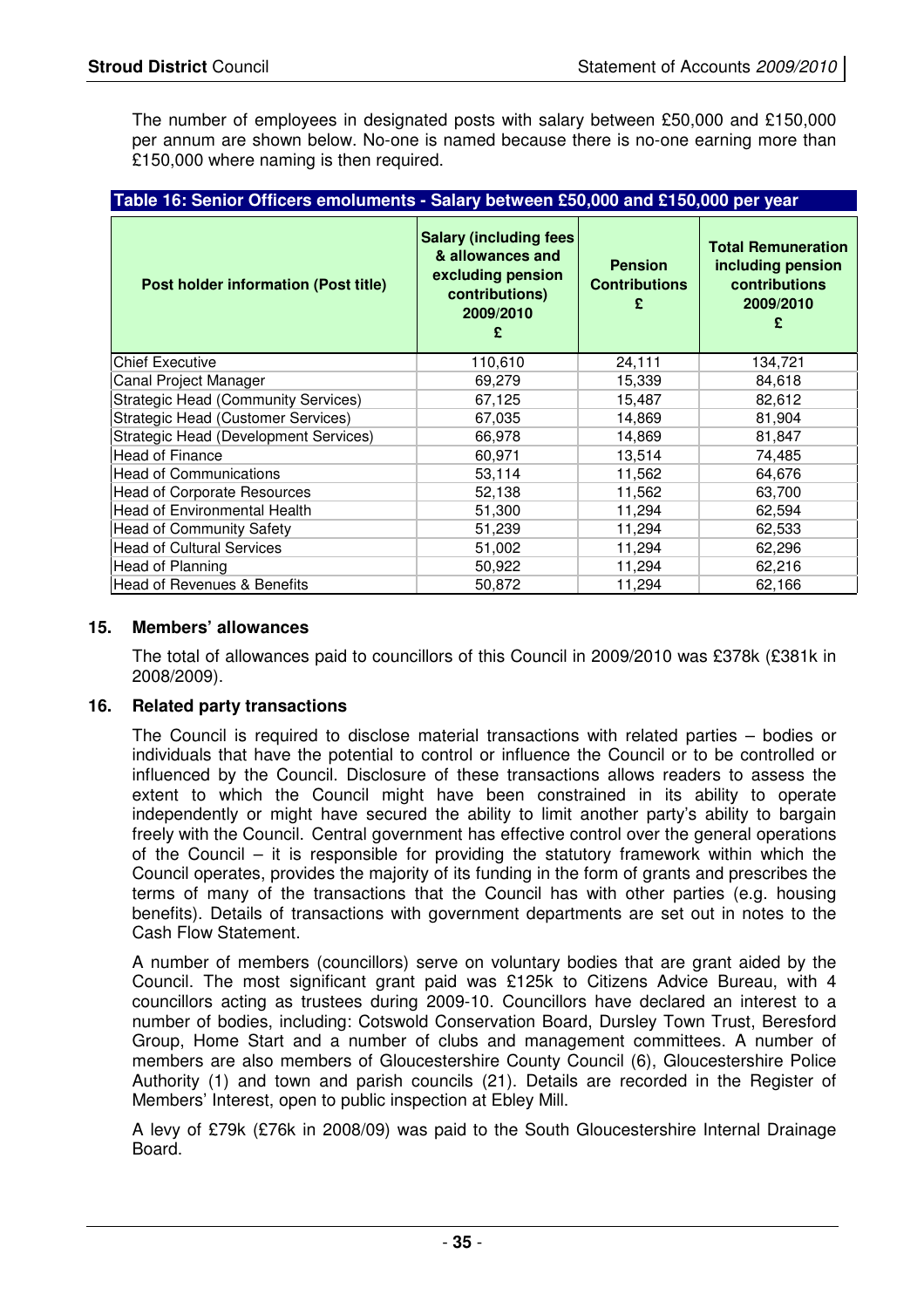The number of employees in designated posts with salary between £50,000 and £150,000 per annum are shown below. No-one is named because there is no-one earning more than £150,000 where naming is then required.

**Table 16: Senior Officers emoluments - Salary between £50,000 and £150,000 per year**

| Post holder information (Post title) | Salary (including fees & allowances and excluding pension contributions) 2009/2010 £ | Pension Contributions £ | Total Remuneration including pension contributions 2009/2010 £ |
|---|---|---|---|
| Chief Executive | 110,610 | 24,111 | 134,721 |
| Canal Project Manager | 69,279 | 15,339 | 84,618 |
| Strategic Head (Community Services) | 67,125 | 15,487 | 82,612 |
| Strategic Head (Customer Services) | 67,035 | 14,869 | 81,904 |
| Strategic Head (Development Services) | 66,978 | 14,869 | 81,847 |
| Head of Finance | 60,971 | 13,514 | 74,485 |
| Head of Communications | 53,114 | 11,562 | 64,676 |
| Head of Corporate Resources | 52,138 | 11,562 | 63,700 |
| Head of Environmental Health | 51,300 | 11,294 | 62,594 |
| Head of Community Safety | 51,239 | 11,294 | 62,533 |
| Head of Cultural Services | 51,002 | 11,294 | 62,296 |
| Head of Planning | 50,922 | 11,294 | 62,216 |
| Head of Revenues & Benefits | 50,872 | 11,294 | 62,166 |

## 15. Members' allowances

The total of allowances paid to councillors of this Council in 2009/2010 was £378k (£381k in 2008/2009).

## 16. Related party transactions

The Council is required to disclose material transactions with related parties – bodies or individuals that have the potential to control or influence the Council or to be controlled or influenced by the Council. Disclosure of these transactions allows readers to assess the extent to which the Council might have been constrained in its ability to operate independently or might have secured the ability to limit another party's ability to bargain freely with the Council. Central government has effective control over the general operations of the Council – it is responsible for providing the statutory framework within which the Council operates, provides the majority of its funding in the form of grants and prescribes the terms of many of the transactions that the Council has with other parties (e.g. housing benefits). Details of transactions with government departments are set out in notes to the Cash Flow Statement.

A number of members (councillors) serve on voluntary bodies that are grant aided by the Council. The most significant grant paid was £125k to Citizens Advice Bureau, with 4 councillors acting as trustees during 2009-10. Councillors have declared an interest to a number of bodies, including: Cotswold Conservation Board, Dursley Town Trust, Beresford Group, Home Start and a number of clubs and management committees. A number of members are also members of Gloucestershire County Council (6), Gloucestershire Police Authority (1) and town and parish councils (21). Details are recorded in the Register of Members' Interest, open to public inspection at Ebley Mill.

A levy of £79k (£76k in 2008/09) was paid to the South Gloucestershire Internal Drainage Board.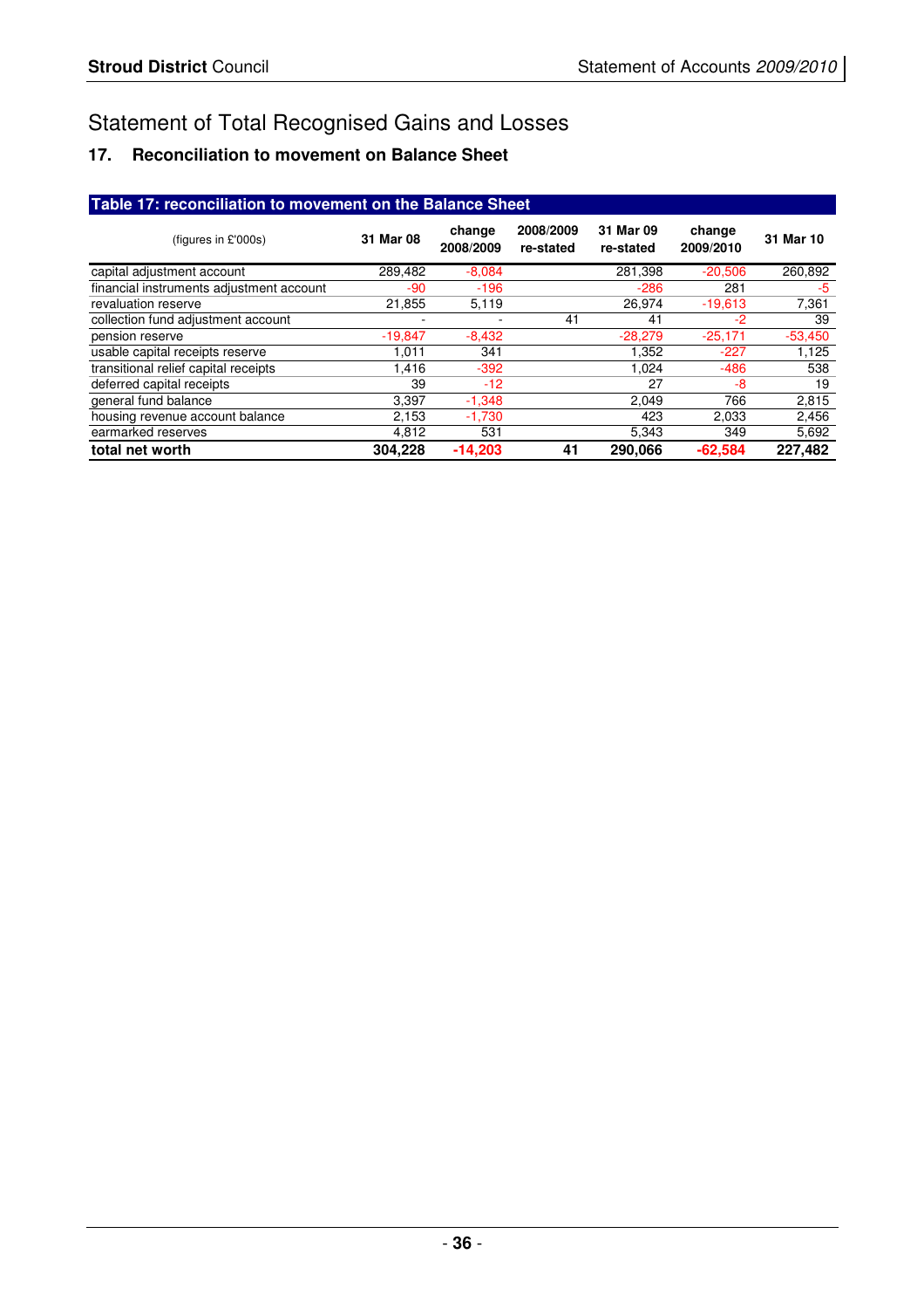# Statement of Total Recognised Gains and Losses

## 17. Reconciliation to movement on Balance Sheet

**Table 17: reconciliation to movement on the Balance Sheet**

| (figures in £'000s) | 31 Mar 08 | change 2008/2009 | 2008/2009 re-stated | 31 Mar 09 re-stated | change 2009/2010 | 31 Mar 10 |
|---|---|---|---|---|---|---|
| capital adjustment account | 289,482 | -8,084 | | 281,398 | -20,506 | 260,892 |
| financial instruments adjustment account | -90 | -196 | | -286 | 281 | -5 |
| revaluation reserve | 21,855 | 5,119 | | 26,974 | -19,613 | 7,361 |
| collection fund adjustment account | - | - | 41 | 41 | -2 | 39 |
| pension reserve | -19,847 | -8,432 | | -28,279 | -25,171 | -53,450 |
| usable capital receipts reserve | 1,011 | 341 | | 1,352 | -227 | 1,125 |
| transitional relief capital receipts | 1,416 | -392 | | 1,024 | -486 | 538 |
| deferred capital receipts | 39 | -12 | | 27 | -8 | 19 |
| general fund balance | 3,397 | -1,348 | | 2,049 | 766 | 2,815 |
| housing revenue account balance | 2,153 | -1,730 | | 423 | 2,033 | 2,456 |
| earmarked reserves | 4,812 | 531 | | 5,343 | 349 | 5,692 |
| **total net worth** | **304,228** | **-14,203** | **41** | **290,066** | **-62,584** | **227,482** |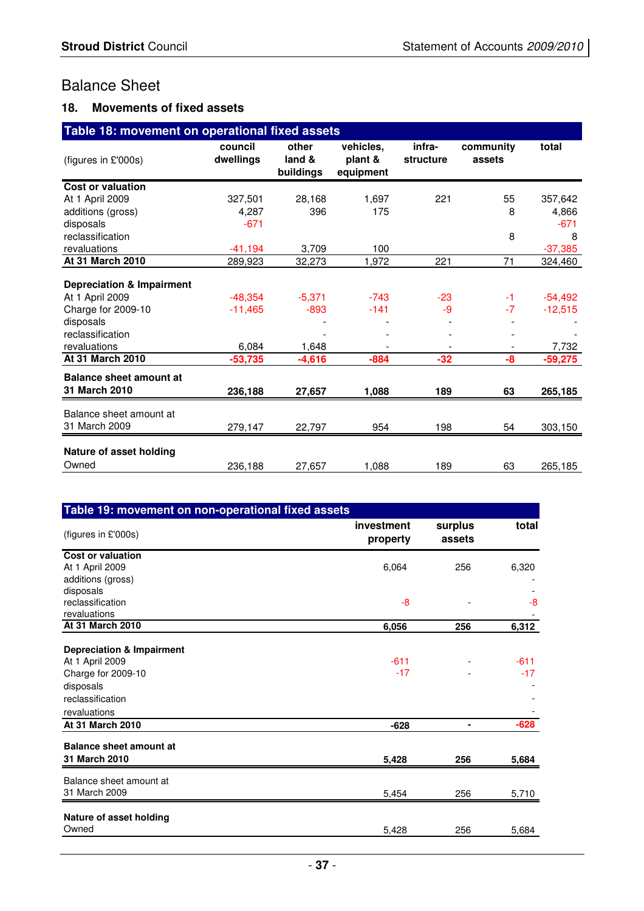# Balance Sheet

## 18. Movements of fixed assets

**Table 18: movement on operational fixed assets**

| (figures in £'000s) | council dwellings | other land & buildings | vehicles, plant & equipment | infra-structure | community assets | total |
|---|---|---|---|---|---|---|
| **Cost or valuation** | | | | | | |
| At 1 April 2009 | 327,501 | 28,168 | 1,697 | 221 | 55 | 357,642 |
| additions (gross) | 4,287 | 396 | 175 | | 8 | 4,866 |
| disposals | -671 | | | | | -671 |
| reclassification | | | | | 8 | 8 |
| revaluations | -41,194 | 3,709 | 100 | | | -37,385 |
| **At 31 March 2010** | 289,923 | 32,273 | 1,972 | 221 | 71 | 324,460 |
| **Depreciation & Impairment** | | | | | | |
| At 1 April 2009 | -48,354 | -5,371 | -743 | -23 | -1 | -54,492 |
| Charge for 2009-10 | -11,465 | -893 | -141 | -9 | -7 | -12,515 |
| disposals | | - | - | - | - | - |
| reclassification | | - | - | - | - | - |
| revaluations | 6,084 | 1,648 | - | - | - | 7,732 |
| **At 31 March 2010** | **-53,735** | **-4,616** | **-884** | **-32** | **-8** | **-59,275** |
| **Balance sheet amount at 31 March 2010** | **236,188** | **27,657** | **1,088** | **189** | **63** | **265,185** |
| Balance sheet amount at 31 March 2009 | 279,147 | 22,797 | 954 | 198 | 54 | 303,150 |
| **Nature of asset holding** | | | | | | |
| Owned | 236,188 | 27,657 | 1,088 | 189 | 63 | 265,185 |

**Table 19: movement on non-operational fixed assets**

| (figures in £'000s) | investment property | surplus assets | total |
|---|---|---|---|
| **Cost or valuation** | | | |
| At 1 April 2009 | 6,064 | 256 | 6,320 |
| additions (gross) | | | - |
| disposals | | | - |
| reclassification | -8 | - | -8 |
| revaluations | | | - |
| **At 31 March 2010** | **6,056** | **256** | **6,312** |
| **Depreciation & Impairment** | | | |
| At 1 April 2009 | -611 | - | -611 |
| Charge for 2009-10 | -17 | - | -17 |
| disposals | | | - |
| reclassification | | | - |
| revaluations | | | - |
| **At 31 March 2010** | **-628** | **-** | **-628** |
| **Balance sheet amount at 31 March 2010** | **5,428** | **256** | **5,684** |
| Balance sheet amount at 31 March 2009 | 5,454 | 256 | 5,710 |
| **Nature of asset holding** | | | |
| Owned | 5,428 | 256 | 5,684 |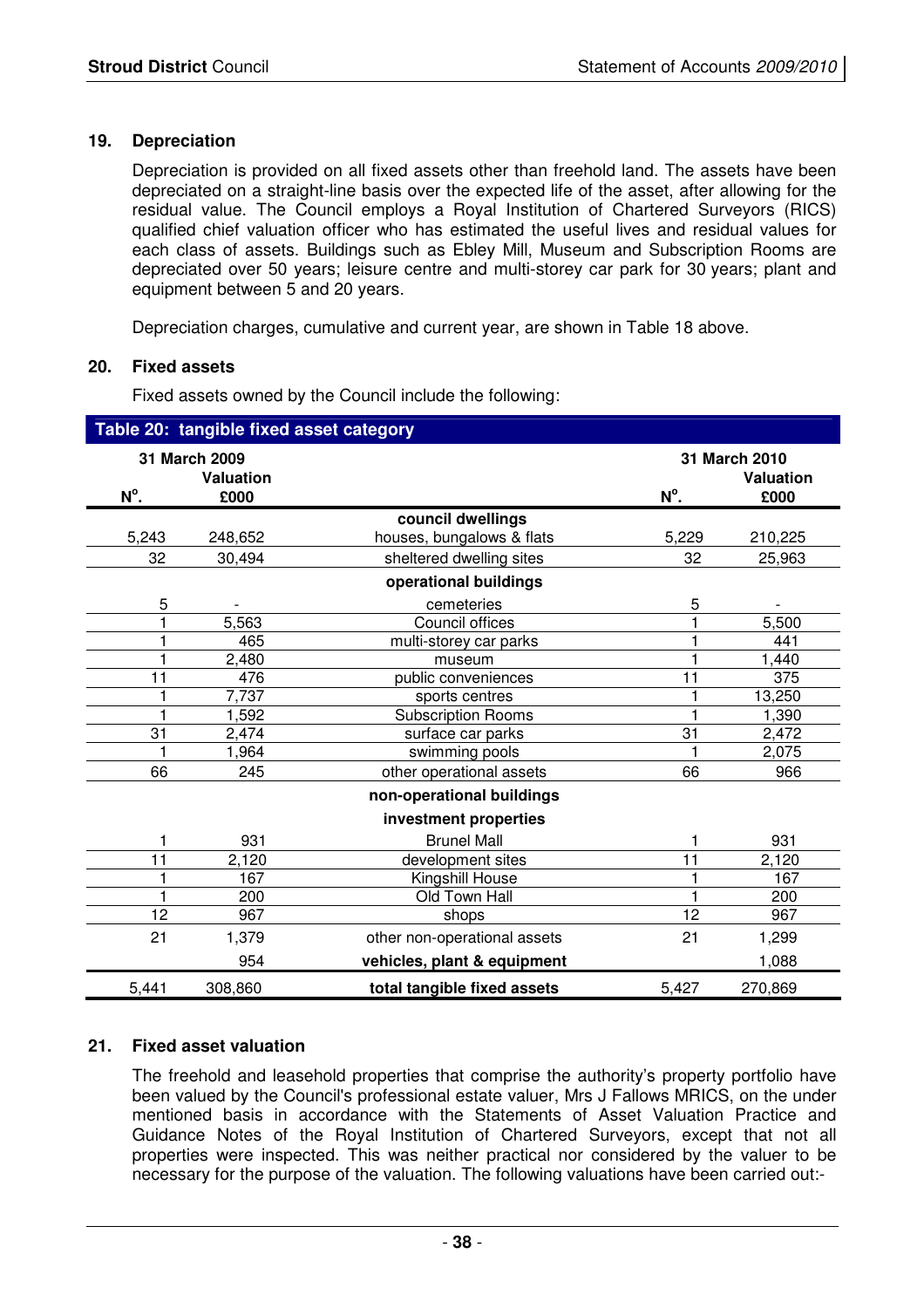## 19. Depreciation

Depreciation is provided on all fixed assets other than freehold land. The assets have been depreciated on a straight-line basis over the expected life of the asset, after allowing for the residual value. The Council employs a Royal Institution of Chartered Surveyors (RICS) qualified chief valuation officer who has estimated the useful lives and residual values for each class of assets. Buildings such as Ebley Mill, Museum and Subscription Rooms are depreciated over 50 years; leisure centre and multi-storey car park for 30 years; plant and equipment between 5 and 20 years.

Depreciation charges, cumulative and current year, are shown in Table 18 above.

## 20. Fixed assets

Fixed assets owned by the Council include the following:

**Table 20: tangible fixed asset category**

| 31 March 2009 N°. | 31 March 2009 Valuation £000 | | 31 March 2010 N°. | 31 March 2010 Valuation £000 |
|---|---|---|---|---|
| | | **council dwellings** | | |
| 5,243 | 248,652 | houses, bungalows & flats | 5,229 | 210,225 |
| 32 | 30,494 | sheltered dwelling sites | 32 | 25,963 |
| | | **operational buildings** | | |
| 5 | - | cemeteries | 5 | - |
| 1 | 5,563 | Council offices | 1 | 5,500 |
| 1 | 465 | multi-storey car parks | 1 | 441 |
| 1 | 2,480 | museum | 1 | 1,440 |
| 11 | 476 | public conveniences | 11 | 375 |
| 1 | 7,737 | sports centres | 1 | 13,250 |
| 1 | 1,592 | Subscription Rooms | 1 | 1,390 |
| 31 | 2,474 | surface car parks | 31 | 2,472 |
| 1 | 1,964 | swimming pools | 1 | 2,075 |
| 66 | 245 | other operational assets | 66 | 966 |
| | | **non-operational buildings** | | |
| | | **investment properties** | | |
| 1 | 931 | Brunel Mall | 1 | 931 |
| 11 | 2,120 | development sites | 11 | 2,120 |
| 1 | 167 | Kingshill House | 1 | 167 |
| 1 | 200 | Old Town Hall | 1 | 200 |
| 12 | 967 | shops | 12 | 967 |
| 21 | 1,379 | other non-operational assets | 21 | 1,299 |
| | 954 | **vehicles, plant & equipment** | | 1,088 |
| 5,441 | 308,860 | **total tangible fixed assets** | 5,427 | 270,869 |

## 21. Fixed asset valuation

The freehold and leasehold properties that comprise the authority's property portfolio have been valued by the Council's professional estate valuer, Mrs J Fallows MRICS, on the under mentioned basis in accordance with the Statements of Asset Valuation Practice and Guidance Notes of the Royal Institution of Chartered Surveyors, except that not all properties were inspected. This was neither practical nor considered by the valuer to be necessary for the purpose of the valuation. The following valuations have been carried out:-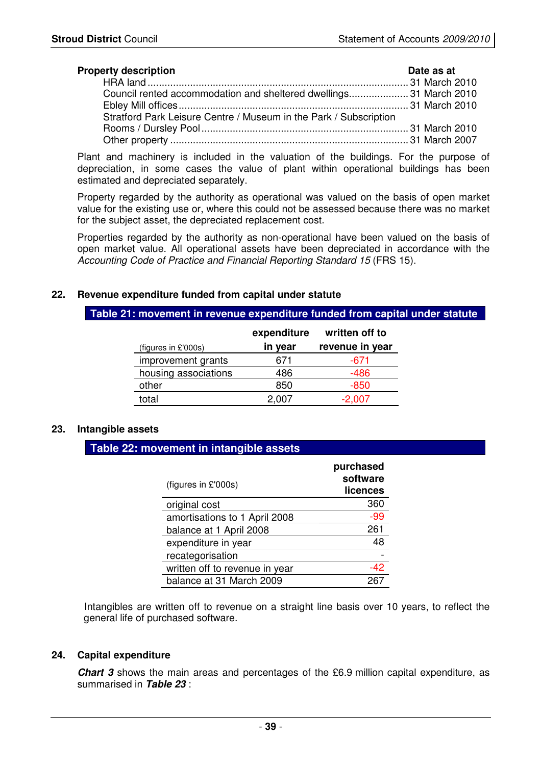| Property description | Date as at |
|---|---|
| HRA land | 31 March 2010 |
| Council rented accommodation and sheltered dwellings | 31 March 2010 |
| Ebley Mill offices | 31 March 2010 |
| Stratford Park Leisure Centre / Museum in the Park / Subscription Rooms / Dursley Pool | 31 March 2010 |
| Other property | 31 March 2007 |

Plant and machinery is included in the valuation of the buildings. For the purpose of depreciation, in some cases the value of plant within operational buildings has been estimated and depreciated separately.

Property regarded by the authority as operational was valued on the basis of open market value for the existing use or, where this could not be assessed because there was no market for the subject asset, the depreciated replacement cost.

Properties regarded by the authority as non-operational have been valued on the basis of open market value. All operational assets have been depreciated in accordance with the *Accounting Code of Practice and Financial Reporting Standard 15* (FRS 15).

## 22. Revenue expenditure funded from capital under statute

**Table 21: movement in revenue expenditure funded from capital under statute**

| (figures in £'000s) | expenditure in year | written off to revenue in year |
|---|---|---|
| improvement grants | 671 | -671 |
| housing associations | 486 | -486 |
| other | 850 | -850 |
| total | 2,007 | -2,007 |

## 23. Intangible assets

**Table 22: movement in intangible assets**

| (figures in £'000s) | purchased software licences |
|---|---|
| original cost | 360 |
| amortisations to 1 April 2008 | -99 |
| balance at 1 April 2008 | 261 |
| expenditure in year | 48 |
| recategorisation | - |
| written off to revenue in year | -42 |
| balance at 31 March 2009 | 267 |

Intangibles are written off to revenue on a straight line basis over 10 years, to reflect the general life of purchased software.

## 24. Capital expenditure

***Chart 3*** shows the main areas and percentages of the £6.9 million capital expenditure, as summarised in ***Table 23*** :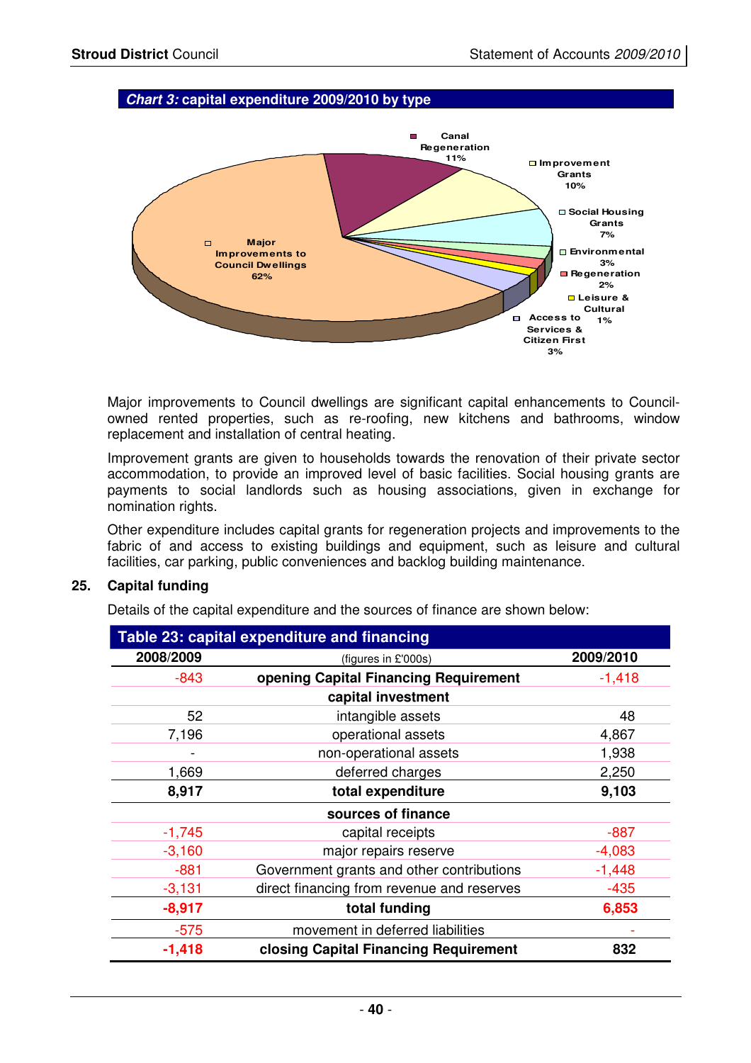***Chart 3:* capital expenditure 2009/2010 by type**

Major improvements to Council dwellings are significant capital enhancements to Council-owned rented properties, such as re-roofing, new kitchens and bathrooms, window replacement and installation of central heating.

Improvement grants are given to households towards the renovation of their private sector accommodation, to provide an improved level of basic facilities. Social housing grants are payments to social landlords such as housing associations, given in exchange for nomination rights.

Other expenditure includes capital grants for regeneration projects and improvements to the fabric of and access to existing buildings and equipment, such as leisure and cultural facilities, car parking, public conveniences and backlog building maintenance.

## 25. Capital funding

Details of the capital expenditure and the sources of finance are shown below:

**Table 23: capital expenditure and financing**

| 2008/2009 | (figures in £'000s) | 2009/2010 |
|---|---|---|
| -843 | **opening Capital Financing Requirement** | -1,418 |
| | **capital investment** | |
| 52 | intangible assets | 48 |
| 7,196 | operational assets | 4,867 |
| - | non-operational assets | 1,938 |
| 1,669 | deferred charges | 2,250 |
| **8,917** | **total expenditure** | **9,103** |
| | **sources of finance** | |
| -1,745 | capital receipts | -887 |
| -3,160 | major repairs reserve | -4,083 |
| -881 | Government grants and other contributions | -1,448 |
| -3,131 | direct financing from revenue and reserves | -435 |
| **-8,917** | **total funding** | **6,853** |
| -575 | movement in deferred liabilities | - |
| **-1,418** | **closing Capital Financing Requirement** | **832** |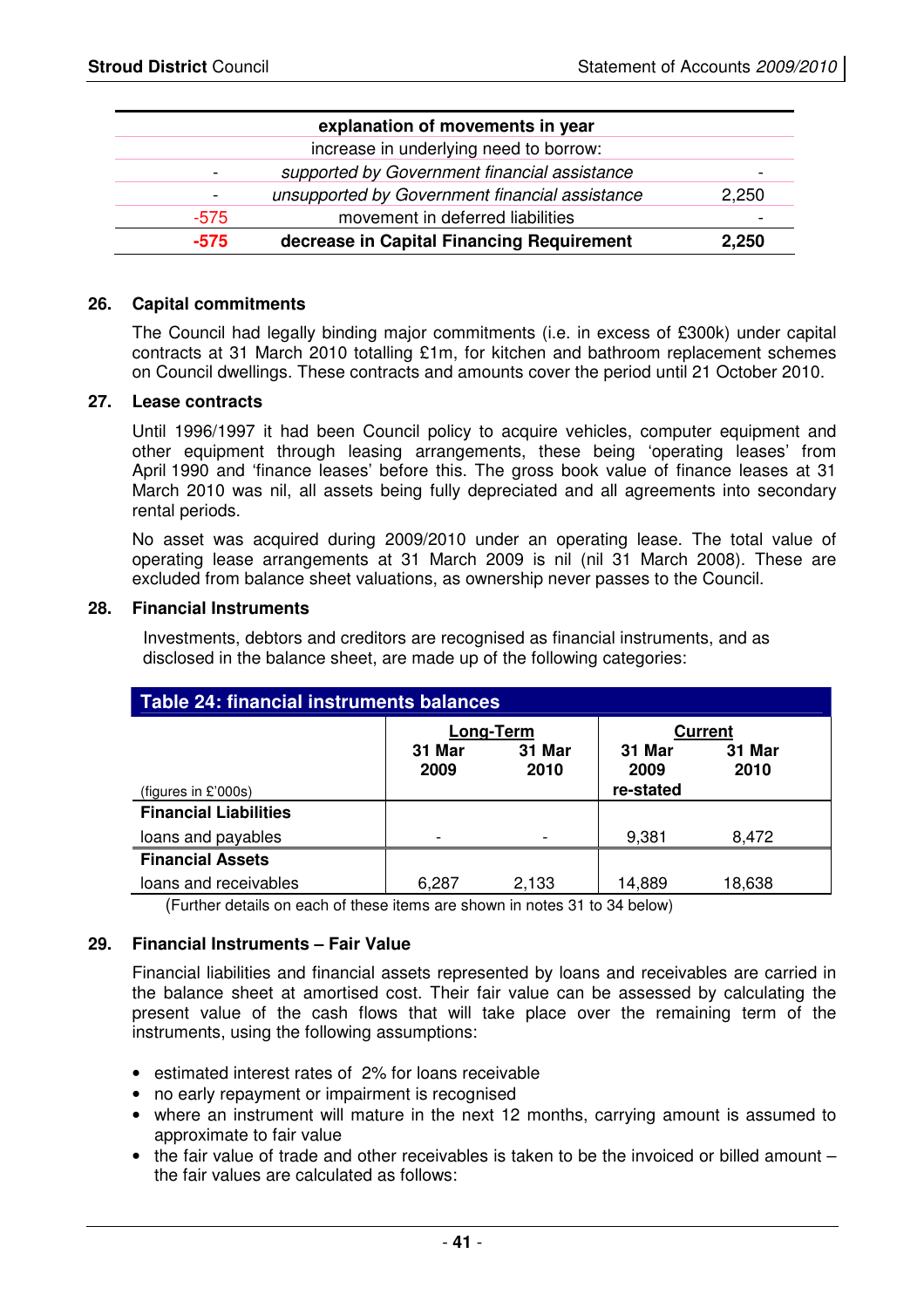| | explanation of movements in year | |
|---|---|---|
| | increase in underlying need to borrow: | |
| - | *supported by Government financial assistance* | - |
| - | *unsupported by Government financial assistance* | 2,250 |
| -575 | movement in deferred liabilities | - |
| **-575** | **decrease in Capital Financing Requirement** | **2,250** |

### 26. Capital commitments

The Council had legally binding major commitments (i.e. in excess of £300k) under capital contracts at 31 March 2010 totalling £1m, for kitchen and bathroom replacement schemes on Council dwellings. These contracts and amounts cover the period until 21 October 2010.

### 27. Lease contracts

Until 1996/1997 it had been Council policy to acquire vehicles, computer equipment and other equipment through leasing arrangements, these being 'operating leases' from April 1990 and 'finance leases' before this. The gross book value of finance leases at 31 March 2010 was nil, all assets being fully depreciated and all agreements into secondary rental periods.

No asset was acquired during 2009/2010 under an operating lease. The total value of operating lease arrangements at 31 March 2009 is nil (nil 31 March 2008). These are excluded from balance sheet valuations, as ownership never passes to the Council.

### 28. Financial Instruments

Investments, debtors and creditors are recognised as financial instruments, and as disclosed in the balance sheet, are made up of the following categories:

**Table 24: financial instruments balances**

| | Long-Term | | Current | |
|---|---|---|---|---|
| (figures in £'000s) | 31 Mar 2009 | 31 Mar 2010 | 31 Mar 2009 re-stated | 31 Mar 2010 |
| **Financial Liabilities** | | | | |
| loans and payables | - | - | 9,381 | 8,472 |
| **Financial Assets** | | | | |
| loans and receivables | 6,287 | 2,133 | 14,889 | 18,638 |

(Further details on each of these items are shown in notes 31 to 34 below)

### 29. Financial Instruments – Fair Value

Financial liabilities and financial assets represented by loans and receivables are carried in the balance sheet at amortised cost. Their fair value can be assessed by calculating the present value of the cash flows that will take place over the remaining term of the instruments, using the following assumptions:

- estimated interest rates of 2% for loans receivable
- no early repayment or impairment is recognised
- where an instrument will mature in the next 12 months, carrying amount is assumed to approximate to fair value
- the fair value of trade and other receivables is taken to be the invoiced or billed amount – the fair values are calculated as follows: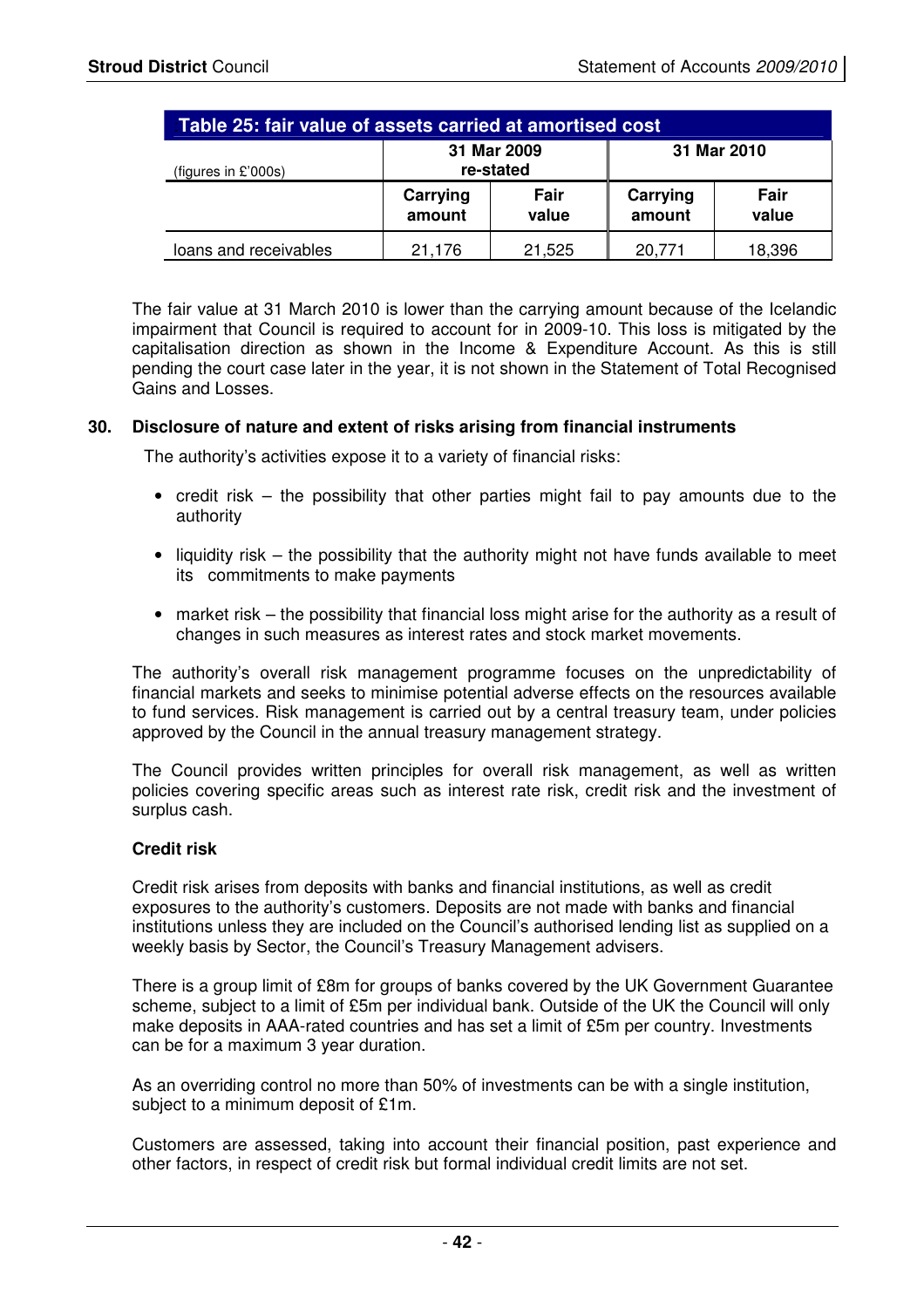| Table 25: fair value of assets carried at amortised cost | | | | |
|---|---|---|---|---|
| (figures in £'000s) | 31 Mar 2009 re-stated | | 31 Mar 2010 | |
| | Carrying amount | Fair value | Carrying amount | Fair value |
| loans and receivables | 21,176 | 21,525 | 20,771 | 18,396 |

The fair value at 31 March 2010 is lower than the carrying amount because of the Icelandic impairment that Council is required to account for in 2009-10. This loss is mitigated by the capitalisation direction as shown in the Income & Expenditure Account. As this is still pending the court case later in the year, it is not shown in the Statement of Total Recognised Gains and Losses.

## 30. Disclosure of nature and extent of risks arising from financial instruments

The authority's activities expose it to a variety of financial risks:

- credit risk – the possibility that other parties might fail to pay amounts due to the authority
- liquidity risk – the possibility that the authority might not have funds available to meet its commitments to make payments
- market risk – the possibility that financial loss might arise for the authority as a result of changes in such measures as interest rates and stock market movements.

The authority's overall risk management programme focuses on the unpredictability of financial markets and seeks to minimise potential adverse effects on the resources available to fund services. Risk management is carried out by a central treasury team, under policies approved by the Council in the annual treasury management strategy.

The Council provides written principles for overall risk management, as well as written policies covering specific areas such as interest rate risk, credit risk and the investment of surplus cash.

### Credit risk

Credit risk arises from deposits with banks and financial institutions, as well as credit exposures to the authority's customers. Deposits are not made with banks and financial institutions unless they are included on the Council's authorised lending list as supplied on a weekly basis by Sector, the Council's Treasury Management advisers.

There is a group limit of £8m for groups of banks covered by the UK Government Guarantee scheme, subject to a limit of £5m per individual bank. Outside of the UK the Council will only make deposits in AAA-rated countries and has set a limit of £5m per country. Investments can be for a maximum 3 year duration.

As an overriding control no more than 50% of investments can be with a single institution, subject to a minimum deposit of £1m.

Customers are assessed, taking into account their financial position, past experience and other factors, in respect of credit risk but formal individual credit limits are not set.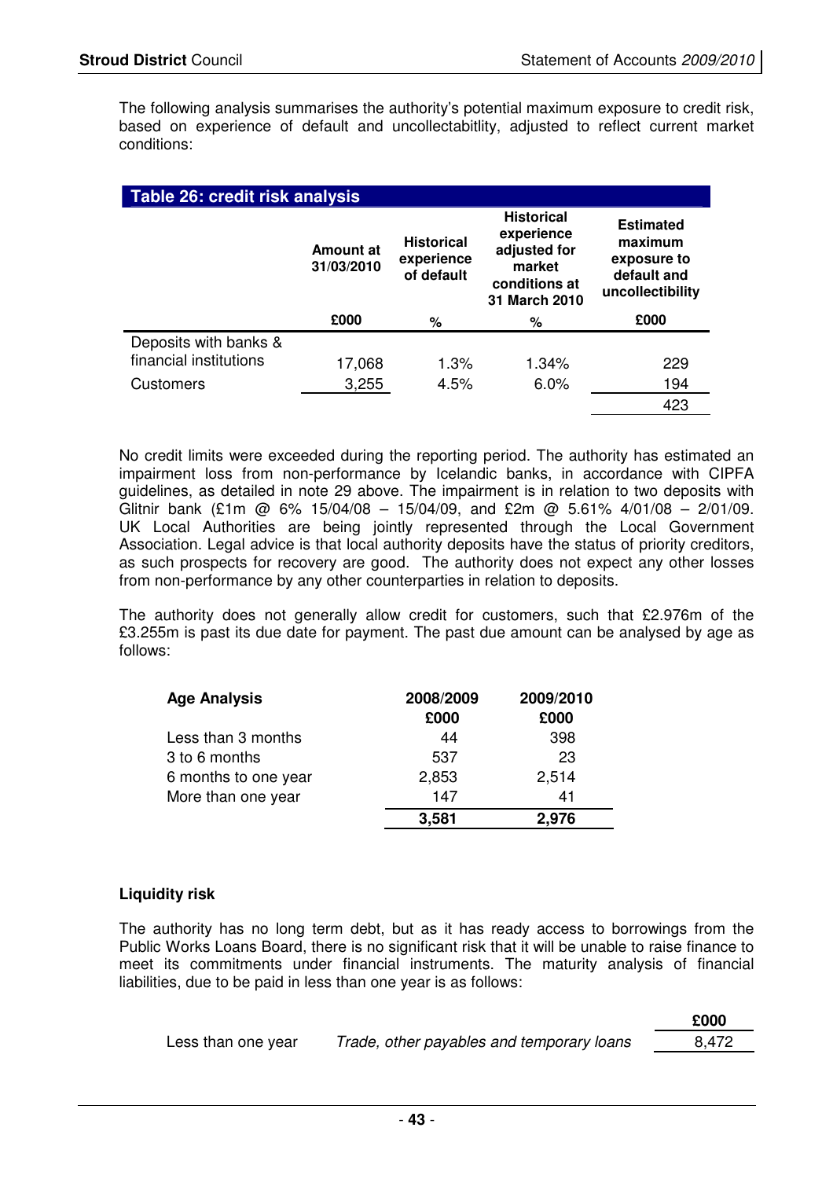The following analysis summarises the authority's potential maximum exposure to credit risk, based on experience of default and uncollectabitlity, adjusted to reflect current market conditions:

**Table 26: credit risk analysis**

| | Amount at 31/03/2010 | Historical experience of default | Historical experience adjusted for market conditions at 31 March 2010 | Estimated maximum exposure to default and uncollectibility |
|---|---|---|---|---|
| | £000 | % | % | £000 |
| Deposits with banks & financial institutions | 17,068 | 1.3% | 1.34% | 229 |
| Customers | 3,255 | 4.5% | 6.0% | 194 |
| | | | | 423 |

No credit limits were exceeded during the reporting period. The authority has estimated an impairment loss from non-performance by Icelandic banks, in accordance with CIPFA guidelines, as detailed in note 29 above. The impairment is in relation to two deposits with Glitnir bank (£1m @ 6% 15/04/08 – 15/04/09, and £2m @ 5.61% 4/01/08 – 2/01/09. UK Local Authorities are being jointly represented through the Local Government Association. Legal advice is that local authority deposits have the status of priority creditors, as such prospects for recovery are good. The authority does not expect any other losses from non-performance by any other counterparties in relation to deposits.

The authority does not generally allow credit for customers, such that £2.976m of the £3.255m is past its due date for payment. The past due amount can be analysed by age as follows:

| Age Analysis | 2008/2009 £000 | 2009/2010 £000 |
|---|---|---|
| Less than 3 months | 44 | 398 |
| 3 to 6 months | 537 | 23 |
| 6 months to one year | 2,853 | 2,514 |
| More than one year | 147 | 41 |
| | **3,581** | **2,976** |

**Liquidity risk**

The authority has no long term debt, but as it has ready access to borrowings from the Public Works Loans Board, there is no significant risk that it will be unable to raise finance to meet its commitments under financial instruments. The maturity analysis of financial liabilities, due to be paid in less than one year is as follows:

| | | £000 |
|---|---|---|
| Less than one year | *Trade, other payables and temporary loans* | 8,472 |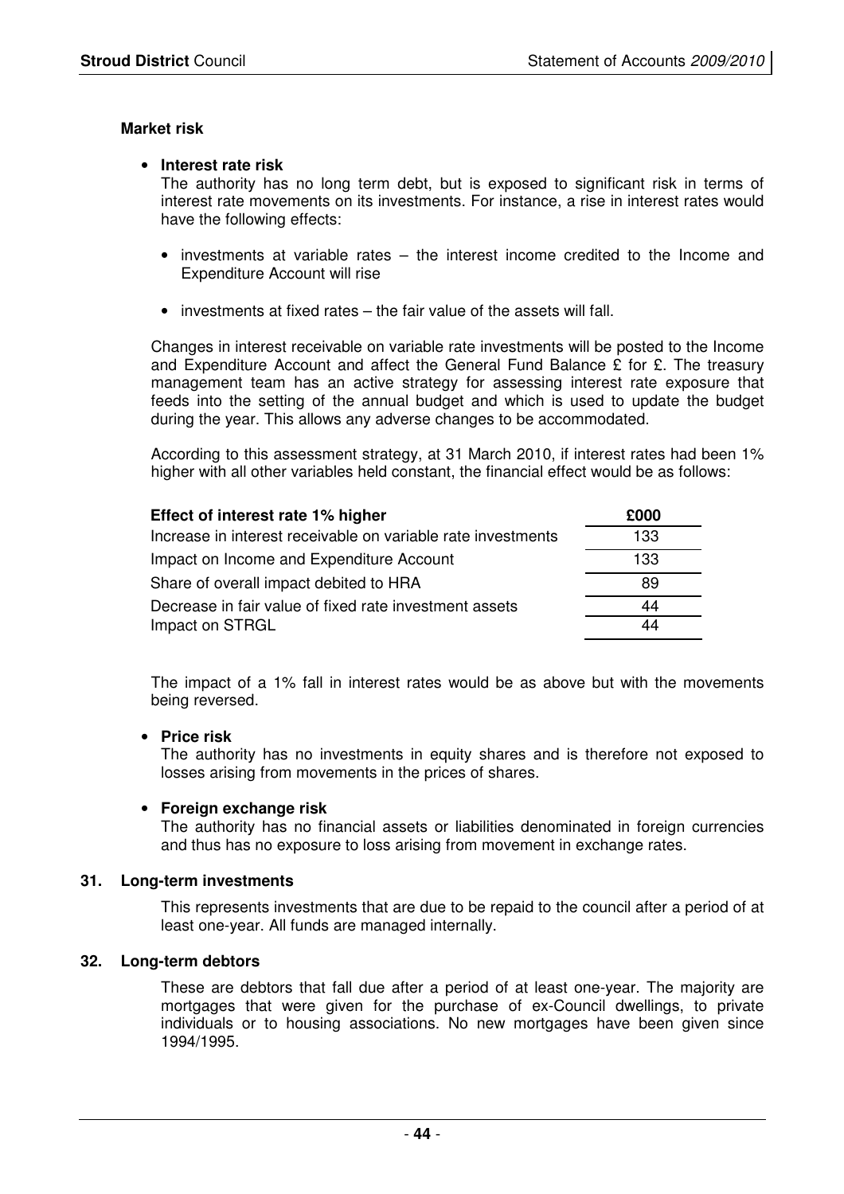**Market risk**

- **Interest rate risk**

  The authority has no long term debt, but is exposed to significant risk in terms of interest rate movements on its investments. For instance, a rise in interest rates would have the following effects:

  - investments at variable rates – the interest income credited to the Income and Expenditure Account will rise
  - investments at fixed rates – the fair value of the assets will fall.

  Changes in interest receivable on variable rate investments will be posted to the Income and Expenditure Account and affect the General Fund Balance £ for £. The treasury management team has an active strategy for assessing interest rate exposure that feeds into the setting of the annual budget and which is used to update the budget during the year. This allows any adverse changes to be accommodated.

  According to this assessment strategy, at 31 March 2010, if interest rates had been 1% higher with all other variables held constant, the financial effect would be as follows:

| Effect of interest rate 1% higher | £000 |
|---|---|
| Increase in interest receivable on variable rate investments | 133 |
| Impact on Income and Expenditure Account | 133 |
| Share of overall impact debited to HRA | 89 |
| Decrease in fair value of fixed rate investment assets | 44 |
| Impact on STRGL | 44 |

  The impact of a 1% fall in interest rates would be as above but with the movements being reversed.

- **Price risk**

  The authority has no investments in equity shares and is therefore not exposed to losses arising from movements in the prices of shares.

- **Foreign exchange risk**

  The authority has no financial assets or liabilities denominated in foreign currencies and thus has no exposure to loss arising from movement in exchange rates.

**31. Long-term investments**

This represents investments that are due to be repaid to the council after a period of at least one-year. All funds are managed internally.

**32. Long-term debtors**

These are debtors that fall due after a period of at least one-year. The majority are mortgages that were given for the purchase of ex-Council dwellings, to private individuals or to housing associations. No new mortgages have been given since 1994/1995.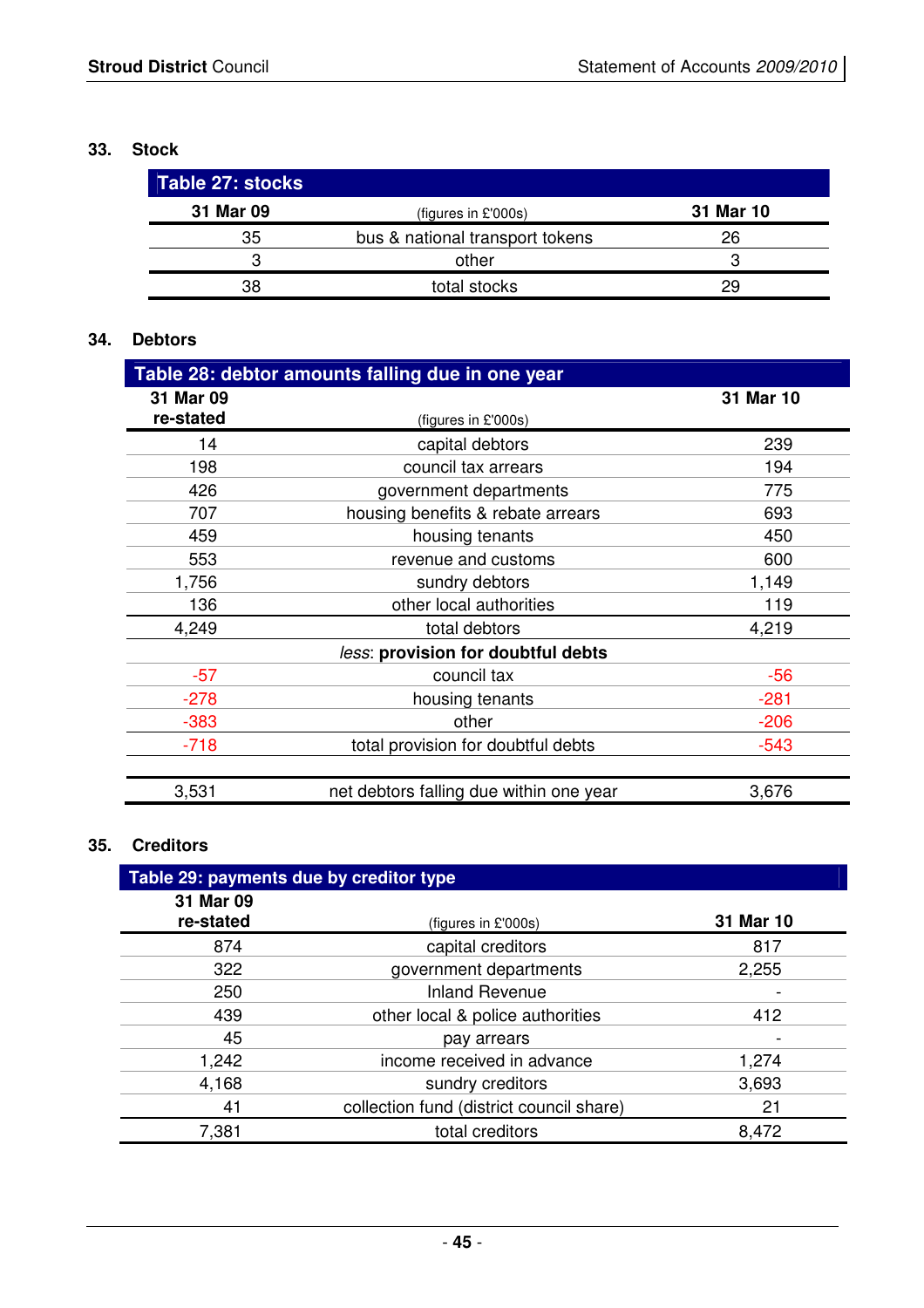## 33. Stock

| Table 27: stocks | | |
|---|---|---|
| 31 Mar 09 | (figures in £'000s) | 31 Mar 10 |
| 35 | bus & national transport tokens | 26 |
| 3 | other | 3 |
| 38 | total stocks | 29 |

## 34. Debtors

| Table 28: debtor amounts falling due in one year | | |
|---|---|---|
| 31 Mar 09 re-stated | (figures in £'000s) | 31 Mar 10 |
| 14 | capital debtors | 239 |
| 198 | council tax arrears | 194 |
| 426 | government departments | 775 |
| 707 | housing benefits & rebate arrears | 693 |
| 459 | housing tenants | 450 |
| 553 | revenue and customs | 600 |
| 1,756 | sundry debtors | 1,149 |
| 136 | other local authorities | 119 |
| 4,249 | total debtors | 4,219 |
| | *less*: **provision for doubtful debts** | |
| -57 | council tax | -56 |
| -278 | housing tenants | -281 |
| -383 | other | -206 |
| -718 | total provision for doubtful debts | -543 |
| | | |
| 3,531 | net debtors falling due within one year | 3,676 |

## 35. Creditors

| Table 29: payments due by creditor type | | |
|---|---|---|
| 31 Mar 09 re-stated | (figures in £'000s) | 31 Mar 10 |
| 874 | capital creditors | 817 |
| 322 | government departments | 2,255 |
| 250 | Inland Revenue | - |
| 439 | other local & police authorities | 412 |
| 45 | pay arrears | - |
| 1,242 | income received in advance | 1,274 |
| 4,168 | sundry creditors | 3,693 |
| 41 | collection fund (district council share) | 21 |
| 7,381 | total creditors | 8,472 |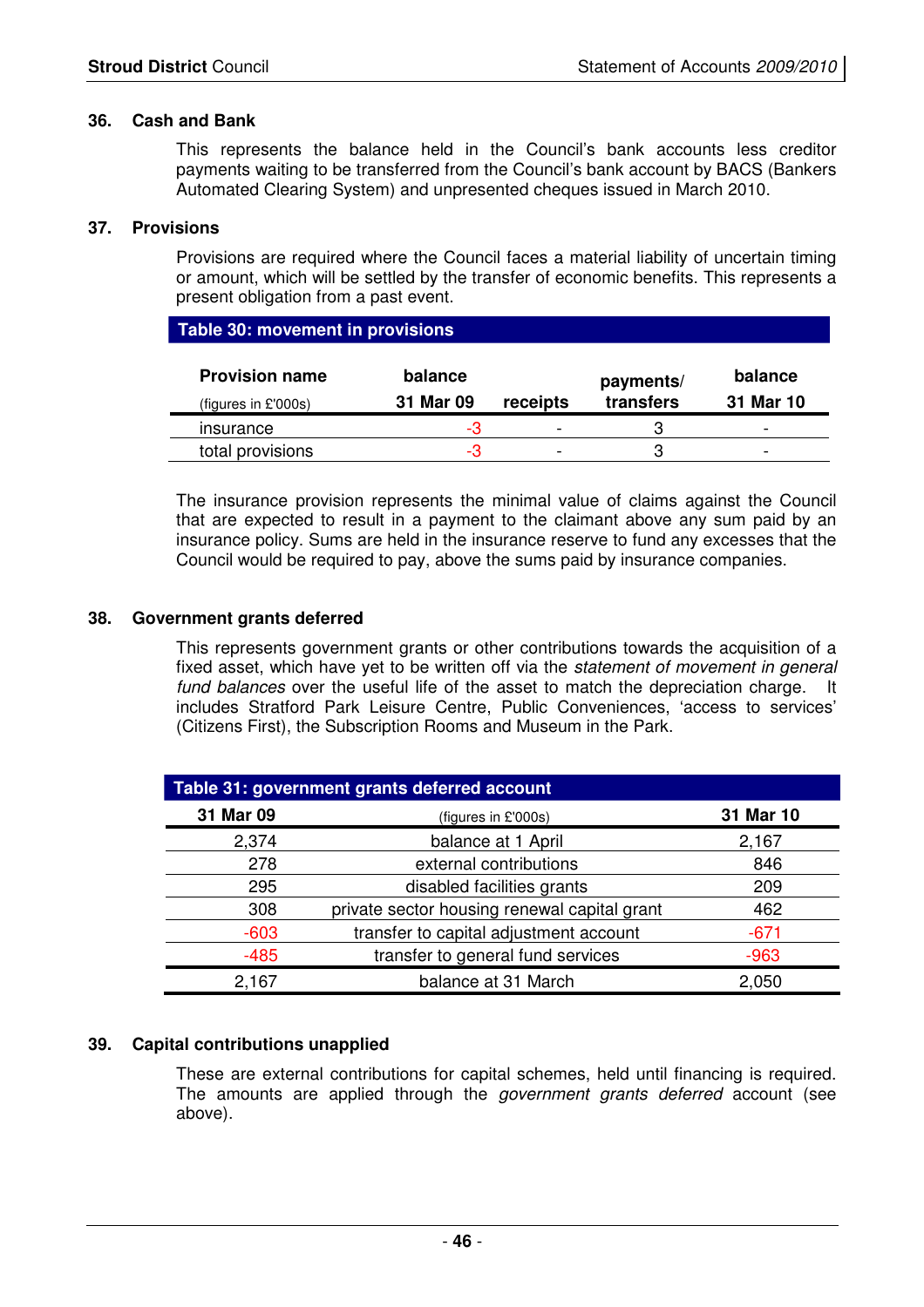## 36. Cash and Bank

This represents the balance held in the Council's bank accounts less creditor payments waiting to be transferred from the Council's bank account by BACS (Bankers Automated Clearing System) and unpresented cheques issued in March 2010.

## 37. Provisions

Provisions are required where the Council faces a material liability of uncertain timing or amount, which will be settled by the transfer of economic benefits. This represents a present obligation from a past event.

**Table 30: movement in provisions**

| Provision name (figures in £'000s) | balance 31 Mar 09 | receipts | payments/ transfers | balance 31 Mar 10 |
|---|---|---|---|---|
| insurance | -3 | - | 3 | - |
| total provisions | -3 | - | 3 | - |

The insurance provision represents the minimal value of claims against the Council that are expected to result in a payment to the claimant above any sum paid by an insurance policy. Sums are held in the insurance reserve to fund any excesses that the Council would be required to pay, above the sums paid by insurance companies.

## 38. Government grants deferred

This represents government grants or other contributions towards the acquisition of a fixed asset, which have yet to be written off via the *statement of movement in general fund balances* over the useful life of the asset to match the depreciation charge. It includes Stratford Park Leisure Centre, Public Conveniences, 'access to services' (Citizens First), the Subscription Rooms and Museum in the Park.

**Table 31: government grants deferred account**

| 31 Mar 09 | (figures in £'000s) | 31 Mar 10 |
|---|---|---|
| 2,374 | balance at 1 April | 2,167 |
| 278 | external contributions | 846 |
| 295 | disabled facilities grants | 209 |
| 308 | private sector housing renewal capital grant | 462 |
| -603 | transfer to capital adjustment account | -671 |
| -485 | transfer to general fund services | -963 |
| 2,167 | balance at 31 March | 2,050 |

## 39. Capital contributions unapplied

These are external contributions for capital schemes, held until financing is required. The amounts are applied through the *government grants deferred* account (see above).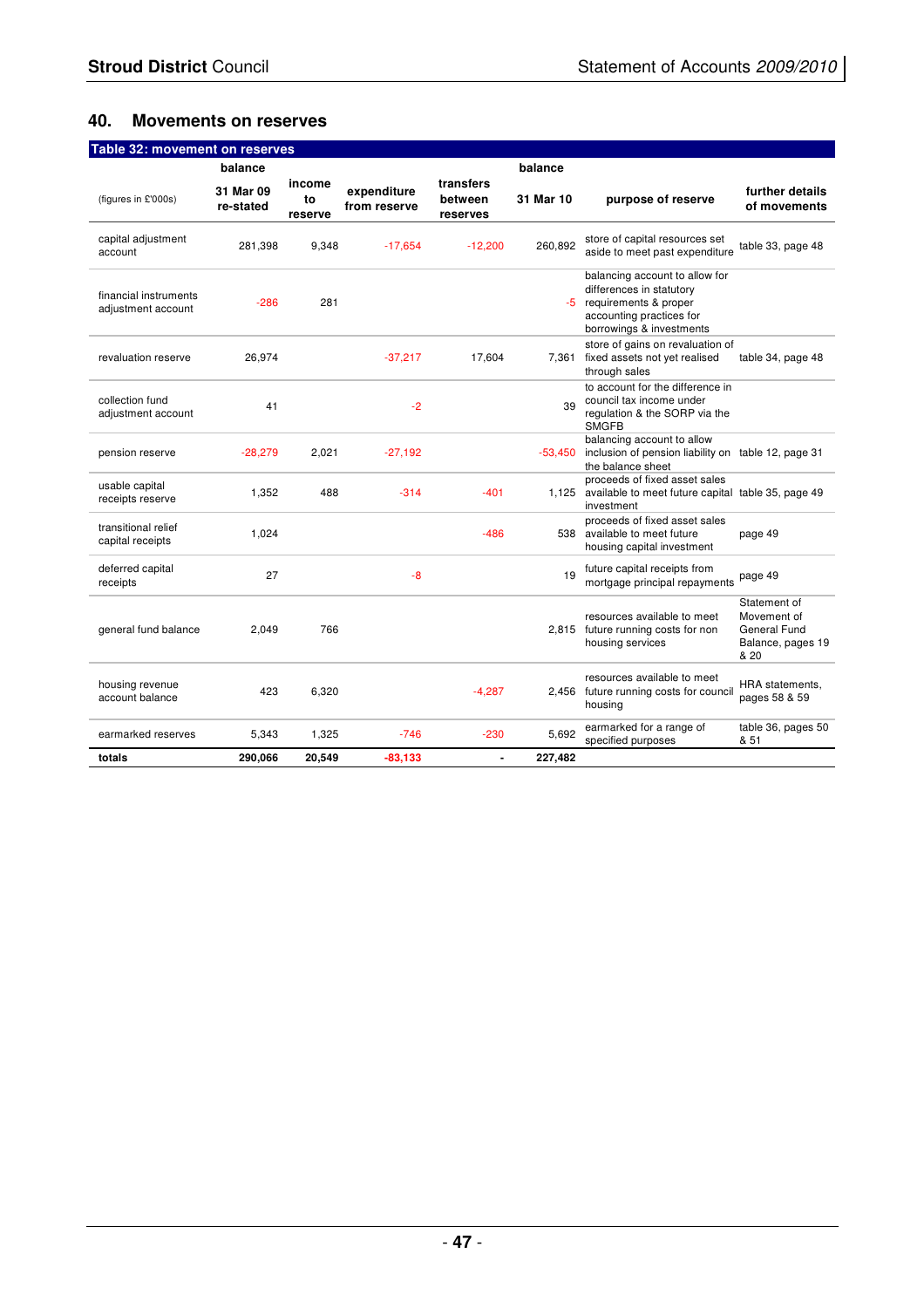## 40. Movements on reserves

| Table 32: movement on reserves (figures in £'000s) | balance 31 Mar 09 re-stated | income to reserve | expenditure from reserve | transfers between reserves | balance 31 Mar 10 | purpose of reserve | further details of movements |
|---|---|---|---|---|---|---|---|
| capital adjustment account | 281,398 | 9,348 | -17,654 | -12,200 | 260,892 | store of capital resources set aside to meet past expenditure | table 33, page 48 |
| financial instruments adjustment account | -286 | 281 | | | -5 | balancing account to allow for differences in statutory requirements & proper accounting practices for borrowings & investments | |
| revaluation reserve | 26,974 | | -37,217 | 17,604 | 7,361 | store of gains on revaluation of fixed assets not yet realised through sales | table 34, page 48 |
| collection fund adjustment account | 41 | | -2 | | 39 | to account for the difference in council tax income under regulation & the SORP via the SMGFB | |
| pension reserve | -28,279 | 2,021 | -27,192 | | -53,450 | balancing account to allow inclusion of pension liability on the balance sheet | table 12, page 31 |
| usable capital receipts reserve | 1,352 | 488 | -314 | -401 | 1,125 | proceeds of fixed asset sales available to meet future capital investment | table 35, page 49 |
| transitional relief capital receipts | 1,024 | | | -486 | 538 | proceeds of fixed asset sales available to meet future housing capital investment | page 49 |
| deferred capital receipts | 27 | | -8 | | 19 | future capital receipts from mortgage principal repayments | page 49 |
| general fund balance | 2,049 | 766 | | | 2,815 | resources available to meet future running costs for non housing services | Statement of Movement of General Fund Balance, pages 19 & 20 |
| housing revenue account balance | 423 | 6,320 | | -4,287 | 2,456 | resources available to meet future running costs for council housing | HRA statements, pages 58 & 59 |
| earmarked reserves | 5,343 | 1,325 | -746 | -230 | 5,692 | earmarked for a range of specified purposes | table 36, pages 50 & 51 |
| **totals** | **290,066** | **20,549** | **-83,133** | **-** | **227,482** | | |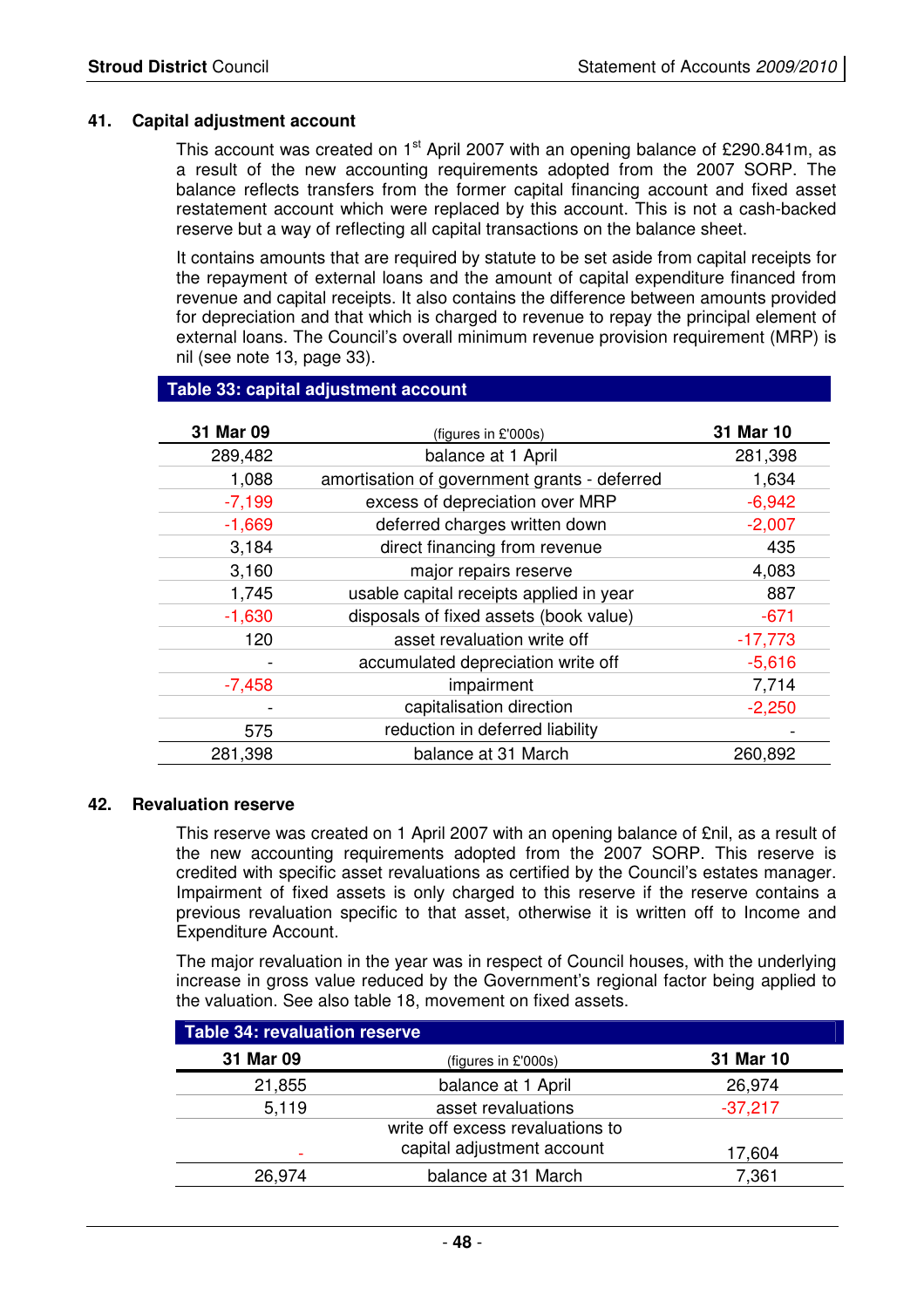## 41. Capital adjustment account

This account was created on 1st April 2007 with an opening balance of £290.841m, as a result of the new accounting requirements adopted from the 2007 SORP. The balance reflects transfers from the former capital financing account and fixed asset restatement account which were replaced by this account. This is not a cash-backed reserve but a way of reflecting all capital transactions on the balance sheet.

It contains amounts that are required by statute to be set aside from capital receipts for the repayment of external loans and the amount of capital expenditure financed from revenue and capital receipts. It also contains the difference between amounts provided for depreciation and that which is charged to revenue to repay the principal element of external loans. The Council's overall minimum revenue provision requirement (MRP) is nil (see note 13, page 33).

**Table 33: capital adjustment account**

| 31 Mar 09 | (figures in £'000s) | 31 Mar 10 |
|---|---|---|
| 289,482 | balance at 1 April | 281,398 |
| 1,088 | amortisation of government grants - deferred | 1,634 |
| -7,199 | excess of depreciation over MRP | -6,942 |
| -1,669 | deferred charges written down | -2,007 |
| 3,184 | direct financing from revenue | 435 |
| 3,160 | major repairs reserve | 4,083 |
| 1,745 | usable capital receipts applied in year | 887 |
| -1,630 | disposals of fixed assets (book value) | -671 |
| 120 | asset revaluation write off | -17,773 |
| - | accumulated depreciation write off | -5,616 |
| -7,458 | impairment | 7,714 |
| - | capitalisation direction | -2,250 |
| 575 | reduction in deferred liability | - |
| 281,398 | balance at 31 March | 260,892 |

## 42. Revaluation reserve

This reserve was created on 1 April 2007 with an opening balance of £nil, as a result of the new accounting requirements adopted from the 2007 SORP. This reserve is credited with specific asset revaluations as certified by the Council's estates manager. Impairment of fixed assets is only charged to this reserve if the reserve contains a previous revaluation specific to that asset, otherwise it is written off to Income and Expenditure Account.

The major revaluation in the year was in respect of Council houses, with the underlying increase in gross value reduced by the Government's regional factor being applied to the valuation. See also table 18, movement on fixed assets.

**Table 34: revaluation reserve**

| 31 Mar 09 | (figures in £'000s) | 31 Mar 10 |
|---|---|---|
| 21,855 | balance at 1 April | 26,974 |
| 5,119 | asset revaluations | -37,217 |
| - | write off excess revaluations to capital adjustment account | 17,604 |
| 26,974 | balance at 31 March | 7,361 |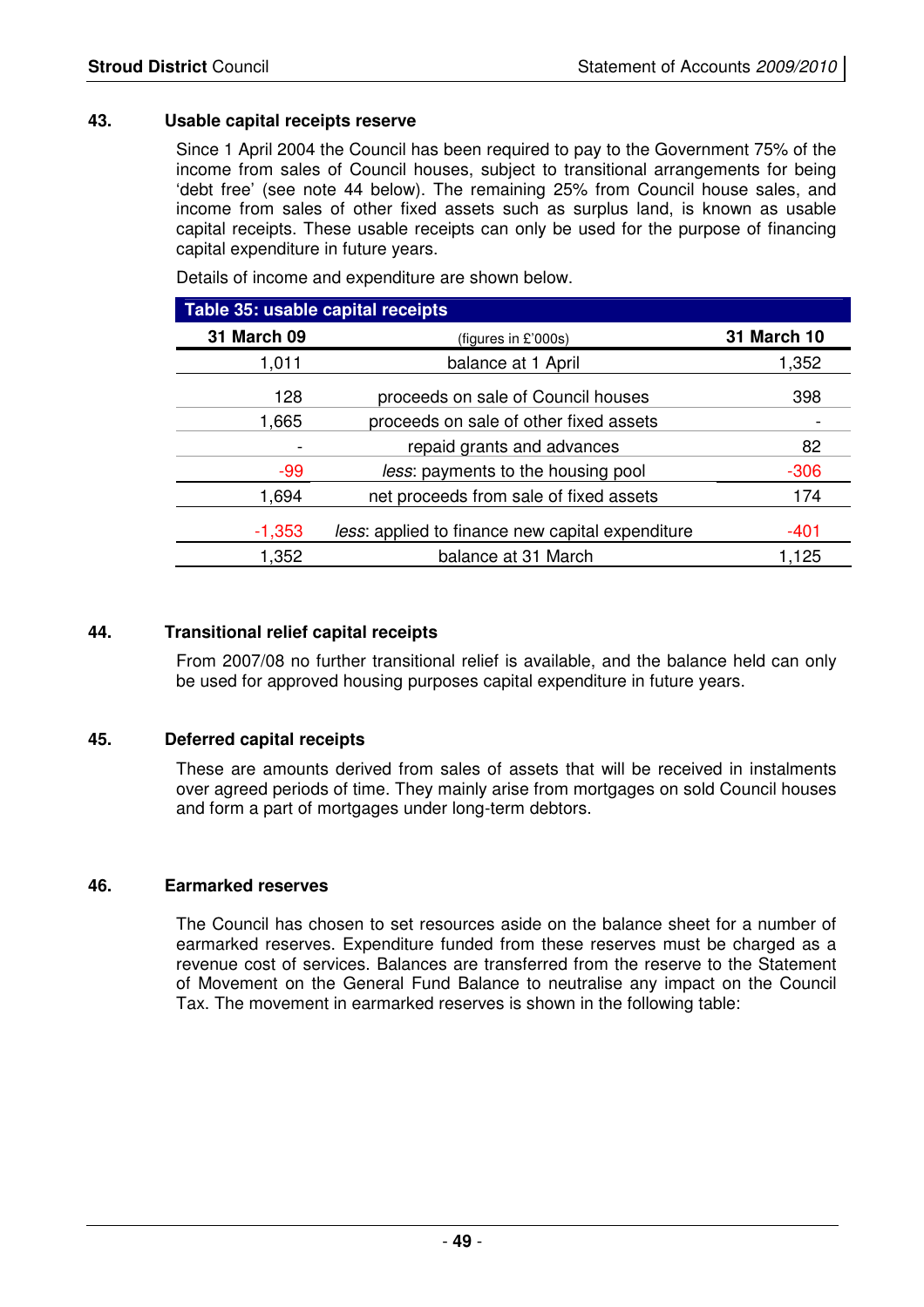### 43. Usable capital receipts reserve

Since 1 April 2004 the Council has been required to pay to the Government 75% of the income from sales of Council houses, subject to transitional arrangements for being 'debt free' (see note 44 below). The remaining 25% from Council house sales, and income from sales of other fixed assets such as surplus land, is known as usable capital receipts. These usable receipts can only be used for the purpose of financing capital expenditure in future years.

Details of income and expenditure are shown below.

**Table 35: usable capital receipts**

| 31 March 09 | (figures in £'000s) | 31 March 10 |
|---|---|---|
| 1,011 | balance at 1 April | 1,352 |
| 128 | proceeds on sale of Council houses | 398 |
| 1,665 | proceeds on sale of other fixed assets | - |
| - | repaid grants and advances | 82 |
| -99 | *less*: payments to the housing pool | -306 |
| 1,694 | net proceeds from sale of fixed assets | 174 |
| -1,353 | *less*: applied to finance new capital expenditure | -401 |
| 1,352 | balance at 31 March | 1,125 |

### 44. Transitional relief capital receipts

From 2007/08 no further transitional relief is available, and the balance held can only be used for approved housing purposes capital expenditure in future years.

### 45. Deferred capital receipts

These are amounts derived from sales of assets that will be received in instalments over agreed periods of time. They mainly arise from mortgages on sold Council houses and form a part of mortgages under long-term debtors.

### 46. Earmarked reserves

The Council has chosen to set resources aside on the balance sheet for a number of earmarked reserves. Expenditure funded from these reserves must be charged as a revenue cost of services. Balances are transferred from the reserve to the Statement of Movement on the General Fund Balance to neutralise any impact on the Council Tax. The movement in earmarked reserves is shown in the following table: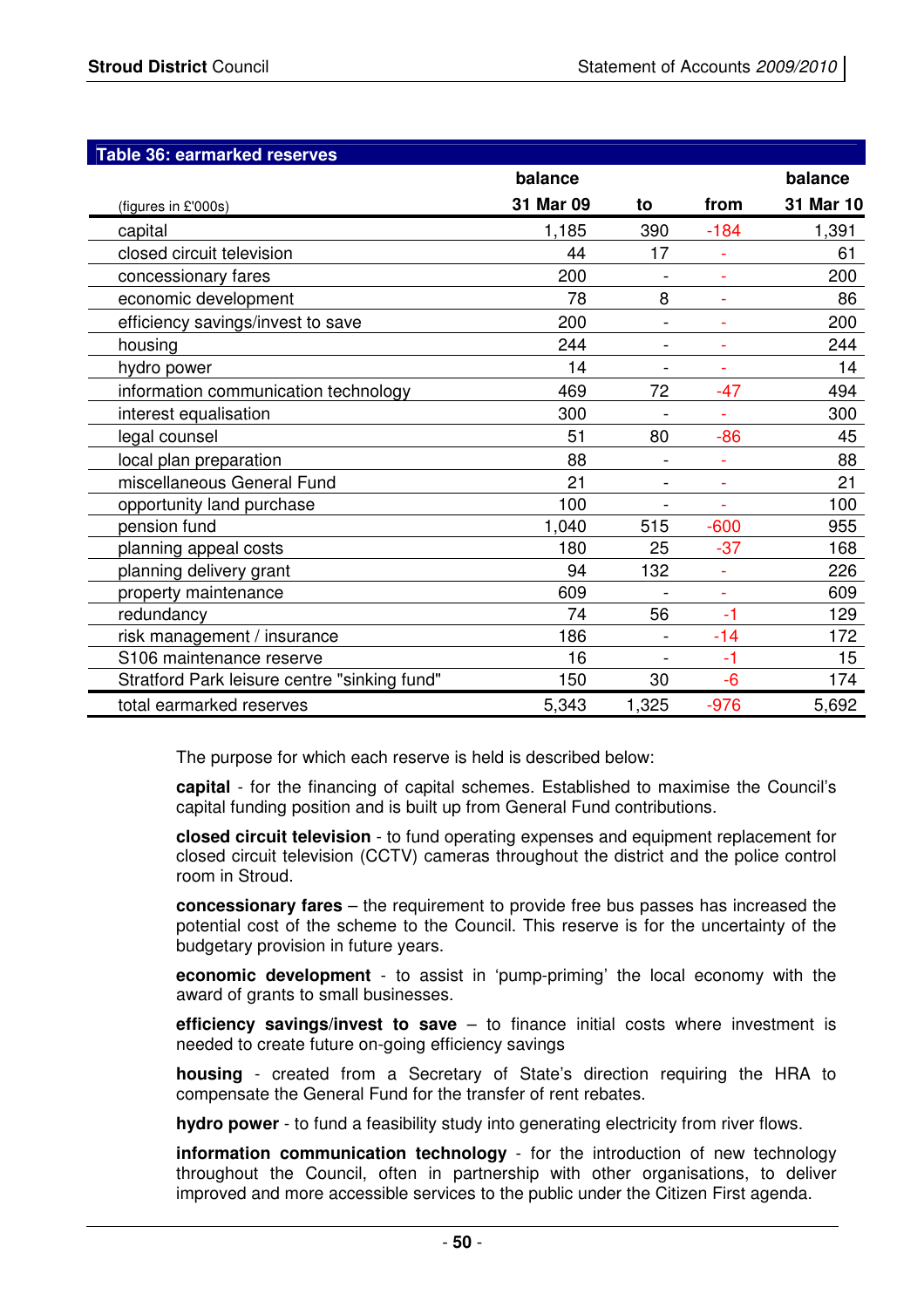## Table 36: earmarked reserves

| (figures in £'000s) | balance 31 Mar 09 | to | from | balance 31 Mar 10 |
|---|---|---|---|---|
| capital | 1,185 | 390 | -184 | 1,391 |
| closed circuit television | 44 | 17 | - | 61 |
| concessionary fares | 200 | - | - | 200 |
| economic development | 78 | 8 | - | 86 |
| efficiency savings/invest to save | 200 | - | - | 200 |
| housing | 244 | - | - | 244 |
| hydro power | 14 | - | - | 14 |
| information communication technology | 469 | 72 | -47 | 494 |
| interest equalisation | 300 | - | - | 300 |
| legal counsel | 51 | 80 | -86 | 45 |
| local plan preparation | 88 | - | - | 88 |
| miscellaneous General Fund | 21 | - | - | 21 |
| opportunity land purchase | 100 | - | - | 100 |
| pension fund | 1,040 | 515 | -600 | 955 |
| planning appeal costs | 180 | 25 | -37 | 168 |
| planning delivery grant | 94 | 132 | - | 226 |
| property maintenance | 609 | - | - | 609 |
| redundancy | 74 | 56 | -1 | 129 |
| risk management / insurance | 186 | - | -14 | 172 |
| S106 maintenance reserve | 16 | - | -1 | 15 |
| Stratford Park leisure centre "sinking fund" | 150 | 30 | -6 | 174 |
| total earmarked reserves | 5,343 | 1,325 | -976 | 5,692 |

The purpose for which each reserve is held is described below:

**capital** - for the financing of capital schemes. Established to maximise the Council's capital funding position and is built up from General Fund contributions.

**closed circuit television** - to fund operating expenses and equipment replacement for closed circuit television (CCTV) cameras throughout the district and the police control room in Stroud.

**concessionary fares** – the requirement to provide free bus passes has increased the potential cost of the scheme to the Council. This reserve is for the uncertainty of the budgetary provision in future years.

**economic development** - to assist in 'pump-priming' the local economy with the award of grants to small businesses.

**efficiency savings/invest to save** – to finance initial costs where investment is needed to create future on-going efficiency savings

**housing** - created from a Secretary of State's direction requiring the HRA to compensate the General Fund for the transfer of rent rebates.

**hydro power** - to fund a feasibility study into generating electricity from river flows.

**information communication technology** - for the introduction of new technology throughout the Council, often in partnership with other organisations, to deliver improved and more accessible services to the public under the Citizen First agenda.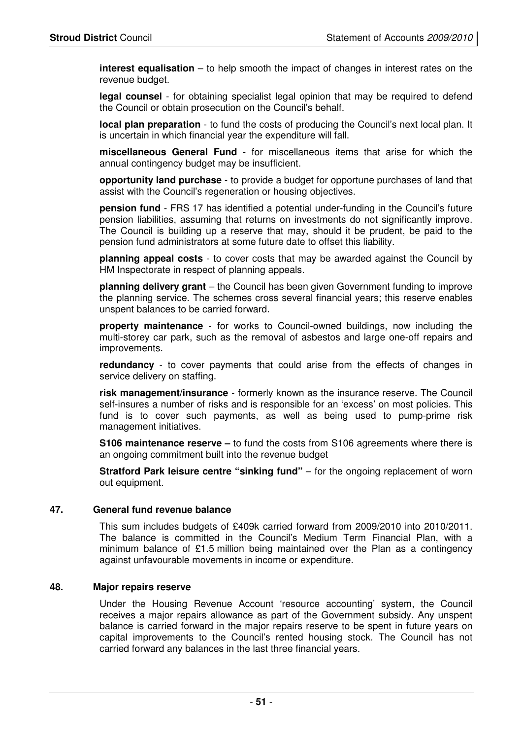**interest equalisation** – to help smooth the impact of changes in interest rates on the revenue budget.

**legal counsel** - for obtaining specialist legal opinion that may be required to defend the Council or obtain prosecution on the Council's behalf.

**local plan preparation** - to fund the costs of producing the Council's next local plan. It is uncertain in which financial year the expenditure will fall.

**miscellaneous General Fund** - for miscellaneous items that arise for which the annual contingency budget may be insufficient.

**opportunity land purchase** - to provide a budget for opportune purchases of land that assist with the Council's regeneration or housing objectives.

**pension fund** - FRS 17 has identified a potential under-funding in the Council's future pension liabilities, assuming that returns on investments do not significantly improve. The Council is building up a reserve that may, should it be prudent, be paid to the pension fund administrators at some future date to offset this liability.

**planning appeal costs** - to cover costs that may be awarded against the Council by HM Inspectorate in respect of planning appeals.

**planning delivery grant** – the Council has been given Government funding to improve the planning service. The schemes cross several financial years; this reserve enables unspent balances to be carried forward.

**property maintenance** - for works to Council-owned buildings, now including the multi-storey car park, such as the removal of asbestos and large one-off repairs and improvements.

**redundancy** - to cover payments that could arise from the effects of changes in service delivery on staffing.

**risk management/insurance** - formerly known as the insurance reserve. The Council self-insures a number of risks and is responsible for an 'excess' on most policies. This fund is to cover such payments, as well as being used to pump-prime risk management initiatives.

**S106 maintenance reserve –** to fund the costs from S106 agreements where there is an ongoing commitment built into the revenue budget

**Stratford Park leisure centre "sinking fund"** – for the ongoing replacement of worn out equipment.

## 47. General fund revenue balance

This sum includes budgets of £409k carried forward from 2009/2010 into 2010/2011. The balance is committed in the Council's Medium Term Financial Plan, with a minimum balance of £1.5 million being maintained over the Plan as a contingency against unfavourable movements in income or expenditure.

## 48. Major repairs reserve

Under the Housing Revenue Account 'resource accounting' system, the Council receives a major repairs allowance as part of the Government subsidy. Any unspent balance is carried forward in the major repairs reserve to be spent in future years on capital improvements to the Council's rented housing stock. The Council has not carried forward any balances in the last three financial years.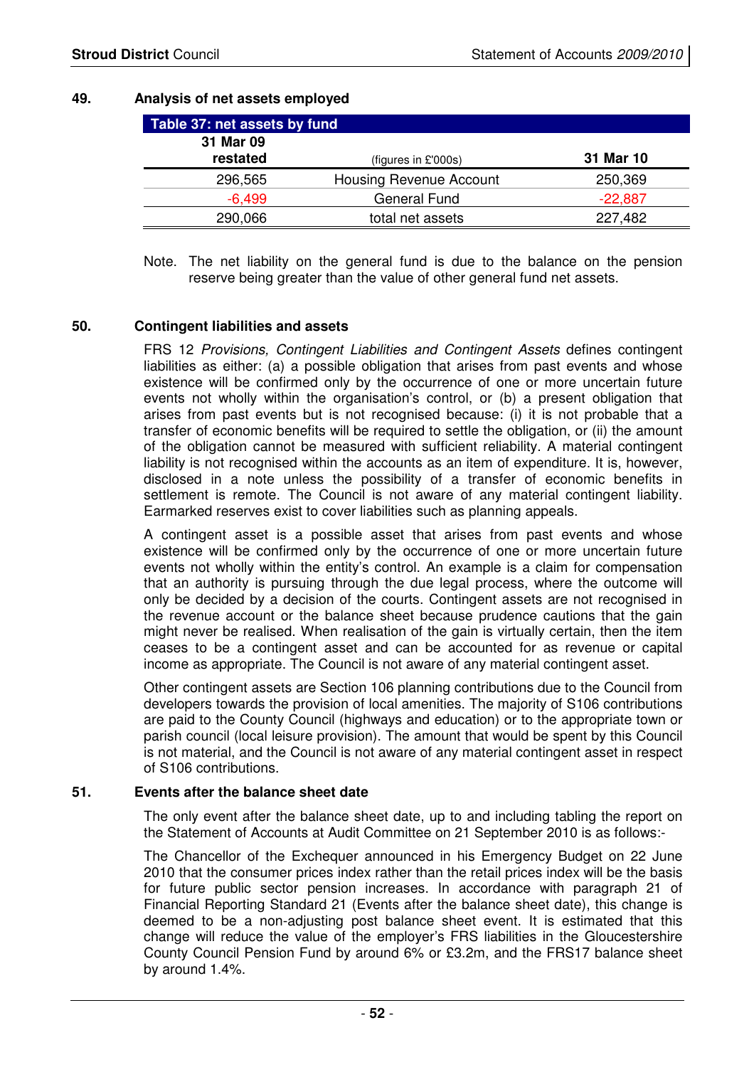## 49. Analysis of net assets employed

| Table 37: net assets by fund | | |
|---|---|---|
| **31 Mar 09 restated** | (figures in £'000s) | **31 Mar 10** |
| 296,565 | Housing Revenue Account | 250,369 |
| -6,499 | General Fund | -22,887 |
| 290,066 | total net assets | 227,482 |

Note. The net liability on the general fund is due to the balance on the pension reserve being greater than the value of other general fund net assets.

## 50. Contingent liabilities and assets

FRS 12 *Provisions, Contingent Liabilities and Contingent Assets* defines contingent liabilities as either: (a) a possible obligation that arises from past events and whose existence will be confirmed only by the occurrence of one or more uncertain future events not wholly within the organisation's control, or (b) a present obligation that arises from past events but is not recognised because: (i) it is not probable that a transfer of economic benefits will be required to settle the obligation, or (ii) the amount of the obligation cannot be measured with sufficient reliability. A material contingent liability is not recognised within the accounts as an item of expenditure. It is, however, disclosed in a note unless the possibility of a transfer of economic benefits in settlement is remote. The Council is not aware of any material contingent liability. Earmarked reserves exist to cover liabilities such as planning appeals.

A contingent asset is a possible asset that arises from past events and whose existence will be confirmed only by the occurrence of one or more uncertain future events not wholly within the entity's control. An example is a claim for compensation that an authority is pursuing through the due legal process, where the outcome will only be decided by a decision of the courts. Contingent assets are not recognised in the revenue account or the balance sheet because prudence cautions that the gain might never be realised. When realisation of the gain is virtually certain, then the item ceases to be a contingent asset and can be accounted for as revenue or capital income as appropriate. The Council is not aware of any material contingent asset.

Other contingent assets are Section 106 planning contributions due to the Council from developers towards the provision of local amenities. The majority of S106 contributions are paid to the County Council (highways and education) or to the appropriate town or parish council (local leisure provision). The amount that would be spent by this Council is not material, and the Council is not aware of any material contingent asset in respect of S106 contributions.

## 51. Events after the balance sheet date

The only event after the balance sheet date, up to and including tabling the report on the Statement of Accounts at Audit Committee on 21 September 2010 is as follows:-

The Chancellor of the Exchequer announced in his Emergency Budget on 22 June 2010 that the consumer prices index rather than the retail prices index will be the basis for future public sector pension increases. In accordance with paragraph 21 of Financial Reporting Standard 21 (Events after the balance sheet date), this change is deemed to be a non-adjusting post balance sheet event. It is estimated that this change will reduce the value of the employer's FRS liabilities in the Gloucestershire County Council Pension Fund by around 6% or £3.2m, and the FRS17 balance sheet by around 1.4%.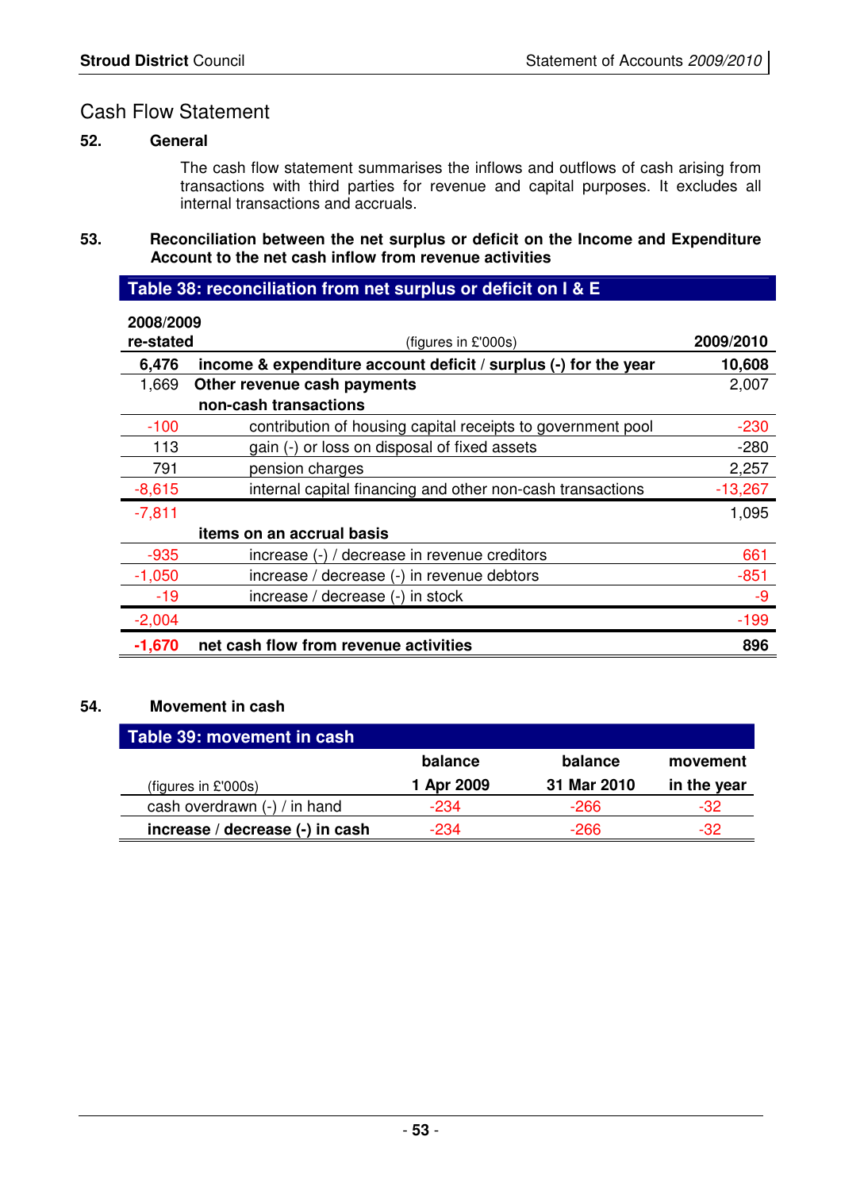# Cash Flow Statement

## 52. General

The cash flow statement summarises the inflows and outflows of cash arising from transactions with third parties for revenue and capital purposes. It excludes all internal transactions and accruals.

## 53. Reconciliation between the net surplus or deficit on the Income and Expenditure Account to the net cash inflow from revenue activities

**Table 38: reconciliation from net surplus or deficit on I & E**

| 2008/2009 re-stated | (figures in £'000s) | 2009/2010 |
|---|---|---|
| **6,476** | **income & expenditure account deficit / surplus (-) for the year** | **10,608** |
| 1,669 | **Other revenue cash payments** | 2,007 |
| | **non-cash transactions** | |
| -100 | contribution of housing capital receipts to government pool | -230 |
| 113 | gain (-) or loss on disposal of fixed assets | -280 |
| 791 | pension charges | 2,257 |
| -8,615 | internal capital financing and other non-cash transactions | -13,267 |
| -7,811 | | 1,095 |
| | **items on an accrual basis** | |
| -935 | increase (-) / decrease in revenue creditors | 661 |
| -1,050 | increase / decrease (-) in revenue debtors | -851 |
| -19 | increase / decrease (-) in stock | -9 |
| -2,004 | | -199 |
| **-1,670** | **net cash flow from revenue activities** | **896** |

## 54. Movement in cash

**Table 39: movement in cash**

| (figures in £'000s) | balance 1 Apr 2009 | balance 31 Mar 2010 | movement in the year |
|---|---|---|---|
| cash overdrawn (-) / in hand | -234 | -266 | -32 |
| **increase / decrease (-) in cash** | -234 | -266 | -32 |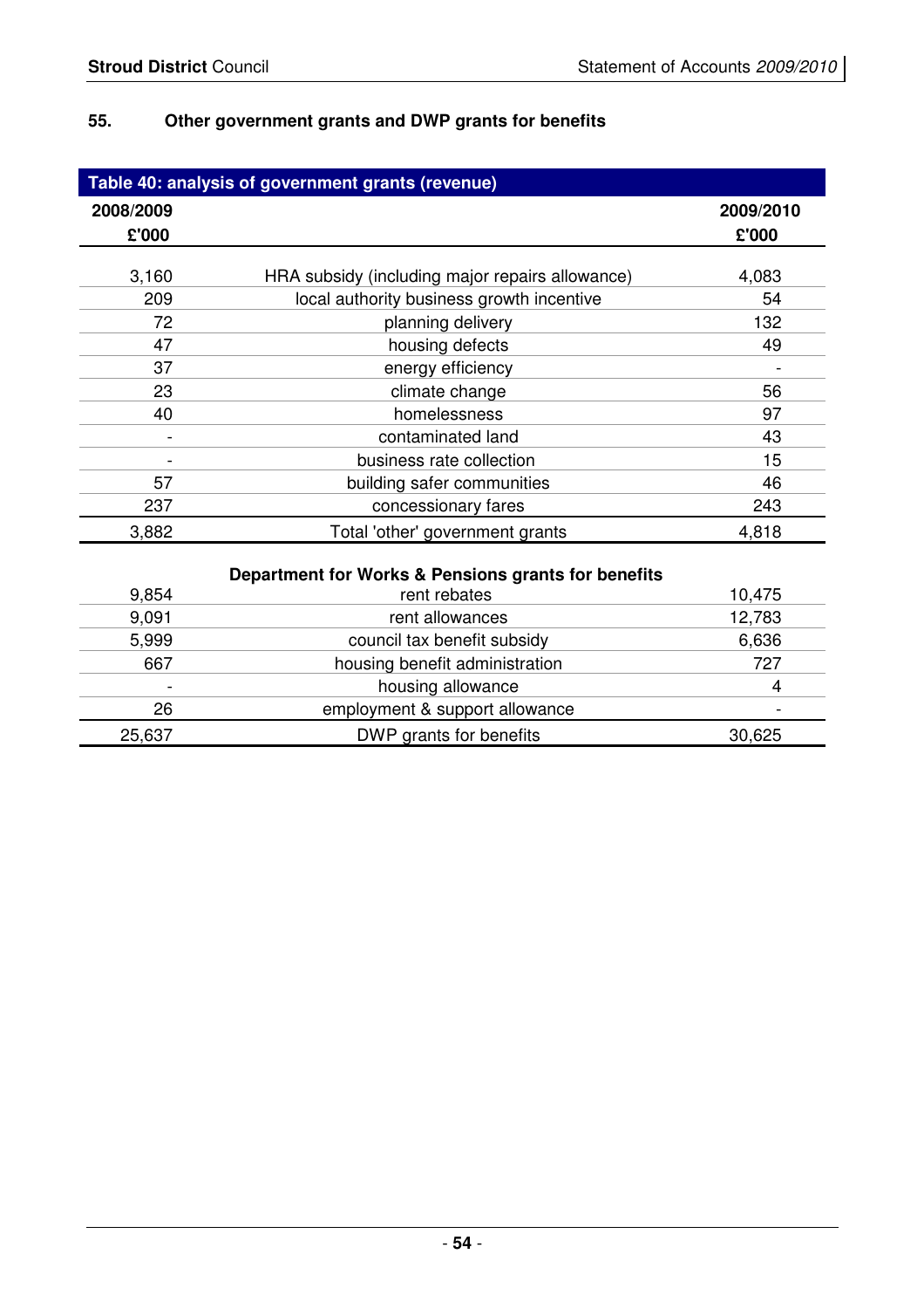## 55. Other government grants and DWP grants for benefits

| Table 40: analysis of government grants (revenue) | | |
|---|---|---|
| 2008/2009 £'000 | | 2009/2010 £'000 |
| 3,160 | HRA subsidy (including major repairs allowance) | 4,083 |
| 209 | local authority business growth incentive | 54 |
| 72 | planning delivery | 132 |
| 47 | housing defects | 49 |
| 37 | energy efficiency | - |
| 23 | climate change | 56 |
| 40 | homelessness | 97 |
| - | contaminated land | 43 |
| - | business rate collection | 15 |
| 57 | building safer communities | 46 |
| 237 | concessionary fares | 243 |
| 3,882 | Total 'other' government grants | 4,818 |
| | **Department for Works & Pensions grants for benefits** | |
| 9,854 | rent rebates | 10,475 |
| 9,091 | rent allowances | 12,783 |
| 5,999 | council tax benefit subsidy | 6,636 |
| 667 | housing benefit administration | 727 |
| - | housing allowance | 4 |
| 26 | employment & support allowance | - |
| 25,637 | DWP grants for benefits | 30,625 |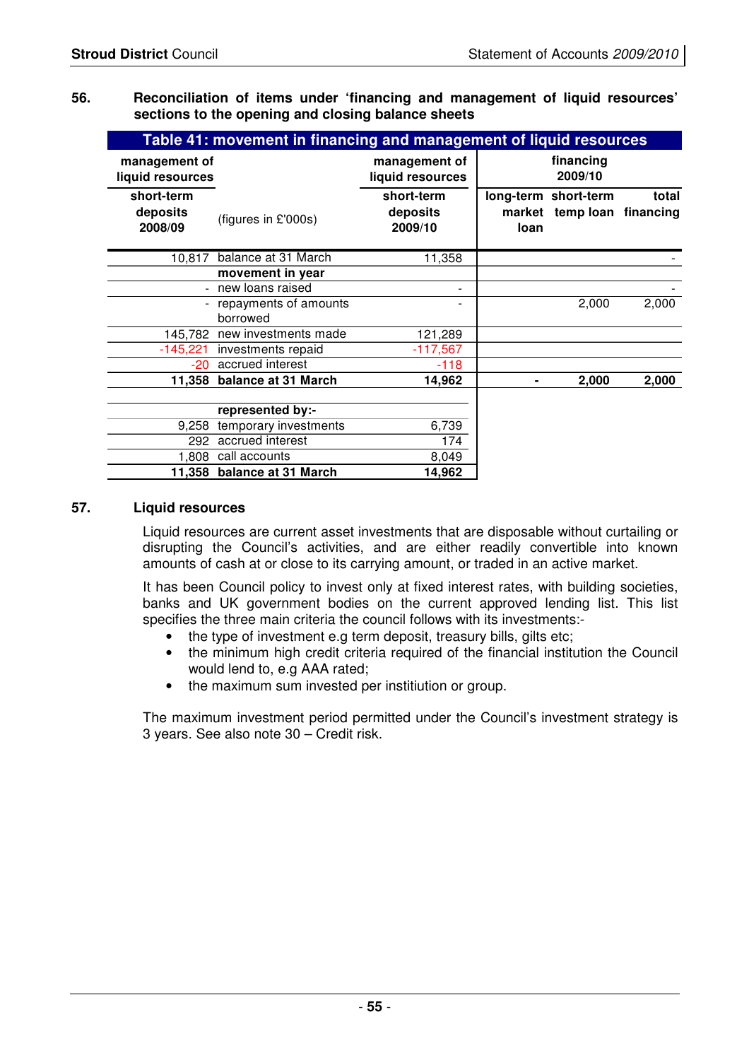## 56. Reconciliation of items under 'financing and management of liquid resources' sections to the opening and closing balance sheets

**Table 41: movement in financing and management of liquid resources**

| management of liquid resources | | management of liquid resources | financing 2009/10 | | |
|---|---|---|---|---|---|
| short-term deposits 2008/09 | (figures in £'000s) | short-term deposits 2009/10 | long-term market loan | short-term temp loan | total financing |
| 10,817 | balance at 31 March | 11,358 | | | - |
| | **movement in year** | | | | |
| - | new loans raised | - | | | - |
| - | repayments of amounts borrowed | - | | 2,000 | 2,000 |
| 145,782 | new investments made | 121,289 | | | |
| -145,221 | investments repaid | -117,567 | | | |
| -20 | accrued interest | -118 | | | |
| **11,358** | **balance at 31 March** | **14,962** | **-** | **2,000** | **2,000** |
| | **represented by:-** | | | | |
| 9,258 | temporary investments | 6,739 | | | |
| 292 | accrued interest | 174 | | | |
| 1,808 | call accounts | 8,049 | | | |
| **11,358** | **balance at 31 March** | **14,962** | | | |

## 57. Liquid resources

Liquid resources are current asset investments that are disposable without curtailing or disrupting the Council's activities, and are either readily convertible into known amounts of cash at or close to its carrying amount, or traded in an active market.

It has been Council policy to invest only at fixed interest rates, with building societies, banks and UK government bodies on the current approved lending list. This list specifies the three main criteria the council follows with its investments:-

- the type of investment e.g term deposit, treasury bills, gilts etc;
- the minimum high credit criteria required of the financial institution the Council would lend to, e.g AAA rated;
- the maximum sum invested per instititution or group.

The maximum investment period permitted under the Council's investment strategy is 3 years. See also note 30 – Credit risk.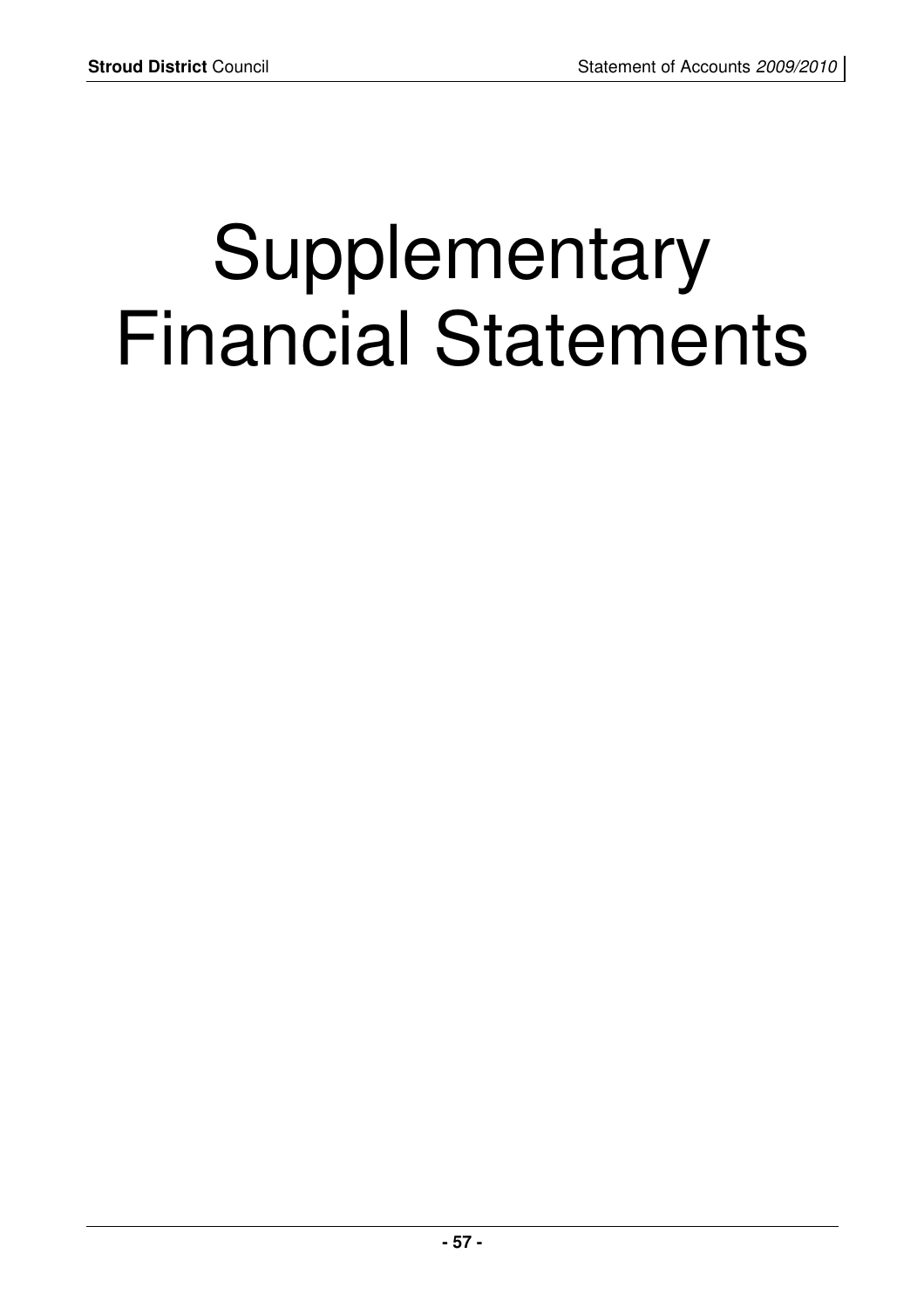# Supplementary Financial Statements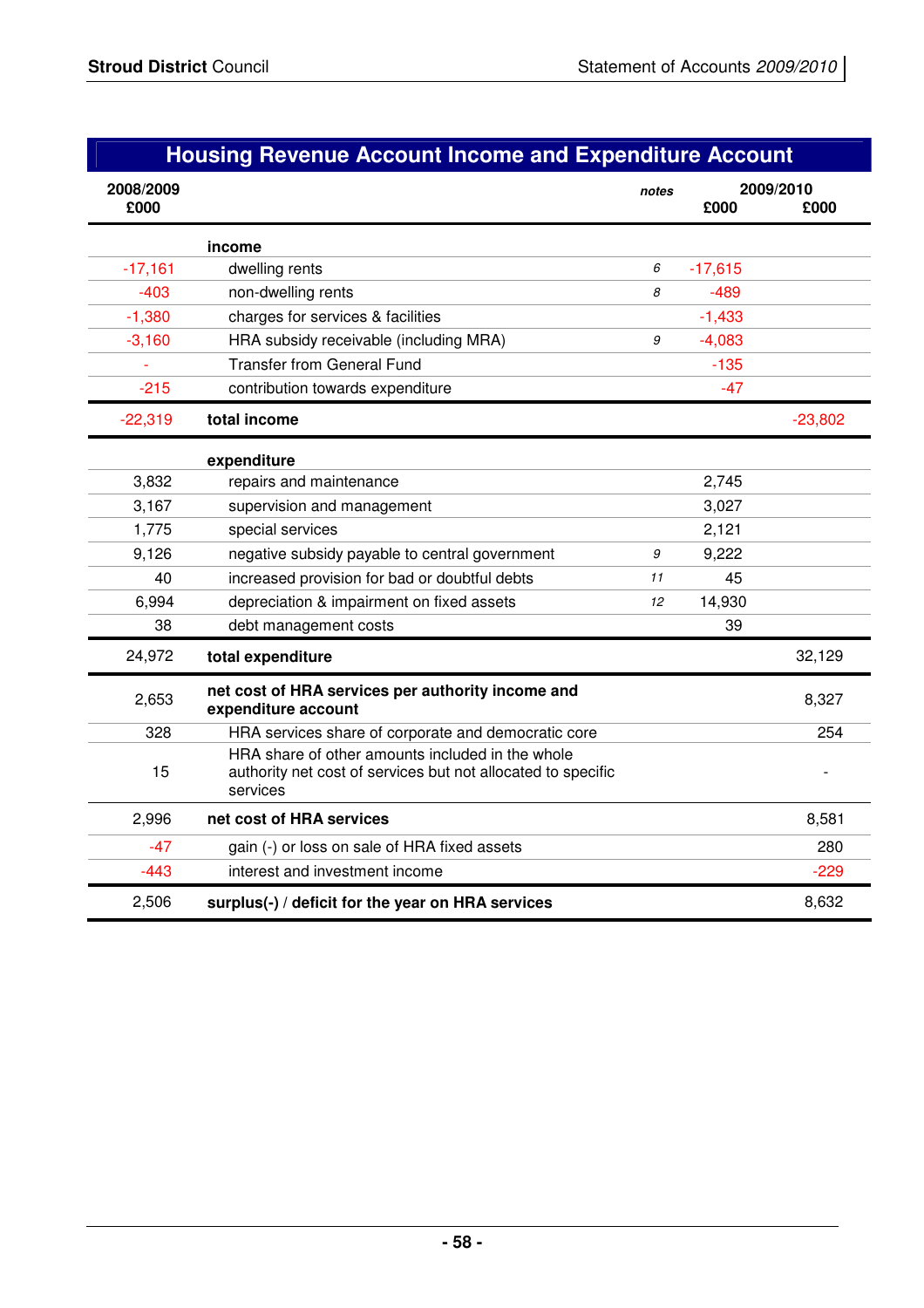## Housing Revenue Account Income and Expenditure Account

| 2008/2009 £000 | | notes | 2009/2010 £000 | £000 |
|---|---|---|---|---|
| | **income** | | | |
| -17,161 | dwelling rents | 6 | -17,615 | |
| -403 | non-dwelling rents | 8 | -489 | |
| -1,380 | charges for services & facilities | | -1,433 | |
| -3,160 | HRA subsidy receivable (including MRA) | 9 | -4,083 | |
| - | Transfer from General Fund | | -135 | |
| -215 | contribution towards expenditure | | -47 | |
| -22,319 | **total income** | | | -23,802 |
| | **expenditure** | | | |
| 3,832 | repairs and maintenance | | 2,745 | |
| 3,167 | supervision and management | | 3,027 | |
| 1,775 | special services | | 2,121 | |
| 9,126 | negative subsidy payable to central government | 9 | 9,222 | |
| 40 | increased provision for bad or doubtful debts | 11 | 45 | |
| 6,994 | depreciation & impairment on fixed assets | 12 | 14,930 | |
| 38 | debt management costs | | 39 | |
| 24,972 | **total expenditure** | | | 32,129 |
| 2,653 | **net cost of HRA services per authority income and expenditure account** | | | 8,327 |
| 328 | HRA services share of corporate and democratic core | | | 254 |
| 15 | HRA share of other amounts included in the whole authority net cost of services but not allocated to specific services | | | - |
| 2,996 | **net cost of HRA services** | | | 8,581 |
| -47 | gain (-) or loss on sale of HRA fixed assets | | | 280 |
| -443 | interest and investment income | | | -229 |
| 2,506 | **surplus(-) / deficit for the year on HRA services** | | | 8,632 |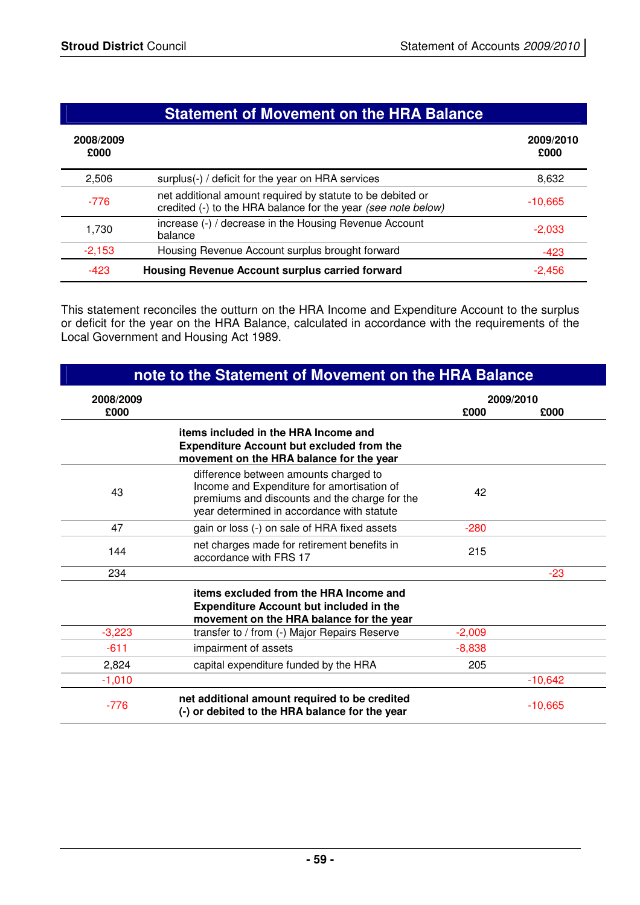## Statement of Movement on the HRA Balance

| 2008/2009 £000 | | 2009/2010 £000 |
|---|---|---|
| 2,506 | surplus(-) / deficit for the year on HRA services | 8,632 |
| -776 | net additional amount required by statute to be debited or credited (-) to the HRA balance for the year *(see note below)* | -10,665 |
| 1,730 | increase (-) / decrease in the Housing Revenue Account balance | -2,033 |
| -2,153 | Housing Revenue Account surplus brought forward | -423 |
| -423 | **Housing Revenue Account surplus carried forward** | -2,456 |

This statement reconciles the outturn on the HRA Income and Expenditure Account to the surplus or deficit for the year on the HRA Balance, calculated in accordance with the requirements of the Local Government and Housing Act 1989.

## note to the Statement of Movement on the HRA Balance

| 2008/2009 £000 | | 2009/2010 £000 | 2009/2010 £000 |
|---|---|---|---|
| | **items included in the HRA Income and Expenditure Account but excluded from the movement on the HRA balance for the year** | | |
| 43 | difference between amounts charged to Income and Expenditure for amortisation of premiums and discounts and the charge for the year determined in accordance with statute | 42 | |
| 47 | gain or loss (-) on sale of HRA fixed assets | -280 | |
| 144 | net charges made for retirement benefits in accordance with FRS 17 | 215 | |
| 234 | | | -23 |
| | **items excluded from the HRA Income and Expenditure Account but included in the movement on the HRA balance for the year** | | |
| -3,223 | transfer to / from (-) Major Repairs Reserve | -2,009 | |
| -611 | impairment of assets | -8,838 | |
| 2,824 | capital expenditure funded by the HRA | 205 | |
| -1,010 | | | -10,642 |
| -776 | **net additional amount required to be credited (-) or debited to the HRA balance for the year** | | -10,665 |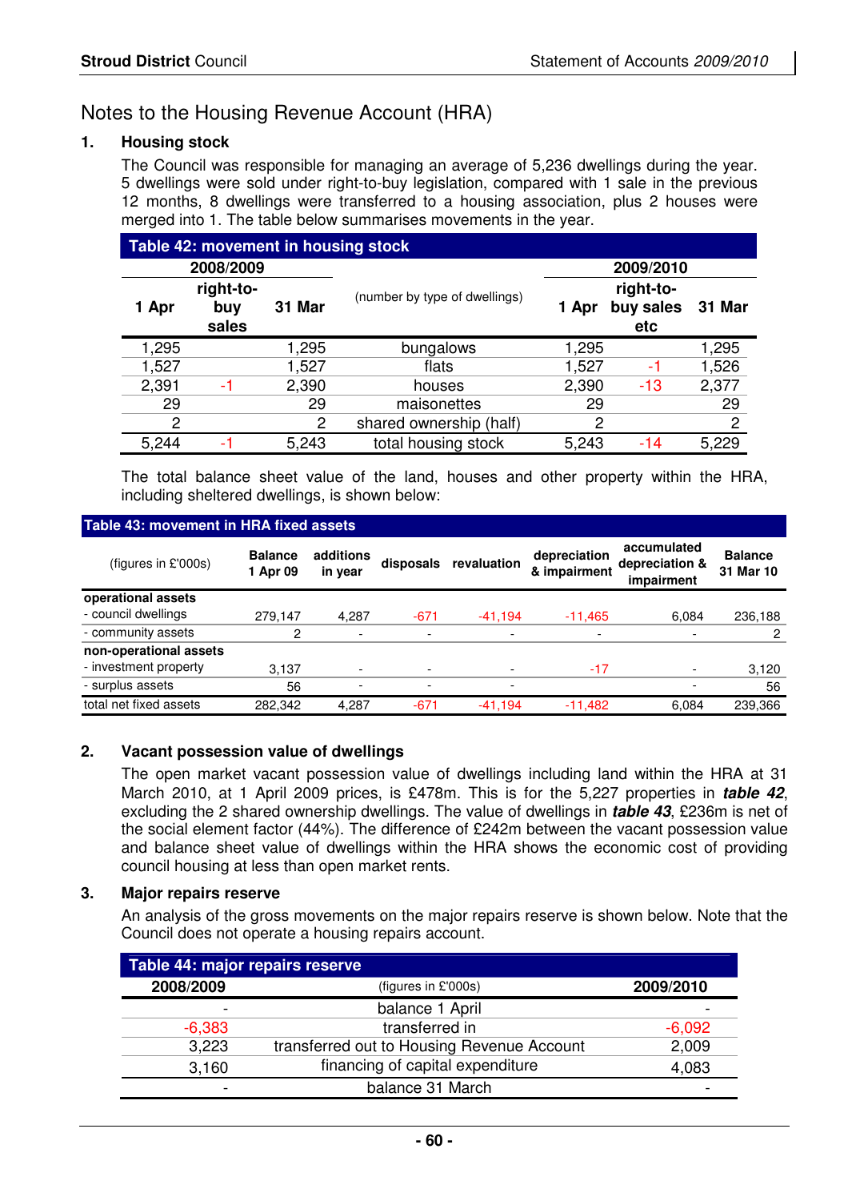# Notes to the Housing Revenue Account (HRA)

## 1. Housing stock

The Council was responsible for managing an average of 5,236 dwellings during the year. 5 dwellings were sold under right-to-buy legislation, compared with 1 sale in the previous 12 months, 8 dwellings were transferred to a housing association, plus 2 houses were merged into 1. The table below summarises movements in the year.

**Table 42: movement in housing stock**

| 2008/2009 | | | (number by type of dwellings) | 2009/2010 | | |
|---|---|---|---|---|---|---|
| 1 Apr | right-to-buy sales | 31 Mar | | 1 Apr | right-to-buy sales etc | 31 Mar |
| 1,295 | | 1,295 | bungalows | 1,295 | | 1,295 |
| 1,527 | | 1,527 | flats | 1,527 | -1 | 1,526 |
| 2,391 | -1 | 2,390 | houses | 2,390 | -13 | 2,377 |
| 29 | | 29 | maisonettes | 29 | | 29 |
| 2 | | 2 | shared ownership (half) | 2 | | 2 |
| 5,244 | -1 | 5,243 | total housing stock | 5,243 | -14 | 5,229 |

The total balance sheet value of the land, houses and other property within the HRA, including sheltered dwellings, is shown below:

**Table 43: movement in HRA fixed assets**

| (figures in £'000s) | Balance 1 Apr 09 | additions in year | disposals | revaluation | depreciation & impairment | accumulated depreciation & impairment | Balance 31 Mar 10 |
|---|---|---|---|---|---|---|---|
| **operational assets** | | | | | | | |
| - council dwellings | 279,147 | 4,287 | -671 | -41,194 | -11,465 | 6,084 | 236,188 |
| - community assets | 2 | - | - | - | - | - | 2 |
| **non-operational assets** | | | | | | | |
| - investment property | 3,137 | - | - | - | -17 | - | 3,120 |
| - surplus assets | 56 | - | - | - | | - | 56 |
| total net fixed assets | 282,342 | 4,287 | -671 | -41,194 | -11,482 | 6,084 | 239,366 |

## 2. Vacant possession value of dwellings

The open market vacant possession value of dwellings including land within the HRA at 31 March 2010, at 1 April 2009 prices, is £478m. This is for the 5,227 properties in ***table 42***, excluding the 2 shared ownership dwellings. The value of dwellings in ***table 43***, £236m is net of the social element factor (44%). The difference of £242m between the vacant possession value and balance sheet value of dwellings within the HRA shows the economic cost of providing council housing at less than open market rents.

## 3. Major repairs reserve

An analysis of the gross movements on the major repairs reserve is shown below. Note that the Council does not operate a housing repairs account.

**Table 44: major repairs reserve**

| 2008/2009 | (figures in £'000s) | 2009/2010 |
|---|---|---|
| - | balance 1 April | - |
| -6,383 | transferred in | -6,092 |
| 3,223 | transferred out to Housing Revenue Account | 2,009 |
| 3,160 | financing of capital expenditure | 4,083 |
| - | balance 31 March | - |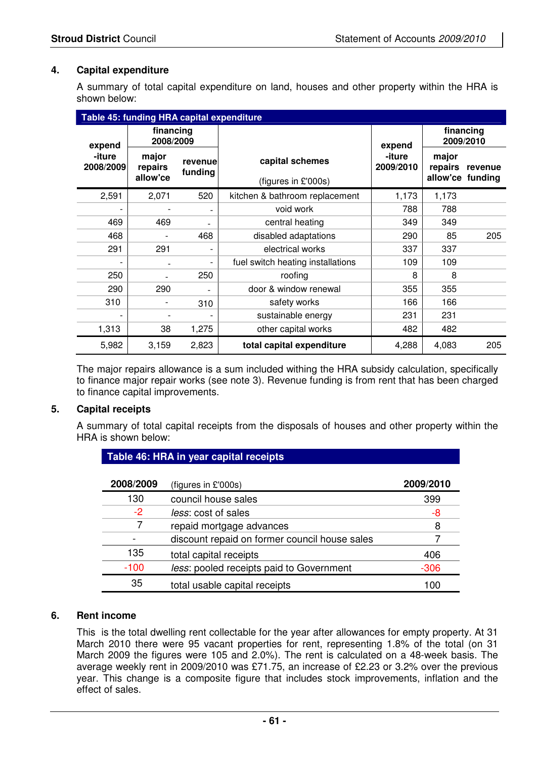## 4. Capital expenditure

A summary of total capital expenditure on land, houses and other property within the HRA is shown below:

**Table 45: funding HRA capital expenditure**

| expend -iture 2008/2009 | financing 2008/2009 | | capital schemes | expend -iture 2009/2010 | financing 2009/2010 | |
|---|---|---|---|---|---|---|
| | major repairs allow'ce | revenue funding | (figures in £'000s) | | major repairs allow'ce | revenue funding |
| 2,591 | 2,071 | 520 | kitchen & bathroom replacement | 1,173 | 1,173 | |
| - | - | - | void work | 788 | 788 | |
| 469 | 469 | - | central heating | 349 | 349 | |
| 468 | - | 468 | disabled adaptations | 290 | 85 | 205 |
| 291 | 291 | - | electrical works | 337 | 337 | |
| - | - | - | fuel switch heating installations | 109 | 109 | |
| 250 | - | 250 | roofing | 8 | 8 | |
| 290 | 290 | - | door & window renewal | 355 | 355 | |
| 310 | - | 310 | safety works | 166 | 166 | |
| - | - | - | sustainable energy | 231 | 231 | |
| 1,313 | 38 | 1,275 | other capital works | 482 | 482 | |
| 5,982 | 3,159 | 2,823 | **total capital expenditure** | 4,288 | 4,083 | 205 |

The major repairs allowance is a sum included withing the HRA subsidy calculation, specifically to finance major repair works (see note 3). Revenue funding is from rent that has been charged to finance capital improvements.

## 5. Capital receipts

A summary of total capital receipts from the disposals of houses and other property within the HRA is shown below:

**Table 46: HRA in year capital receipts**

| 2008/2009 | (figures in £'000s) | 2009/2010 |
|---|---|---|
| 130 | council house sales | 399 |
| -2 | *less*: cost of sales | -8 |
| 7 | repaid mortgage advances | 8 |
| - | discount repaid on former council house sales | 7 |
| 135 | total capital receipts | 406 |
| -100 | *less*: pooled receipts paid to Government | -306 |
| 35 | total usable capital receipts | 100 |

## 6. Rent income

This is the total dwelling rent collectable for the year after allowances for empty property. At 31 March 2010 there were 95 vacant properties for rent, representing 1.8% of the total (on 31 March 2009 the figures were 105 and 2.0%). The rent is calculated on a 48-week basis. The average weekly rent in 2009/2010 was £71.75, an increase of £2.23 or 3.2% over the previous year. This change is a composite figure that includes stock improvements, inflation and the effect of sales.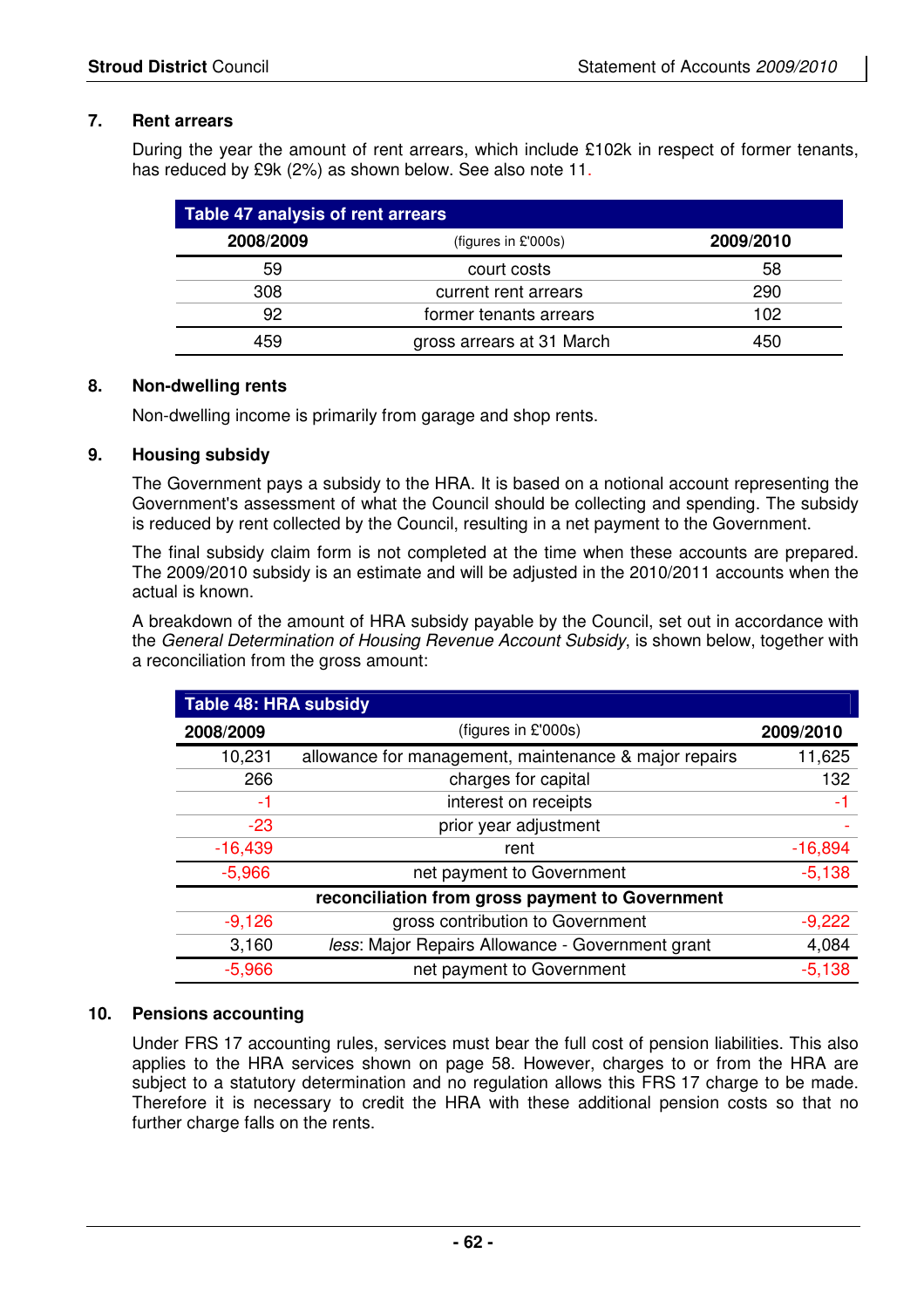## 7. Rent arrears

During the year the amount of rent arrears, which include £102k in respect of former tenants, has reduced by £9k (2%) as shown below. See also note 11.

**Table 47 analysis of rent arrears**

| 2008/2009 | (figures in £'000s) | 2009/2010 |
|---|---|---|
| 59 | court costs | 58 |
| 308 | current rent arrears | 290 |
| 92 | former tenants arrears | 102 |
| 459 | gross arrears at 31 March | 450 |

## 8. Non-dwelling rents

Non-dwelling income is primarily from garage and shop rents.

## 9. Housing subsidy

The Government pays a subsidy to the HRA. It is based on a notional account representing the Government's assessment of what the Council should be collecting and spending. The subsidy is reduced by rent collected by the Council, resulting in a net payment to the Government.

The final subsidy claim form is not completed at the time when these accounts are prepared. The 2009/2010 subsidy is an estimate and will be adjusted in the 2010/2011 accounts when the actual is known.

A breakdown of the amount of HRA subsidy payable by the Council, set out in accordance with the *General Determination of Housing Revenue Account Subsidy*, is shown below, together with a reconciliation from the gross amount:

**Table 48: HRA subsidy**

| 2008/2009 | (figures in £'000s) | 2009/2010 |
|---|---|---|
| 10,231 | allowance for management, maintenance & major repairs | 11,625 |
| 266 | charges for capital | 132 |
| -1 | interest on receipts | -1 |
| -23 | prior year adjustment | - |
| -16,439 | rent | -16,894 |
| -5,966 | net payment to Government | -5,138 |
| | **reconciliation from gross payment to Government** | |
| -9,126 | gross contribution to Government | -9,222 |
| 3,160 | *less*: Major Repairs Allowance - Government grant | 4,084 |
| -5,966 | net payment to Government | -5,138 |

## 10. Pensions accounting

Under FRS 17 accounting rules, services must bear the full cost of pension liabilities. This also applies to the HRA services shown on page 58. However, charges to or from the HRA are subject to a statutory determination and no regulation allows this FRS 17 charge to be made. Therefore it is necessary to credit the HRA with these additional pension costs so that no further charge falls on the rents.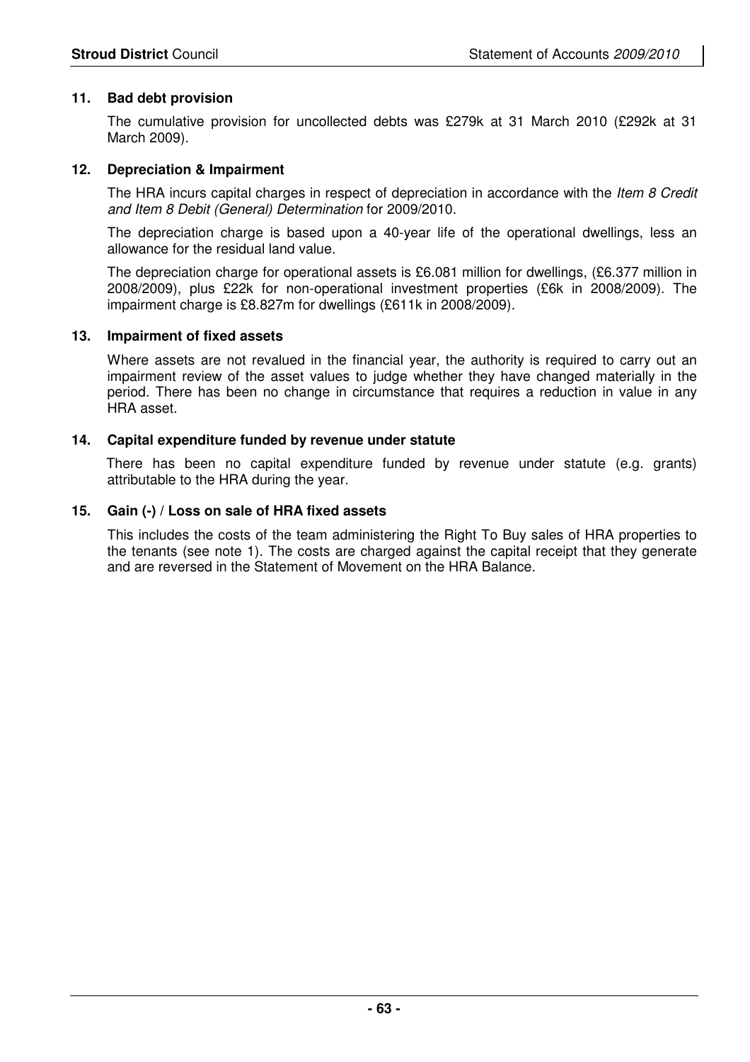### 11. Bad debt provision

The cumulative provision for uncollected debts was £279k at 31 March 2010 (£292k at 31 March 2009).

### 12. Depreciation & Impairment

The HRA incurs capital charges in respect of depreciation in accordance with the *Item 8 Credit and Item 8 Debit (General) Determination* for 2009/2010.

The depreciation charge is based upon a 40-year life of the operational dwellings, less an allowance for the residual land value.

The depreciation charge for operational assets is £6.081 million for dwellings, (£6.377 million in 2008/2009), plus £22k for non-operational investment properties (£6k in 2008/2009). The impairment charge is £8.827m for dwellings (£611k in 2008/2009).

### 13. Impairment of fixed assets

Where assets are not revalued in the financial year, the authority is required to carry out an impairment review of the asset values to judge whether they have changed materially in the period. There has been no change in circumstance that requires a reduction in value in any HRA asset.

### 14. Capital expenditure funded by revenue under statute

There has been no capital expenditure funded by revenue under statute (e.g. grants) attributable to the HRA during the year.

### 15. Gain (-) / Loss on sale of HRA fixed assets

This includes the costs of the team administering the Right To Buy sales of HRA properties to the tenants (see note 1). The costs are charged against the capital receipt that they generate and are reversed in the Statement of Movement on the HRA Balance.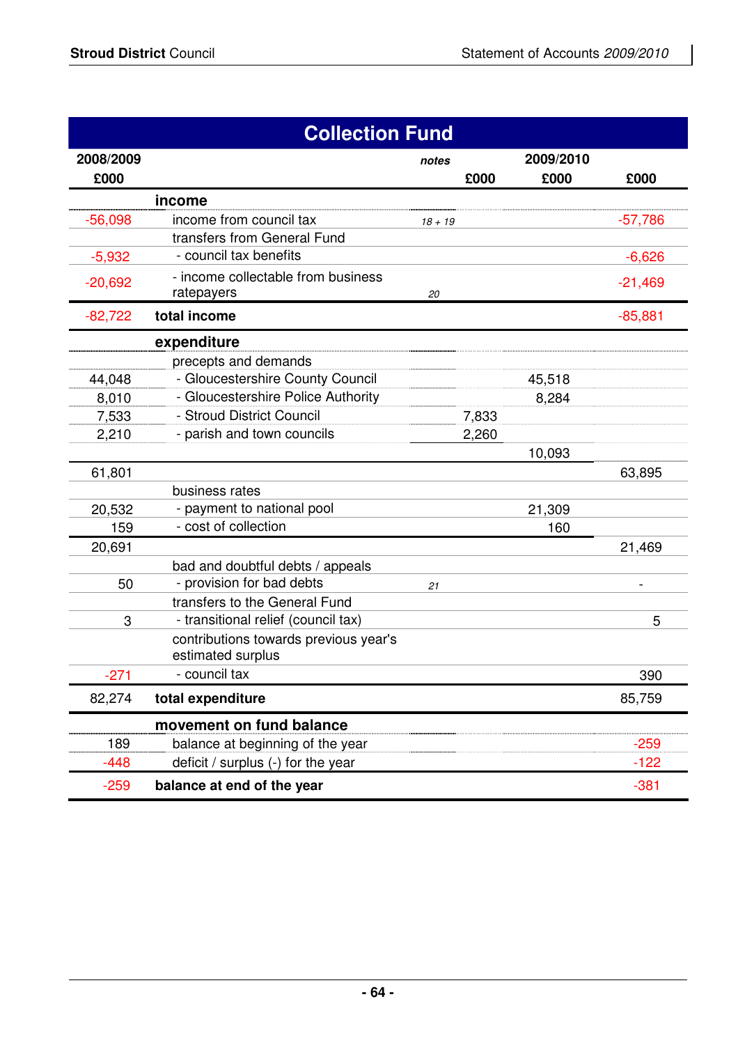## Collection Fund

| 2008/2009 £000 | | notes | 2009/2010 £000 | £000 | £000 |
|---|---|---|---|---|---|
| | **income** | | | | |
| -56,098 | income from council tax | *18 + 19* | | | -57,786 |
| | transfers from General Fund | | | | |
| -5,932 | - council tax benefits | | | | -6,626 |
| -20,692 | - income collectable from business ratepayers | *20* | | | -21,469 |
| -82,722 | **total income** | | | | -85,881 |
| | **expenditure** | | | | |
| | precepts and demands | | | | |
| 44,048 | - Gloucestershire County Council | | | 45,518 | |
| 8,010 | - Gloucestershire Police Authority | | | 8,284 | |
| 7,533 | - Stroud District Council | | 7,833 | | |
| 2,210 | - parish and town councils | | 2,260 | | |
| | | | | 10,093 | |
| 61,801 | | | | | 63,895 |
| | business rates | | | | |
| 20,532 | - payment to national pool | | | 21,309 | |
| 159 | - cost of collection | | | 160 | |
| 20,691 | | | | | 21,469 |
| | bad and doubtful debts / appeals | | | | |
| 50 | - provision for bad debts | *21* | | | - |
| | transfers to the General Fund | | | | |
| 3 | - transitional relief (council tax) | | | | 5 |
| | contributions towards previous year's estimated surplus | | | | |
| -271 | - council tax | | | | 390 |
| 82,274 | **total expenditure** | | | | 85,759 |
| | **movement on fund balance** | | | | |
| 189 | balance at beginning of the year | | | | -259 |
| -448 | deficit / surplus (-) for the year | | | | -122 |
| -259 | **balance at end of the year** | | | | -381 |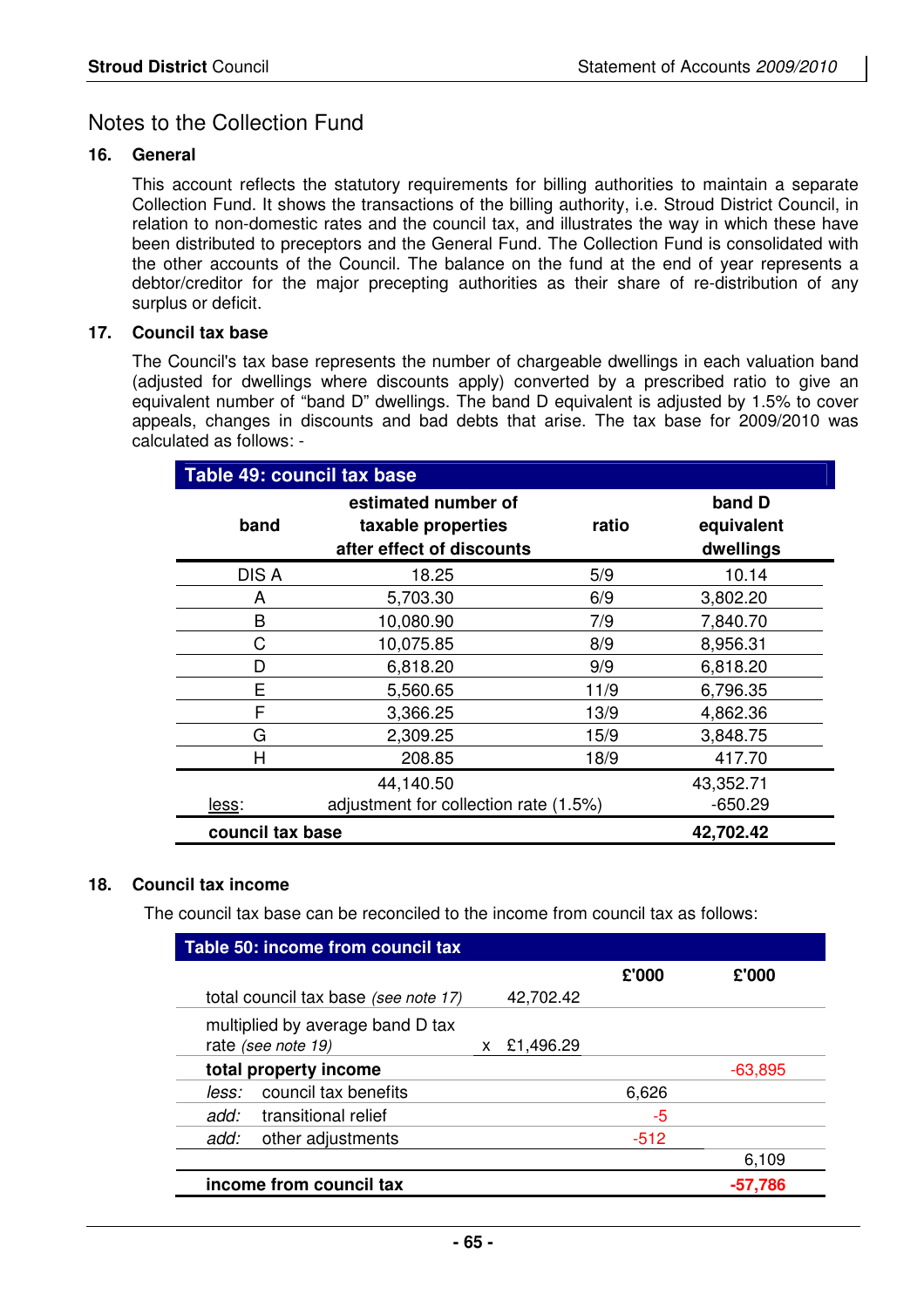# Notes to the Collection Fund

## 16. General

This account reflects the statutory requirements for billing authorities to maintain a separate Collection Fund. It shows the transactions of the billing authority, i.e. Stroud District Council, in relation to non-domestic rates and the council tax, and illustrates the way in which these have been distributed to preceptors and the General Fund. The Collection Fund is consolidated with the other accounts of the Council. The balance on the fund at the end of year represents a debtor/creditor for the major precepting authorities as their share of re-distribution of any surplus or deficit.

## 17. Council tax base

The Council's tax base represents the number of chargeable dwellings in each valuation band (adjusted for dwellings where discounts apply) converted by a prescribed ratio to give an equivalent number of "band D" dwellings. The band D equivalent is adjusted by 1.5% to cover appeals, changes in discounts and bad debts that arise. The tax base for 2009/2010 was calculated as follows: -

**Table 49: council tax base**

| band | estimated number of taxable properties after effect of discounts | ratio | band D equivalent dwellings |
|---|---|---|---|
| DIS A | 18.25 | 5/9 | 10.14 |
| A | 5,703.30 | 6/9 | 3,802.20 |
| B | 10,080.90 | 7/9 | 7,840.70 |
| C | 10,075.85 | 8/9 | 8,956.31 |
| D | 6,818.20 | 9/9 | 6,818.20 |
| E | 5,560.65 | 11/9 | 6,796.35 |
| F | 3,366.25 | 13/9 | 4,862.36 |
| G | 2,309.25 | 15/9 | 3,848.75 |
| H | 208.85 | 18/9 | 417.70 |
| | 44,140.50 | | 43,352.71 |
| less: | adjustment for collection rate (1.5%) | | -650.29 |
| **council tax base** | | | **42,702.42** |

## 18. Council tax income

The council tax base can be reconciled to the income from council tax as follows:

**Table 50: income from council tax**

| | | £'000 | £'000 |
|---|---|---|---|
| total council tax base *(see note 17)* | 42,702.42 | | |
| multiplied by average band D tax rate *(see note 19)* | x £1,496.29 | | |
| **total property income** | | | -63,895 |
| *less:* council tax benefits | | 6,626 | |
| *add:* transitional relief | | -5 | |
| *add:* other adjustments | | -512 | |
| | | | 6,109 |
| **income from council tax** | | | **-57,786** |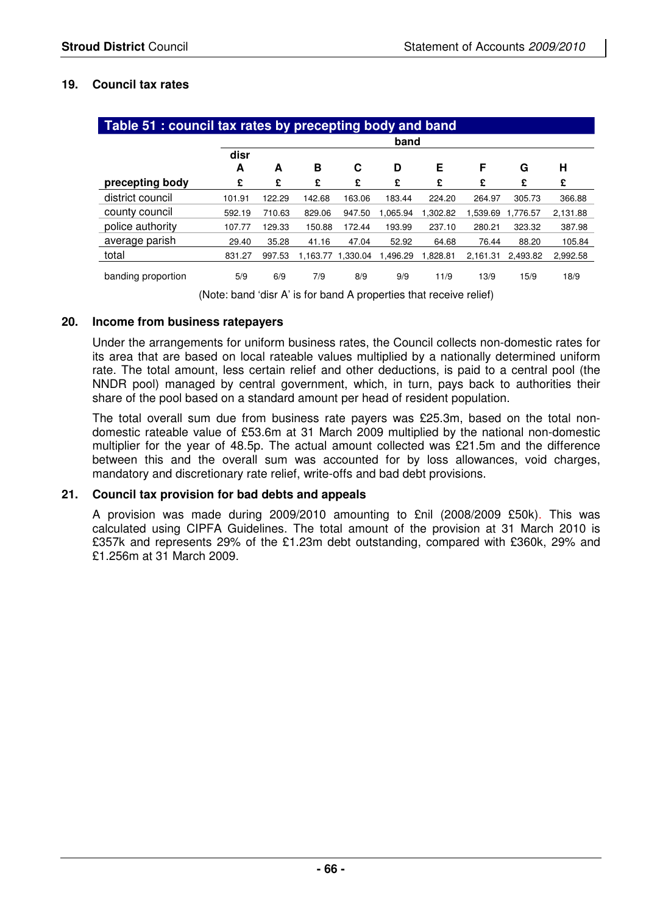## 19. Council tax rates

**Table 51 : council tax rates by precepting body and band**

| | band | | | | | | | | |
|---|---|---|---|---|---|---|---|---|---|
| | **disr A** | **A** | **B** | **C** | **D** | **E** | **F** | **G** | **H** |
| **precepting body** | **£** | **£** | **£** | **£** | **£** | **£** | **£** | **£** | **£** |
| district council | 101.91 | 122.29 | 142.68 | 163.06 | 183.44 | 224.20 | 264.97 | 305.73 | 366.88 |
| county council | 592.19 | 710.63 | 829.06 | 947.50 | 1,065.94 | 1,302.82 | 1,539.69 | 1,776.57 | 2,131.88 |
| police authority | 107.77 | 129.33 | 150.88 | 172.44 | 193.99 | 237.10 | 280.21 | 323.32 | 387.98 |
| average parish | 29.40 | 35.28 | 41.16 | 47.04 | 52.92 | 64.68 | 76.44 | 88.20 | 105.84 |
| total | 831.27 | 997.53 | 1,163.77 | 1,330.04 | 1,496.29 | 1,828.81 | 2,161.31 | 2,493.82 | 2,992.58 |
| banding proportion | 5/9 | 6/9 | 7/9 | 8/9 | 9/9 | 11/9 | 13/9 | 15/9 | 18/9 |

(Note: band 'disr A' is for band A properties that receive relief)

## 20. Income from business ratepayers

Under the arrangements for uniform business rates, the Council collects non-domestic rates for its area that are based on local rateable values multiplied by a nationally determined uniform rate. The total amount, less certain relief and other deductions, is paid to a central pool (the NNDR pool) managed by central government, which, in turn, pays back to authorities their share of the pool based on a standard amount per head of resident population.

The total overall sum due from business rate payers was £25.3m, based on the total non-domestic rateable value of £53.6m at 31 March 2009 multiplied by the national non-domestic multiplier for the year of 48.5p. The actual amount collected was £21.5m and the difference between this and the overall sum was accounted for by loss allowances, void charges, mandatory and discretionary rate relief, write-offs and bad debt provisions.

## 21. Council tax provision for bad debts and appeals

A provision was made during 2009/2010 amounting to £nil (2008/2009 £50k). This was calculated using CIPFA Guidelines. The total amount of the provision at 31 March 2010 is £357k and represents 29% of the £1.23m debt outstanding, compared with £360k, 29% and £1.256m at 31 March 2009.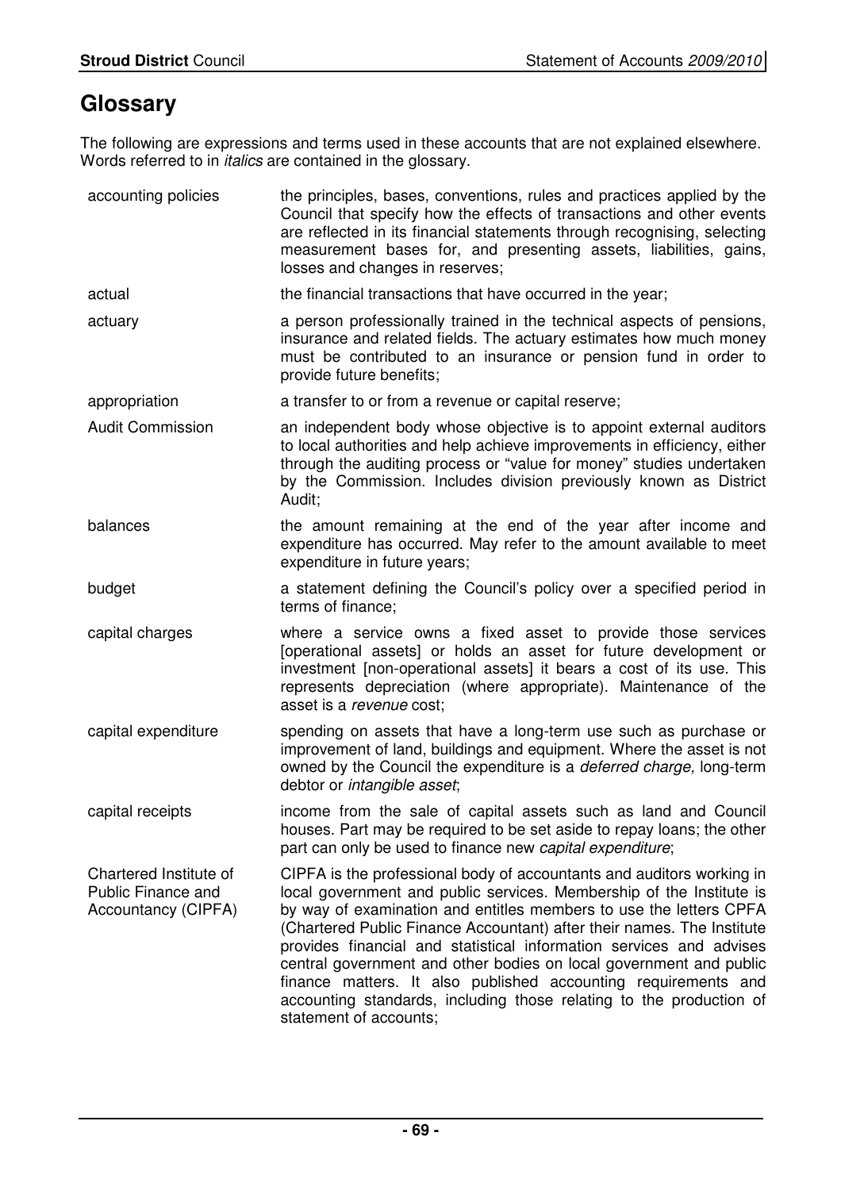# Glossary

The following are expressions and terms used in these accounts that are not explained elsewhere. Words referred to in *italics* are contained in the glossary.

| | |
|---|---|
| accounting policies | the principles, bases, conventions, rules and practices applied by the Council that specify how the effects of transactions and other events are reflected in its financial statements through recognising, selecting measurement bases for, and presenting assets, liabilities, gains, losses and changes in reserves; |
| actual | the financial transactions that have occurred in the year; |
| actuary | a person professionally trained in the technical aspects of pensions, insurance and related fields. The actuary estimates how much money must be contributed to an insurance or pension fund in order to provide future benefits; |
| appropriation | a transfer to or from a revenue or capital reserve; |
| Audit Commission | an independent body whose objective is to appoint external auditors to local authorities and help achieve improvements in efficiency, either through the auditing process or "value for money" studies undertaken by the Commission. Includes division previously known as District Audit; |
| balances | the amount remaining at the end of the year after income and expenditure has occurred. May refer to the amount available to meet expenditure in future years; |
| budget | a statement defining the Council's policy over a specified period in terms of finance; |
| capital charges | where a service owns a fixed asset to provide those services [operational assets] or holds an asset for future development or investment [non-operational assets] it bears a cost of its use. This represents depreciation (where appropriate). Maintenance of the asset is a *revenue* cost; |
| capital expenditure | spending on assets that have a long-term use such as purchase or improvement of land, buildings and equipment. Where the asset is not owned by the Council the expenditure is a *deferred charge,* long-term debtor or *intangible asset*; |
| capital receipts | income from the sale of capital assets such as land and Council houses. Part may be required to be set aside to repay loans; the other part can only be used to finance new *capital expenditure*; |
| Chartered Institute of Public Finance and Accountancy (CIPFA) | CIPFA is the professional body of accountants and auditors working in local government and public services. Membership of the Institute is by way of examination and entitles members to use the letters CPFA (Chartered Public Finance Accountant) after their names. The Institute provides financial and statistical information services and advises central government and other bodies on local government and public finance matters. It also published accounting requirements and accounting standards, including those relating to the production of statement of accounts; |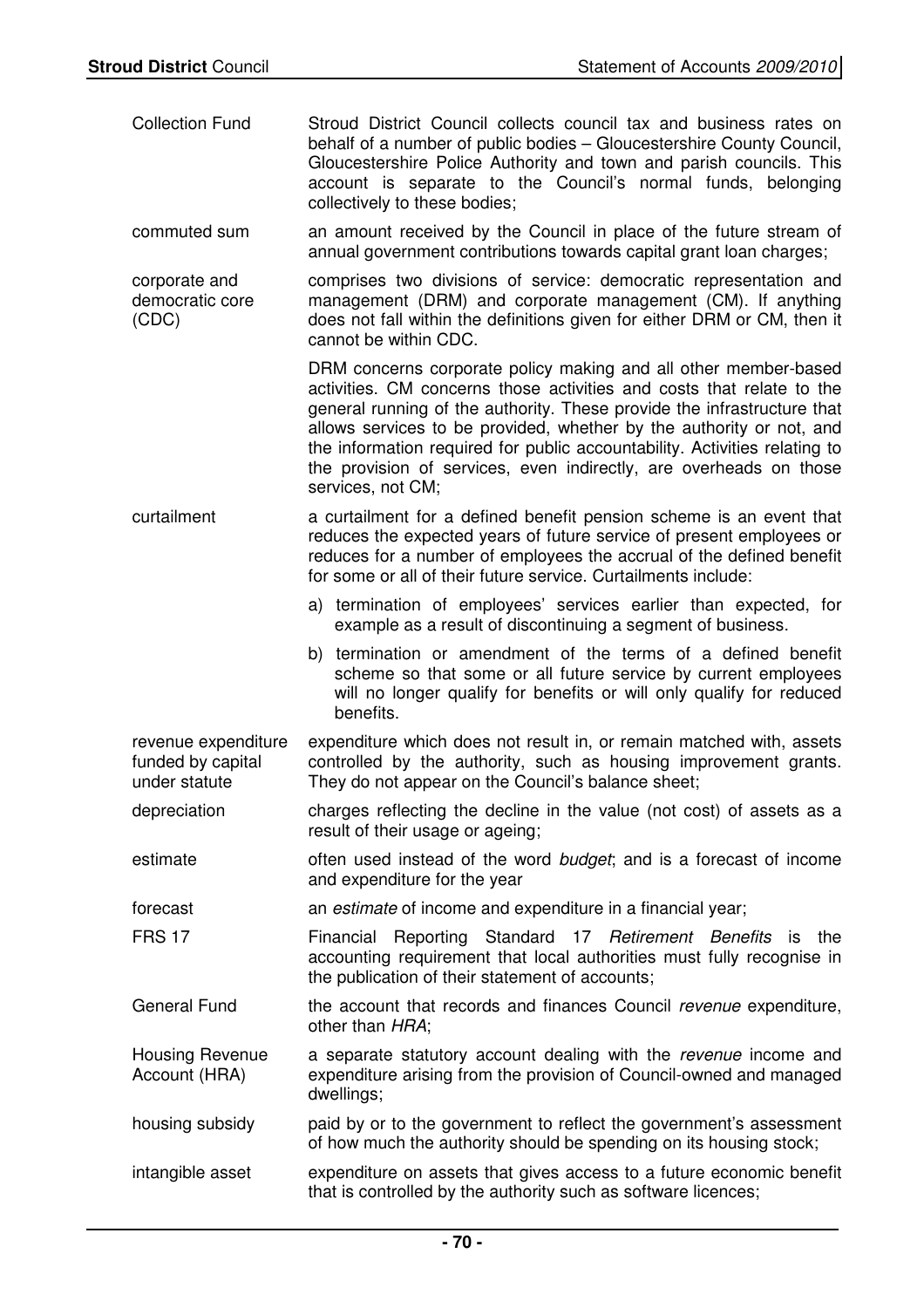| | |
|---|---|
| Collection Fund | Stroud District Council collects council tax and business rates on behalf of a number of public bodies – Gloucestershire County Council, Gloucestershire Police Authority and town and parish councils. This account is separate to the Council's normal funds, belonging collectively to these bodies; |
| commuted sum | an amount received by the Council in place of the future stream of annual government contributions towards capital grant loan charges; |
| corporate and democratic core (CDC) | comprises two divisions of service: democratic representation and management (DRM) and corporate management (CM). If anything does not fall within the definitions given for either DRM or CM, then it cannot be within CDC.<br><br>DRM concerns corporate policy making and all other member-based activities. CM concerns those activities and costs that relate to the general running of the authority. These provide the infrastructure that allows services to be provided, whether by the authority or not, and the information required for public accountability. Activities relating to the provision of services, even indirectly, are overheads on those services, not CM; |
| curtailment | a curtailment for a defined benefit pension scheme is an event that reduces the expected years of future service of present employees or reduces for a number of employees the accrual of the defined benefit for some or all of their future service. Curtailments include:<br><br>a) termination of employees' services earlier than expected, for example as a result of discontinuing a segment of business.<br><br>b) termination or amendment of the terms of a defined benefit scheme so that some or all future service by current employees will no longer qualify for benefits or will only qualify for reduced benefits. |
| revenue expenditure funded by capital under statute | expenditure which does not result in, or remain matched with, assets controlled by the authority, such as housing improvement grants. They do not appear on the Council's balance sheet; |
| depreciation | charges reflecting the decline in the value (not cost) of assets as a result of their usage or ageing; |
| estimate | often used instead of the word *budget*; and is a forecast of income and expenditure for the year |
| forecast | an *estimate* of income and expenditure in a financial year; |
| FRS 17 | Financial Reporting Standard 17 *Retirement Benefits* is the accounting requirement that local authorities must fully recognise in the publication of their statement of accounts; |
| General Fund | the account that records and finances Council *revenue* expenditure, other than *HRA*; |
| Housing Revenue Account (HRA) | a separate statutory account dealing with the *revenue* income and expenditure arising from the provision of Council-owned and managed dwellings; |
| housing subsidy | paid by or to the government to reflect the government's assessment of how much the authority should be spending on its housing stock; |
| intangible asset | expenditure on assets that gives access to a future economic benefit that is controlled by the authority such as software licences; |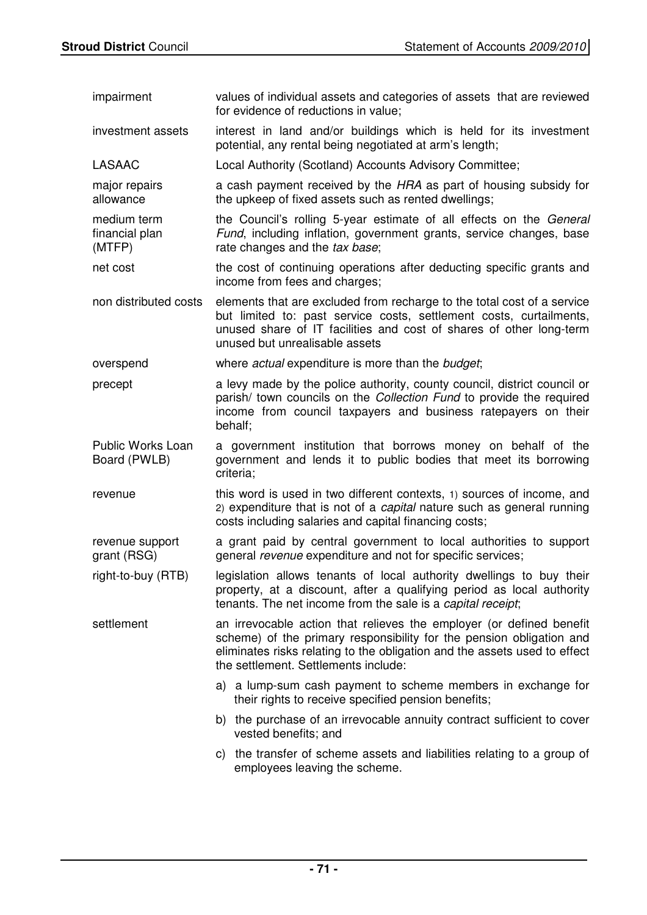| | |
|---|---|
| impairment | values of individual assets and categories of assets that are reviewed for evidence of reductions in value; |
| investment assets | interest in land and/or buildings which is held for its investment potential, any rental being negotiated at arm's length; |
| LASAAC | Local Authority (Scotland) Accounts Advisory Committee; |
| major repairs allowance | a cash payment received by the *HRA* as part of housing subsidy for the upkeep of fixed assets such as rented dwellings; |
| medium term financial plan (MTFP) | the Council's rolling 5-year estimate of all effects on the *General Fund*, including inflation, government grants, service changes, base rate changes and the *tax base*; |
| net cost | the cost of continuing operations after deducting specific grants and income from fees and charges; |
| non distributed costs | elements that are excluded from recharge to the total cost of a service but limited to: past service costs, settlement costs, curtailments, unused share of IT facilities and cost of shares of other long-term unused but unrealisable assets |
| overspend | where *actual* expenditure is more than the *budget*; |
| precept | a levy made by the police authority, county council, district council or parish/ town councils on the *Collection Fund* to provide the required income from council taxpayers and business ratepayers on their behalf; |
| Public Works Loan Board (PWLB) | a government institution that borrows money on behalf of the government and lends it to public bodies that meet its borrowing criteria; |
| revenue | this word is used in two different contexts, 1) sources of income, and 2) expenditure that is not of a *capital* nature such as general running costs including salaries and capital financing costs; |
| revenue support grant (RSG) | a grant paid by central government to local authorities to support general *revenue* expenditure and not for specific services; |
| right-to-buy (RTB) | legislation allows tenants of local authority dwellings to buy their property, at a discount, after a qualifying period as local authority tenants. The net income from the sale is a *capital receipt*; |
| settlement | an irrevocable action that relieves the employer (or defined benefit scheme) of the primary responsibility for the pension obligation and eliminates risks relating to the obligation and the assets used to effect the settlement. Settlements include:<br>a) a lump-sum cash payment to scheme members in exchange for their rights to receive specified pension benefits;<br>b) the purchase of an irrevocable annuity contract sufficient to cover vested benefits; and<br>c) the transfer of scheme assets and liabilities relating to a group of employees leaving the scheme. |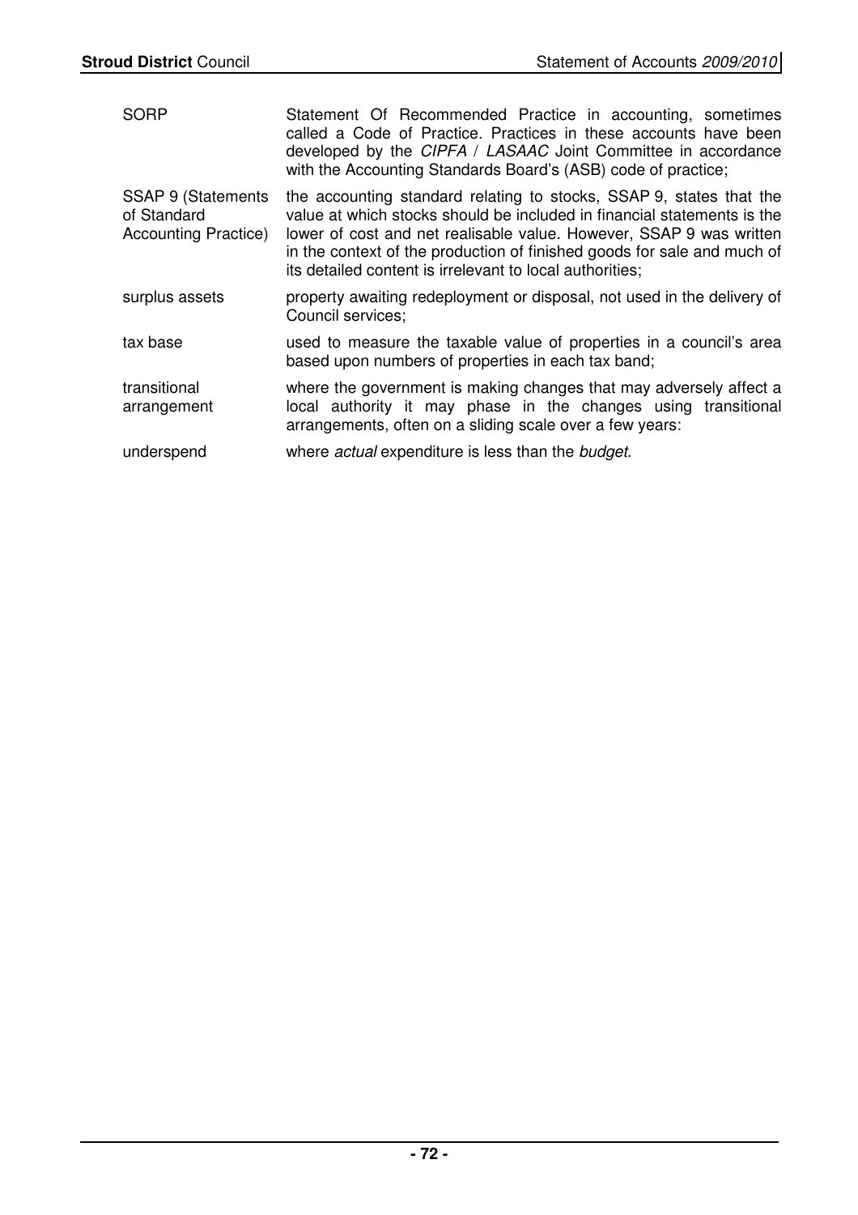| | |
|---|---|
| SORP | Statement Of Recommended Practice in accounting, sometimes called a Code of Practice. Practices in these accounts have been developed by the *CIPFA* / *LASAAC* Joint Committee in accordance with the Accounting Standards Board's (ASB) code of practice; |
| SSAP 9 (Statements of Standard Accounting Practice) | the accounting standard relating to stocks, SSAP 9, states that the value at which stocks should be included in financial statements is the lower of cost and net realisable value. However, SSAP 9 was written in the context of the production of finished goods for sale and much of its detailed content is irrelevant to local authorities; |
| surplus assets | property awaiting redeployment or disposal, not used in the delivery of Council services; |
| tax base | used to measure the taxable value of properties in a council's area based upon numbers of properties in each tax band; |
| transitional arrangement | where the government is making changes that may adversely affect a local authority it may phase in the changes using transitional arrangements, often on a sliding scale over a few years: |
| underspend | where *actual* expenditure is less than the *budget*. |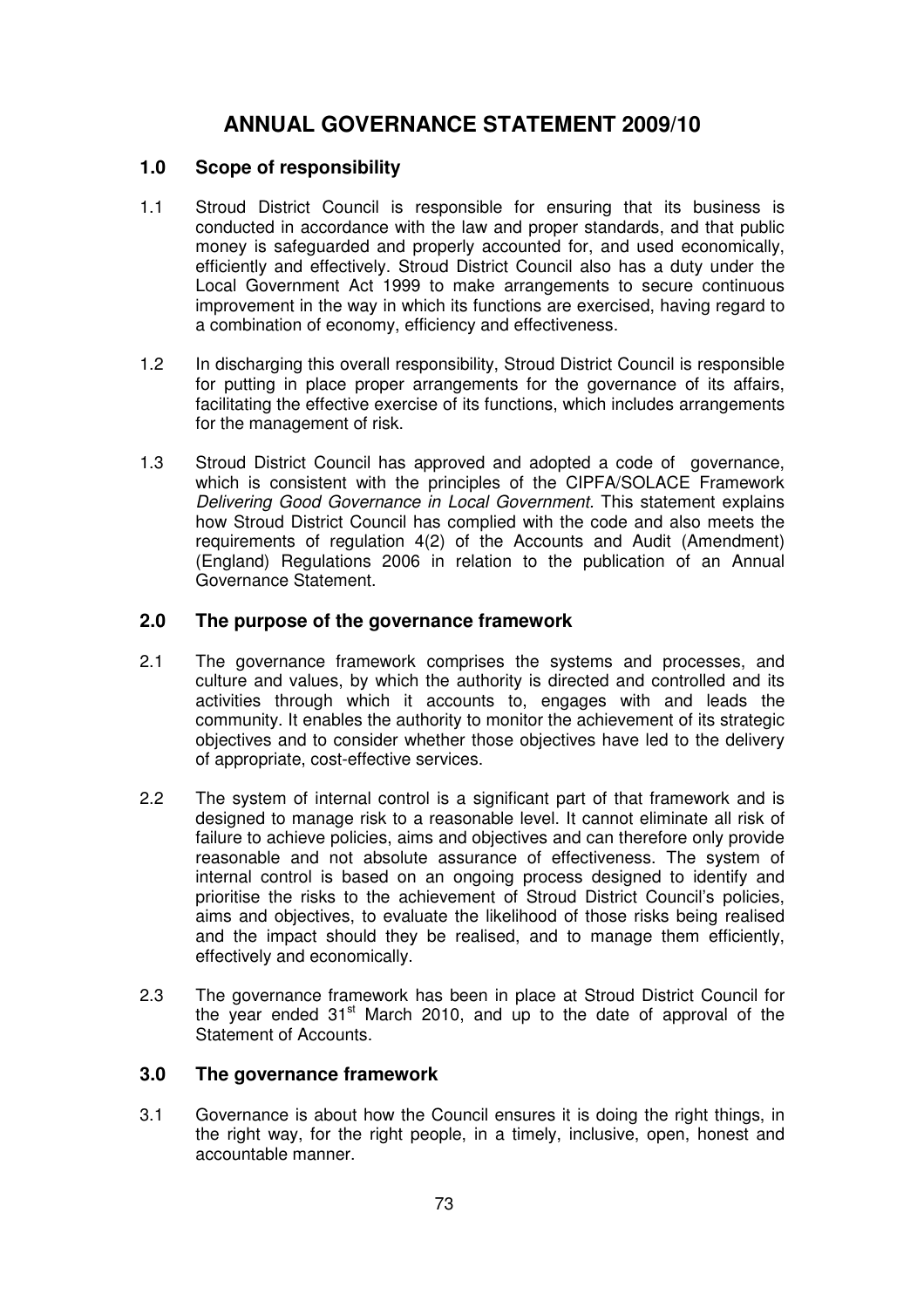# ANNUAL GOVERNANCE STATEMENT 2009/10

## 1.0 Scope of responsibility

1.1 Stroud District Council is responsible for ensuring that its business is conducted in accordance with the law and proper standards, and that public money is safeguarded and properly accounted for, and used economically, efficiently and effectively. Stroud District Council also has a duty under the Local Government Act 1999 to make arrangements to secure continuous improvement in the way in which its functions are exercised, having regard to a combination of economy, efficiency and effectiveness.

1.2 In discharging this overall responsibility, Stroud District Council is responsible for putting in place proper arrangements for the governance of its affairs, facilitating the effective exercise of its functions, which includes arrangements for the management of risk.

1.3 Stroud District Council has approved and adopted a code of governance, which is consistent with the principles of the CIPFA/SOLACE Framework *Delivering Good Governance in Local Government.* This statement explains how Stroud District Council has complied with the code and also meets the requirements of regulation 4(2) of the Accounts and Audit (Amendment) (England) Regulations 2006 in relation to the publication of an Annual Governance Statement.

## 2.0 The purpose of the governance framework

2.1 The governance framework comprises the systems and processes, and culture and values, by which the authority is directed and controlled and its activities through which it accounts to, engages with and leads the community. It enables the authority to monitor the achievement of its strategic objectives and to consider whether those objectives have led to the delivery of appropriate, cost-effective services.

2.2 The system of internal control is a significant part of that framework and is designed to manage risk to a reasonable level. It cannot eliminate all risk of failure to achieve policies, aims and objectives and can therefore only provide reasonable and not absolute assurance of effectiveness. The system of internal control is based on an ongoing process designed to identify and prioritise the risks to the achievement of Stroud District Council's policies, aims and objectives, to evaluate the likelihood of those risks being realised and the impact should they be realised, and to manage them efficiently, effectively and economically.

2.3 The governance framework has been in place at Stroud District Council for the year ended 31st March 2010, and up to the date of approval of the Statement of Accounts.

## 3.0 The governance framework

3.1 Governance is about how the Council ensures it is doing the right things, in the right way, for the right people, in a timely, inclusive, open, honest and accountable manner.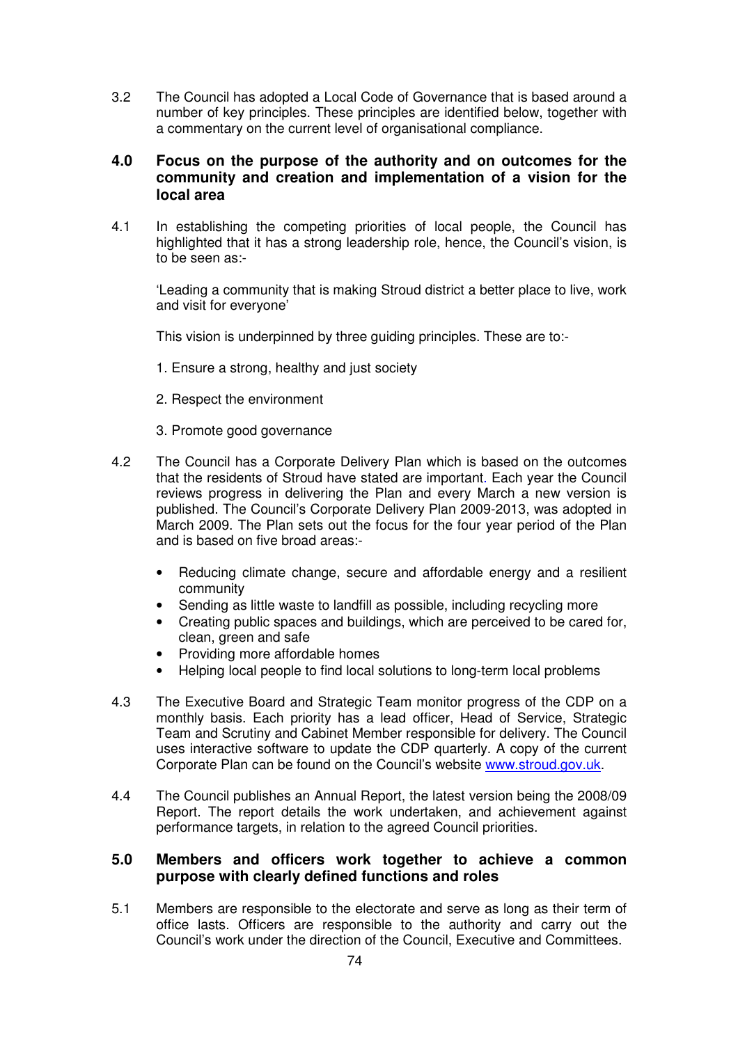3.2 The Council has adopted a Local Code of Governance that is based around a number of key principles. These principles are identified below, together with a commentary on the current level of organisational compliance.

## 4.0 Focus on the purpose of the authority and on outcomes for the community and creation and implementation of a vision for the local area

4.1 In establishing the competing priorities of local people, the Council has highlighted that it has a strong leadership role, hence, the Council's vision, is to be seen as:-

'Leading a community that is making Stroud district a better place to live, work and visit for everyone'

This vision is underpinned by three guiding principles. These are to:-

1. Ensure a strong, healthy and just society

2. Respect the environment

3. Promote good governance

4.2 The Council has a Corporate Delivery Plan which is based on the outcomes that the residents of Stroud have stated are important. Each year the Council reviews progress in delivering the Plan and every March a new version is published. The Council's Corporate Delivery Plan 2009-2013, was adopted in March 2009. The Plan sets out the focus for the four year period of the Plan and is based on five broad areas:-

- Reducing climate change, secure and affordable energy and a resilient community
- Sending as little waste to landfill as possible, including recycling more
- Creating public spaces and buildings, which are perceived to be cared for, clean, green and safe
- Providing more affordable homes
- Helping local people to find local solutions to long-term local problems

4.3 The Executive Board and Strategic Team monitor progress of the CDP on a monthly basis. Each priority has a lead officer, Head of Service, Strategic Team and Scrutiny and Cabinet Member responsible for delivery. The Council uses interactive software to update the CDP quarterly. A copy of the current Corporate Plan can be found on the Council's website www.stroud.gov.uk.

4.4 The Council publishes an Annual Report, the latest version being the 2008/09 Report. The report details the work undertaken, and achievement against performance targets, in relation to the agreed Council priorities.

## 5.0 Members and officers work together to achieve a common purpose with clearly defined functions and roles

5.1 Members are responsible to the electorate and serve as long as their term of office lasts. Officers are responsible to the authority and carry out the Council's work under the direction of the Council, Executive and Committees.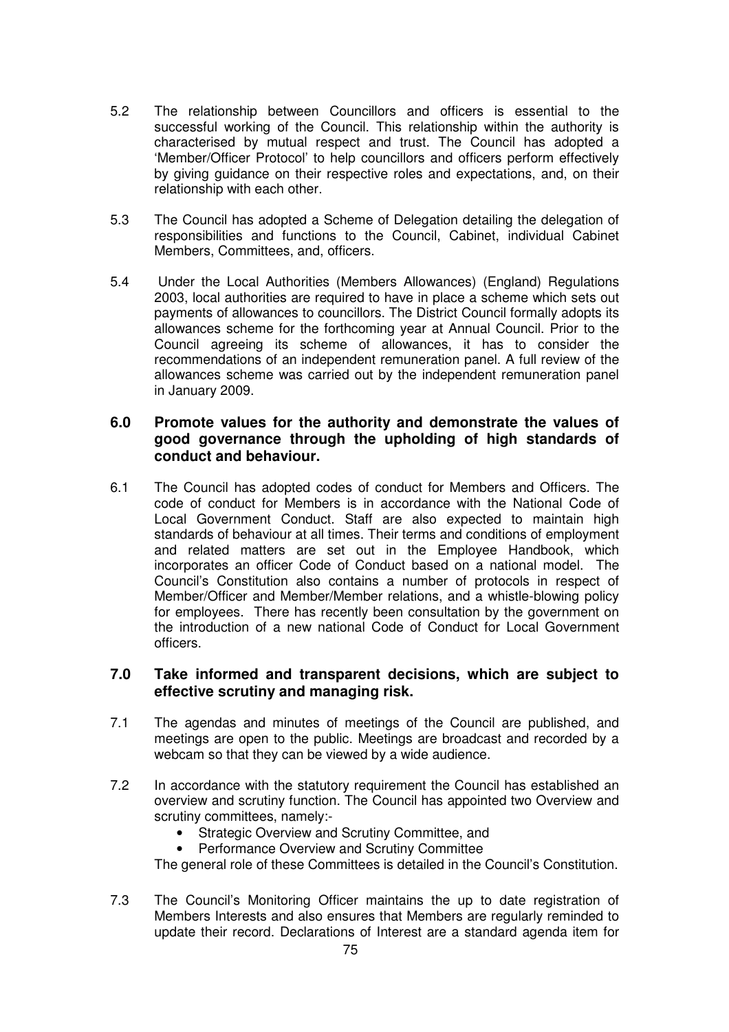5.2 The relationship between Councillors and officers is essential to the successful working of the Council. This relationship within the authority is characterised by mutual respect and trust. The Council has adopted a 'Member/Officer Protocol' to help councillors and officers perform effectively by giving guidance on their respective roles and expectations, and, on their relationship with each other.

5.3 The Council has adopted a Scheme of Delegation detailing the delegation of responsibilities and functions to the Council, Cabinet, individual Cabinet Members, Committees, and, officers.

5.4 Under the Local Authorities (Members Allowances) (England) Regulations 2003, local authorities are required to have in place a scheme which sets out payments of allowances to councillors. The District Council formally adopts its allowances scheme for the forthcoming year at Annual Council. Prior to the Council agreeing its scheme of allowances, it has to consider the recommendations of an independent remuneration panel. A full review of the allowances scheme was carried out by the independent remuneration panel in January 2009.

## 6.0 Promote values for the authority and demonstrate the values of good governance through the upholding of high standards of conduct and behaviour.

6.1 The Council has adopted codes of conduct for Members and Officers. The code of conduct for Members is in accordance with the National Code of Local Government Conduct. Staff are also expected to maintain high standards of behaviour at all times. Their terms and conditions of employment and related matters are set out in the Employee Handbook, which incorporates an officer Code of Conduct based on a national model. The Council's Constitution also contains a number of protocols in respect of Member/Officer and Member/Member relations, and a whistle-blowing policy for employees. There has recently been consultation by the government on the introduction of a new national Code of Conduct for Local Government officers.

## 7.0 Take informed and transparent decisions, which are subject to effective scrutiny and managing risk.

7.1 The agendas and minutes of meetings of the Council are published, and meetings are open to the public. Meetings are broadcast and recorded by a webcam so that they can be viewed by a wide audience.

7.2 In accordance with the statutory requirement the Council has established an overview and scrutiny function. The Council has appointed two Overview and scrutiny committees, namely:-

- Strategic Overview and Scrutiny Committee, and
- Performance Overview and Scrutiny Committee

The general role of these Committees is detailed in the Council's Constitution.

7.3 The Council's Monitoring Officer maintains the up to date registration of Members Interests and also ensures that Members are regularly reminded to update their record. Declarations of Interest are a standard agenda item for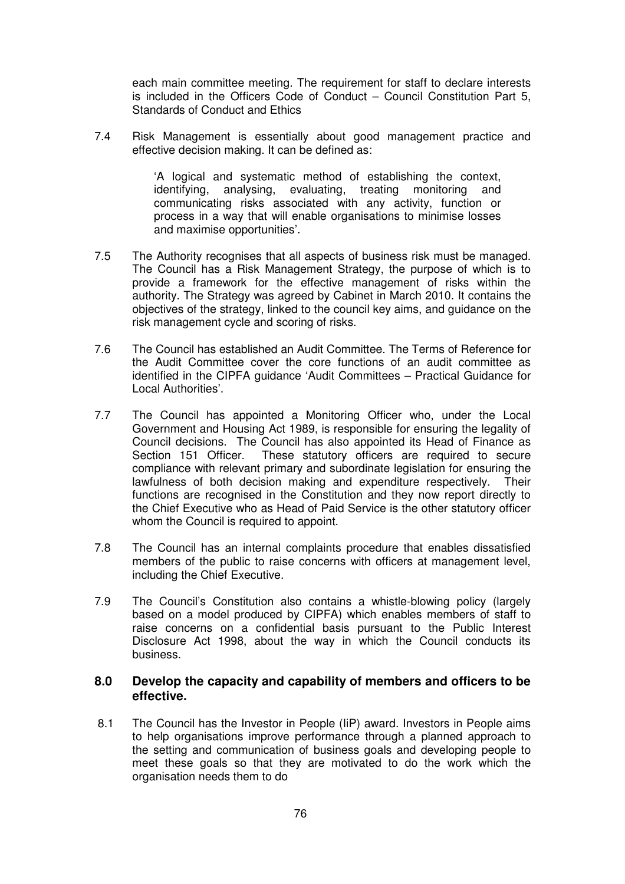each main committee meeting. The requirement for staff to declare interests is included in the Officers Code of Conduct – Council Constitution Part 5, Standards of Conduct and Ethics

7.4 Risk Management is essentially about good management practice and effective decision making. It can be defined as:

> 'A logical and systematic method of establishing the context, identifying, analysing, evaluating, treating monitoring and communicating risks associated with any activity, function or process in a way that will enable organisations to minimise losses and maximise opportunities'.

7.5 The Authority recognises that all aspects of business risk must be managed. The Council has a Risk Management Strategy, the purpose of which is to provide a framework for the effective management of risks within the authority. The Strategy was agreed by Cabinet in March 2010. It contains the objectives of the strategy, linked to the council key aims, and guidance on the risk management cycle and scoring of risks.

7.6 The Council has established an Audit Committee. The Terms of Reference for the Audit Committee cover the core functions of an audit committee as identified in the CIPFA guidance 'Audit Committees – Practical Guidance for Local Authorities'.

7.7 The Council has appointed a Monitoring Officer who, under the Local Government and Housing Act 1989, is responsible for ensuring the legality of Council decisions. The Council has also appointed its Head of Finance as Section 151 Officer. These statutory officers are required to secure compliance with relevant primary and subordinate legislation for ensuring the lawfulness of both decision making and expenditure respectively. Their functions are recognised in the Constitution and they now report directly to the Chief Executive who as Head of Paid Service is the other statutory officer whom the Council is required to appoint.

7.8 The Council has an internal complaints procedure that enables dissatisfied members of the public to raise concerns with officers at management level, including the Chief Executive.

7.9 The Council's Constitution also contains a whistle-blowing policy (largely based on a model produced by CIPFA) which enables members of staff to raise concerns on a confidential basis pursuant to the Public Interest Disclosure Act 1998, about the way in which the Council conducts its business.

## 8.0 Develop the capacity and capability of members and officers to be effective.

8.1 The Council has the Investor in People (IiP) award. Investors in People aims to help organisations improve performance through a planned approach to the setting and communication of business goals and developing people to meet these goals so that they are motivated to do the work which the organisation needs them to do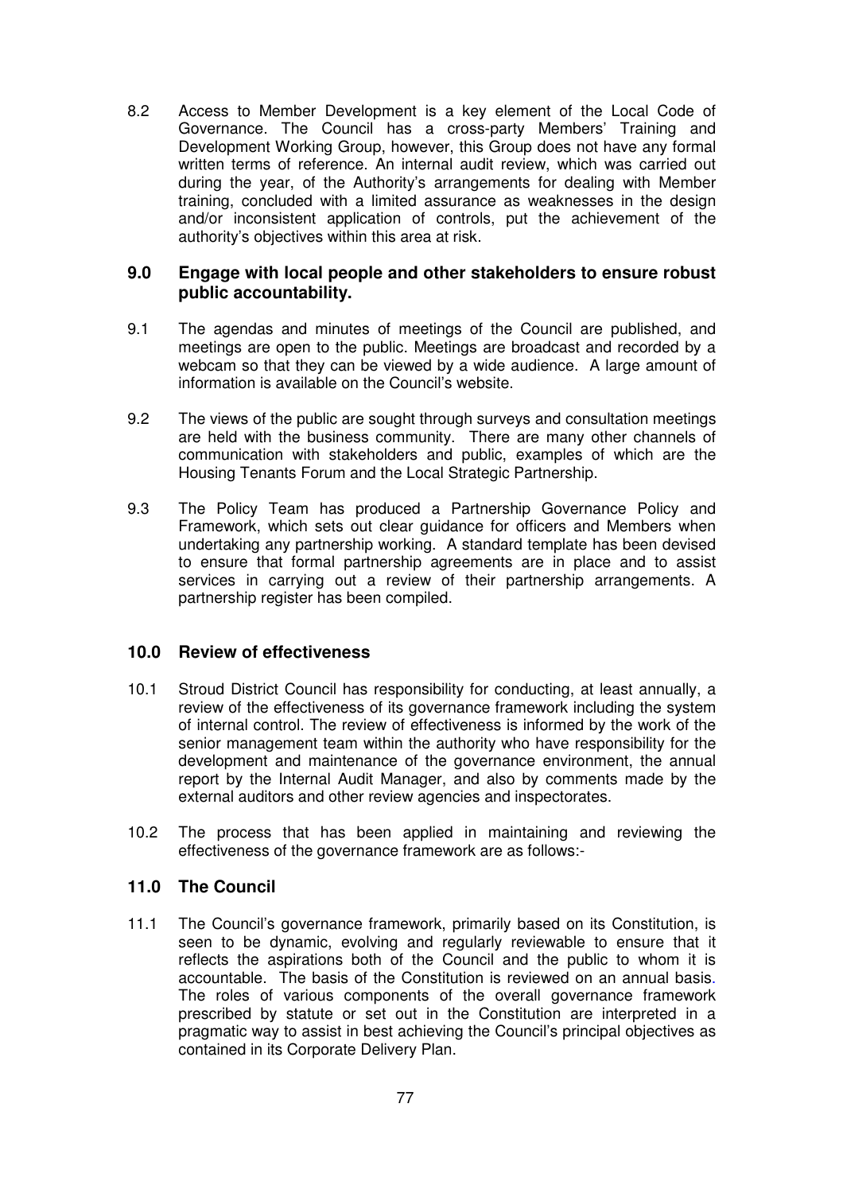8.2 Access to Member Development is a key element of the Local Code of Governance. The Council has a cross-party Members' Training and Development Working Group, however, this Group does not have any formal written terms of reference. An internal audit review, which was carried out during the year, of the Authority's arrangements for dealing with Member training, concluded with a limited assurance as weaknesses in the design and/or inconsistent application of controls, put the achievement of the authority's objectives within this area at risk.

## 9.0 Engage with local people and other stakeholders to ensure robust public accountability.

9.1 The agendas and minutes of meetings of the Council are published, and meetings are open to the public. Meetings are broadcast and recorded by a webcam so that they can be viewed by a wide audience. A large amount of information is available on the Council's website.

9.2 The views of the public are sought through surveys and consultation meetings are held with the business community. There are many other channels of communication with stakeholders and public, examples of which are the Housing Tenants Forum and the Local Strategic Partnership.

9.3 The Policy Team has produced a Partnership Governance Policy and Framework, which sets out clear guidance for officers and Members when undertaking any partnership working. A standard template has been devised to ensure that formal partnership agreements are in place and to assist services in carrying out a review of their partnership arrangements. A partnership register has been compiled.

## 10.0 Review of effectiveness

10.1 Stroud District Council has responsibility for conducting, at least annually, a review of the effectiveness of its governance framework including the system of internal control. The review of effectiveness is informed by the work of the senior management team within the authority who have responsibility for the development and maintenance of the governance environment, the annual report by the Internal Audit Manager, and also by comments made by the external auditors and other review agencies and inspectorates.

10.2 The process that has been applied in maintaining and reviewing the effectiveness of the governance framework are as follows:-

## 11.0 The Council

11.1 The Council's governance framework, primarily based on its Constitution, is seen to be dynamic, evolving and regularly reviewable to ensure that it reflects the aspirations both of the Council and the public to whom it is accountable. The basis of the Constitution is reviewed on an annual basis. The roles of various components of the overall governance framework prescribed by statute or set out in the Constitution are interpreted in a pragmatic way to assist in best achieving the Council's principal objectives as contained in its Corporate Delivery Plan.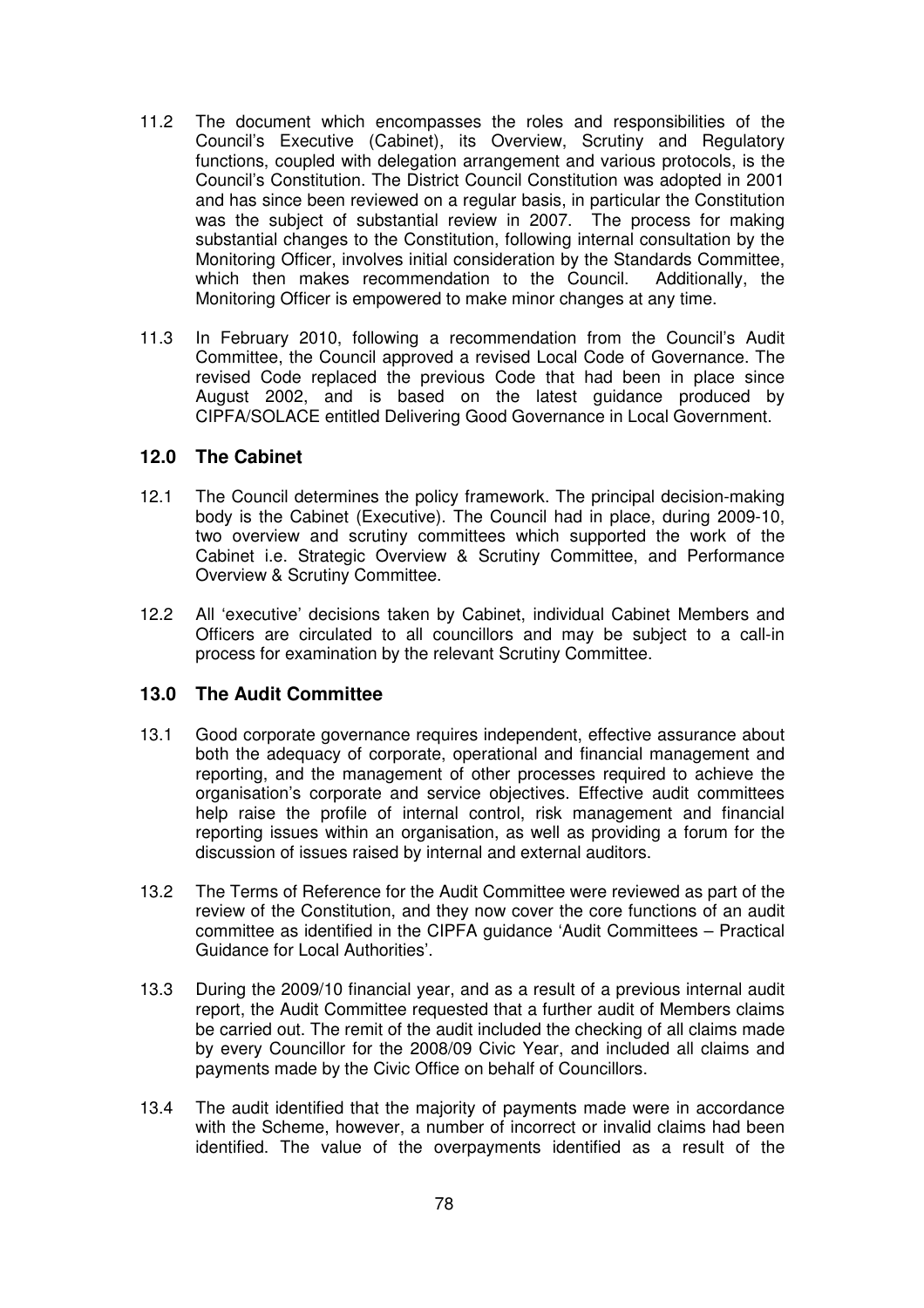11.2 The document which encompasses the roles and responsibilities of the Council's Executive (Cabinet), its Overview, Scrutiny and Regulatory functions, coupled with delegation arrangement and various protocols, is the Council's Constitution. The District Council Constitution was adopted in 2001 and has since been reviewed on a regular basis, in particular the Constitution was the subject of substantial review in 2007. The process for making substantial changes to the Constitution, following internal consultation by the Monitoring Officer, involves initial consideration by the Standards Committee, which then makes recommendation to the Council. Additionally, the Monitoring Officer is empowered to make minor changes at any time.

11.3 In February 2010, following a recommendation from the Council's Audit Committee, the Council approved a revised Local Code of Governance. The revised Code replaced the previous Code that had been in place since August 2002, and is based on the latest guidance produced by CIPFA/SOLACE entitled Delivering Good Governance in Local Government.

## 12.0 The Cabinet

12.1 The Council determines the policy framework. The principal decision-making body is the Cabinet (Executive). The Council had in place, during 2009-10, two overview and scrutiny committees which supported the work of the Cabinet i.e. Strategic Overview & Scrutiny Committee, and Performance Overview & Scrutiny Committee.

12.2 All 'executive' decisions taken by Cabinet, individual Cabinet Members and Officers are circulated to all councillors and may be subject to a call-in process for examination by the relevant Scrutiny Committee.

## 13.0 The Audit Committee

13.1 Good corporate governance requires independent, effective assurance about both the adequacy of corporate, operational and financial management and reporting, and the management of other processes required to achieve the organisation's corporate and service objectives. Effective audit committees help raise the profile of internal control, risk management and financial reporting issues within an organisation, as well as providing a forum for the discussion of issues raised by internal and external auditors.

13.2 The Terms of Reference for the Audit Committee were reviewed as part of the review of the Constitution, and they now cover the core functions of an audit committee as identified in the CIPFA guidance 'Audit Committees – Practical Guidance for Local Authorities'.

13.3 During the 2009/10 financial year, and as a result of a previous internal audit report, the Audit Committee requested that a further audit of Members claims be carried out. The remit of the audit included the checking of all claims made by every Councillor for the 2008/09 Civic Year, and included all claims and payments made by the Civic Office on behalf of Councillors.

13.4 The audit identified that the majority of payments made were in accordance with the Scheme, however, a number of incorrect or invalid claims had been identified. The value of the overpayments identified as a result of the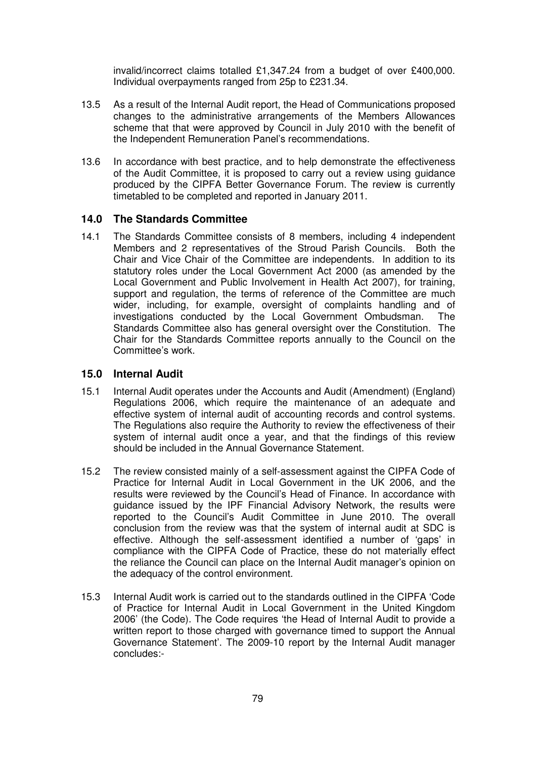invalid/incorrect claims totalled £1,347.24 from a budget of over £400,000. Individual overpayments ranged from 25p to £231.34.

13.5 As a result of the Internal Audit report, the Head of Communications proposed changes to the administrative arrangements of the Members Allowances scheme that that were approved by Council in July 2010 with the benefit of the Independent Remuneration Panel's recommendations.

13.6 In accordance with best practice, and to help demonstrate the effectiveness of the Audit Committee, it is proposed to carry out a review using guidance produced by the CIPFA Better Governance Forum. The review is currently timetabled to be completed and reported in January 2011.

## 14.0 The Standards Committee

14.1 The Standards Committee consists of 8 members, including 4 independent Members and 2 representatives of the Stroud Parish Councils. Both the Chair and Vice Chair of the Committee are independents. In addition to its statutory roles under the Local Government Act 2000 (as amended by the Local Government and Public Involvement in Health Act 2007), for training, support and regulation, the terms of reference of the Committee are much wider, including, for example, oversight of complaints handling and of investigations conducted by the Local Government Ombudsman. The Standards Committee also has general oversight over the Constitution. The Chair for the Standards Committee reports annually to the Council on the Committee's work.

## 15.0 Internal Audit

15.1 Internal Audit operates under the Accounts and Audit (Amendment) (England) Regulations 2006, which require the maintenance of an adequate and effective system of internal audit of accounting records and control systems. The Regulations also require the Authority to review the effectiveness of their system of internal audit once a year, and that the findings of this review should be included in the Annual Governance Statement.

15.2 The review consisted mainly of a self-assessment against the CIPFA Code of Practice for Internal Audit in Local Government in the UK 2006, and the results were reviewed by the Council's Head of Finance. In accordance with guidance issued by the IPF Financial Advisory Network, the results were reported to the Council's Audit Committee in June 2010. The overall conclusion from the review was that the system of internal audit at SDC is effective. Although the self-assessment identified a number of 'gaps' in compliance with the CIPFA Code of Practice, these do not materially effect the reliance the Council can place on the Internal Audit manager's opinion on the adequacy of the control environment.

15.3 Internal Audit work is carried out to the standards outlined in the CIPFA 'Code of Practice for Internal Audit in Local Government in the United Kingdom 2006' (the Code). The Code requires 'the Head of Internal Audit to provide a written report to those charged with governance timed to support the Annual Governance Statement'. The 2009-10 report by the Internal Audit manager concludes:-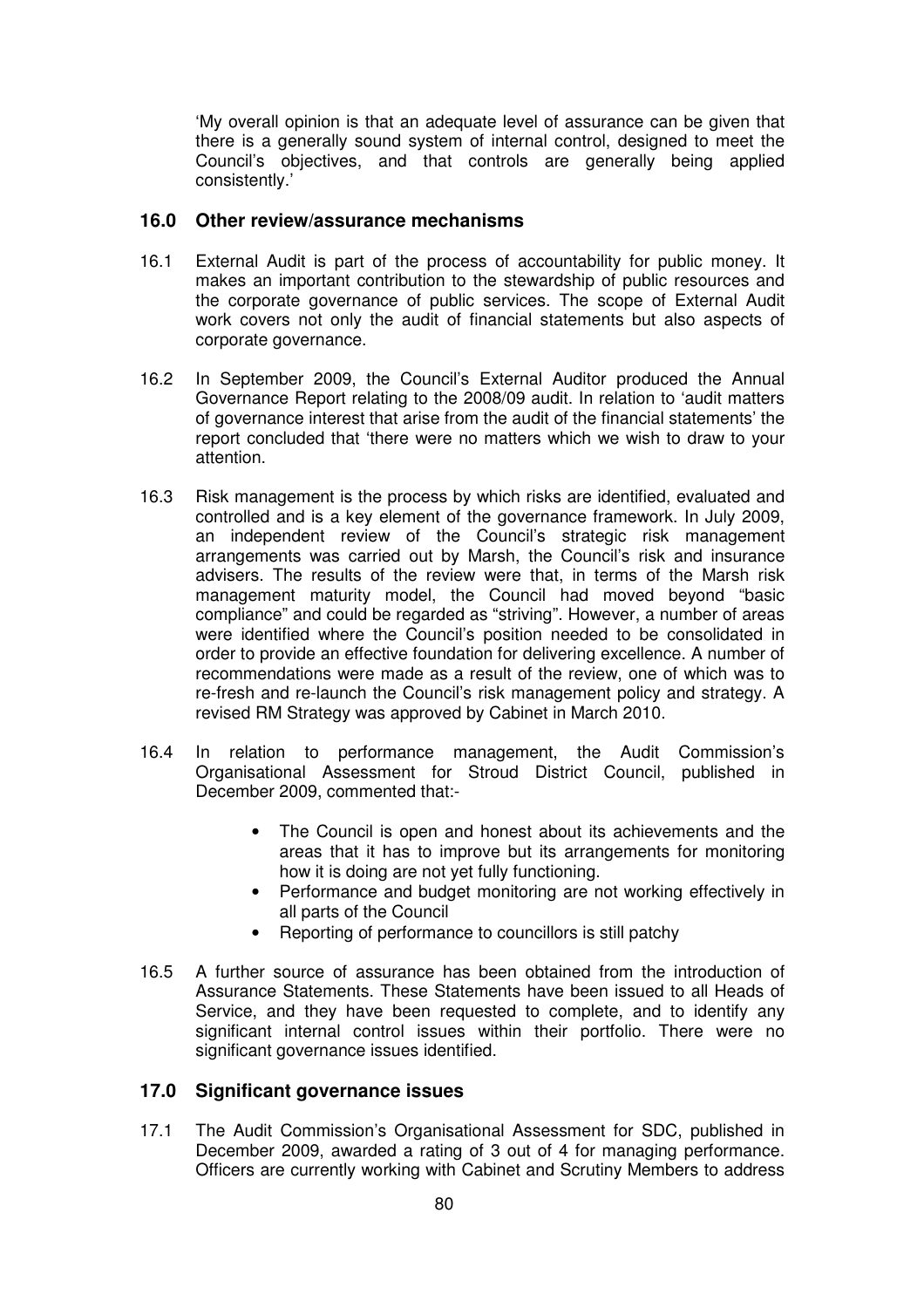'My overall opinion is that an adequate level of assurance can be given that there is a generally sound system of internal control, designed to meet the Council's objectives, and that controls are generally being applied consistently.'

## 16.0 Other review/assurance mechanisms

16.1 External Audit is part of the process of accountability for public money. It makes an important contribution to the stewardship of public resources and the corporate governance of public services. The scope of External Audit work covers not only the audit of financial statements but also aspects of corporate governance.

16.2 In September 2009, the Council's External Auditor produced the Annual Governance Report relating to the 2008/09 audit. In relation to 'audit matters of governance interest that arise from the audit of the financial statements' the report concluded that 'there were no matters which we wish to draw to your attention.

16.3 Risk management is the process by which risks are identified, evaluated and controlled and is a key element of the governance framework. In July 2009, an independent review of the Council's strategic risk management arrangements was carried out by Marsh, the Council's risk and insurance advisers. The results of the review were that, in terms of the Marsh risk management maturity model, the Council had moved beyond "basic compliance" and could be regarded as "striving". However, a number of areas were identified where the Council's position needed to be consolidated in order to provide an effective foundation for delivering excellence. A number of recommendations were made as a result of the review, one of which was to re-fresh and re-launch the Council's risk management policy and strategy. A revised RM Strategy was approved by Cabinet in March 2010.

16.4 In relation to performance management, the Audit Commission's Organisational Assessment for Stroud District Council, published in December 2009, commented that:-

- The Council is open and honest about its achievements and the areas that it has to improve but its arrangements for monitoring how it is doing are not yet fully functioning.
- Performance and budget monitoring are not working effectively in all parts of the Council
- Reporting of performance to councillors is still patchy

16.5 A further source of assurance has been obtained from the introduction of Assurance Statements. These Statements have been issued to all Heads of Service, and they have been requested to complete, and to identify any significant internal control issues within their portfolio. There were no significant governance issues identified.

## 17.0 Significant governance issues

17.1 The Audit Commission's Organisational Assessment for SDC, published in December 2009, awarded a rating of 3 out of 4 for managing performance. Officers are currently working with Cabinet and Scrutiny Members to address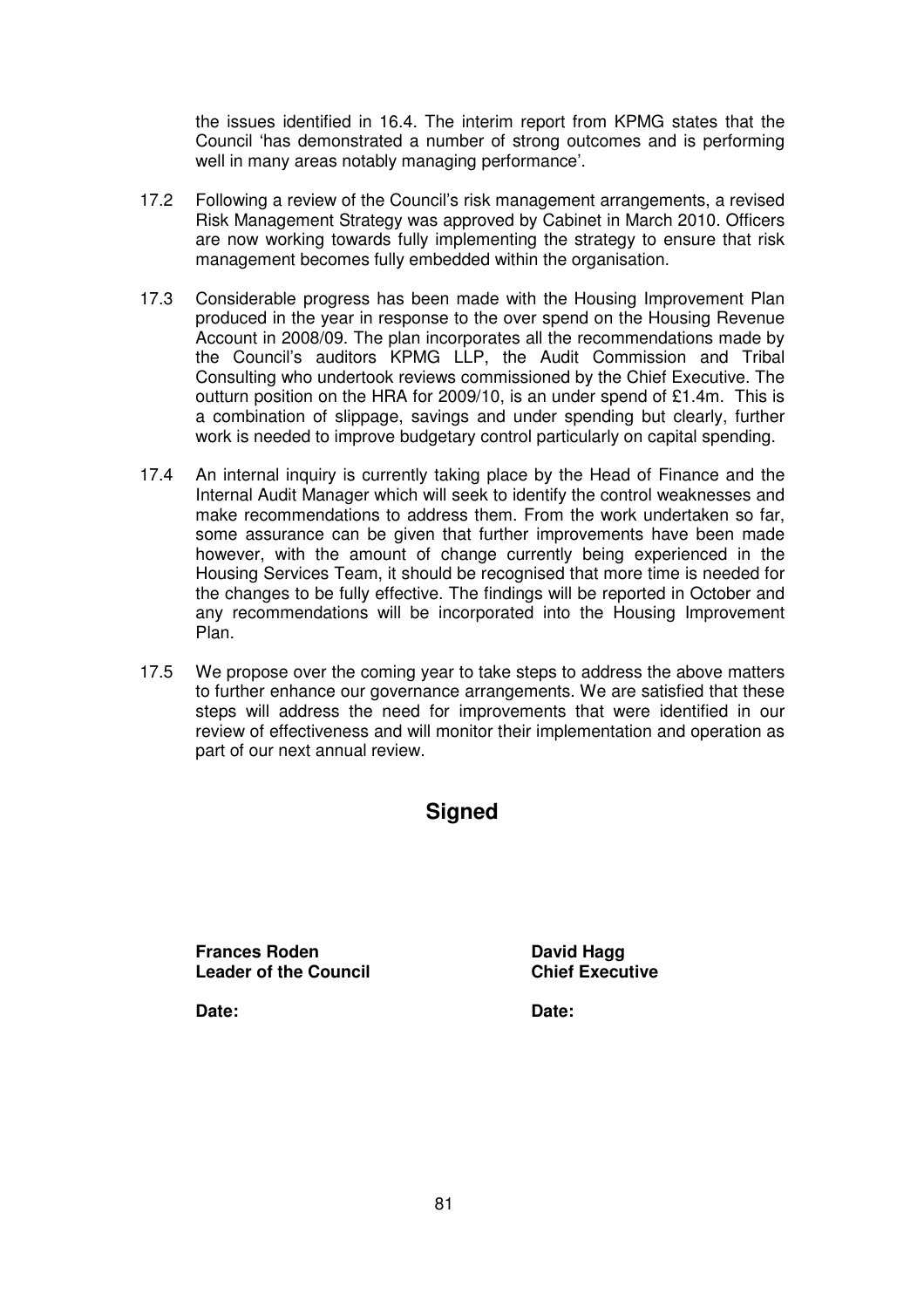the issues identified in 16.4. The interim report from KPMG states that the Council 'has demonstrated a number of strong outcomes and is performing well in many areas notably managing performance'.

17.2 Following a review of the Council's risk management arrangements, a revised Risk Management Strategy was approved by Cabinet in March 2010. Officers are now working towards fully implementing the strategy to ensure that risk management becomes fully embedded within the organisation.

17.3 Considerable progress has been made with the Housing Improvement Plan produced in the year in response to the over spend on the Housing Revenue Account in 2008/09. The plan incorporates all the recommendations made by the Council's auditors KPMG LLP, the Audit Commission and Tribal Consulting who undertook reviews commissioned by the Chief Executive. The outturn position on the HRA for 2009/10, is an under spend of £1.4m. This is a combination of slippage, savings and under spending but clearly, further work is needed to improve budgetary control particularly on capital spending.

17.4 An internal inquiry is currently taking place by the Head of Finance and the Internal Audit Manager which will seek to identify the control weaknesses and make recommendations to address them. From the work undertaken so far, some assurance can be given that further improvements have been made however, with the amount of change currently being experienced in the Housing Services Team, it should be recognised that more time is needed for the changes to be fully effective. The findings will be reported in October and any recommendations will be incorporated into the Housing Improvement Plan.

17.5 We propose over the coming year to take steps to address the above matters to further enhance our governance arrangements. We are satisfied that these steps will address the need for improvements that were identified in our review of effectiveness and will monitor their implementation and operation as part of our next annual review.

## Signed

| | |
|---|---|
| **Frances Roden**<br>**Leader of the Council** | **David Hagg**<br>**Chief Executive** |
| **Date:** | **Date:** |